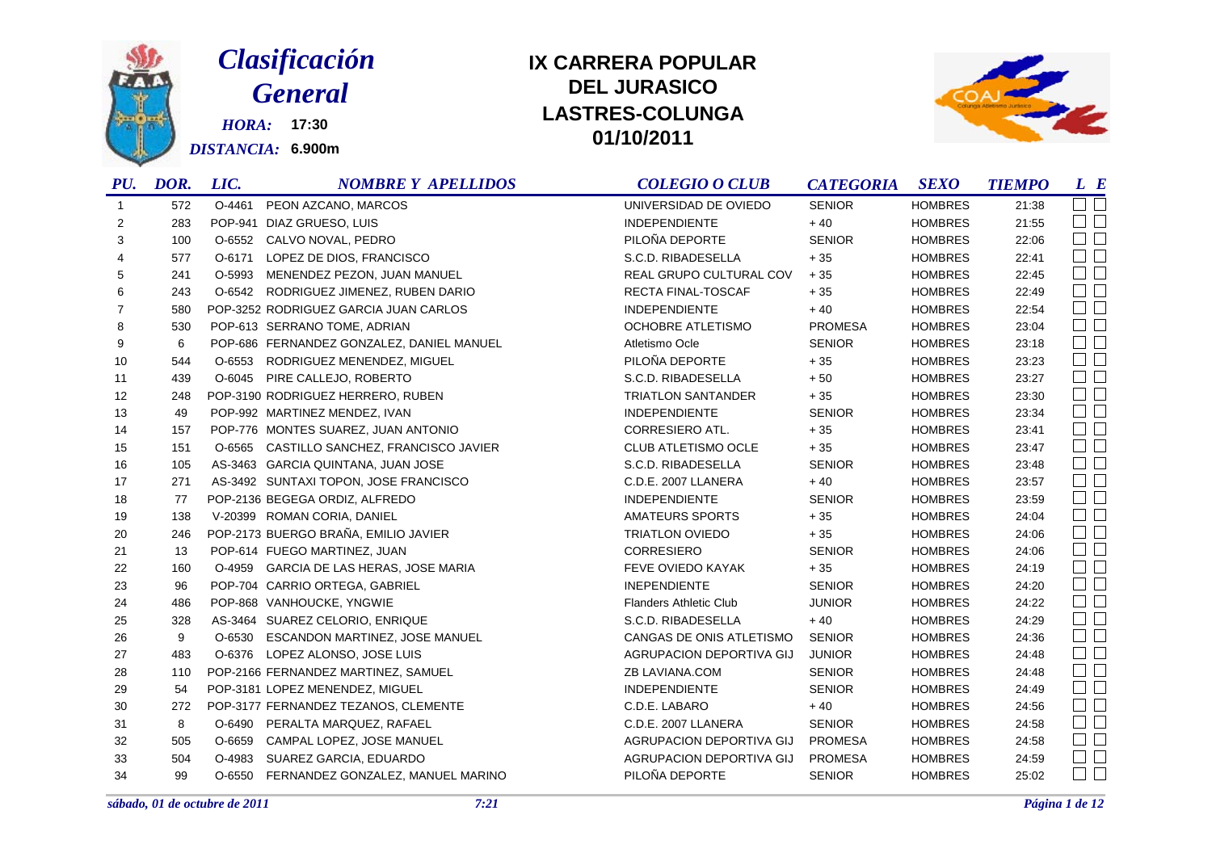# Clasificación General

*HORA:* **17:30**

*DISTANCIA:* **6.900m**

## IX CARRERA POPULAR DEL JURASICO LASTRES-COLUNGA 01/10/2011

| PU. | DOR. | LIC. | NOMBRE Y APELLIDOS | COLEGIO O CLUB | CATEGORIA | SEXO | TIEMPO | L | E |
|---|---|---|---|---|---|---|---|---|---|
| 1 | 572 | O-4461 | PEON AZCANO, MARCOS | UNIVERSIDAD DE OVIEDO | SENIOR | HOMBRES | 21:38 | ☐ | ☐ |
| 2 | 283 | POP-941 | DIAZ GRUESO, LUIS | INDEPENDIENTE | + 40 | HOMBRES | 21:55 | ☐ | ☐ |
| 3 | 100 | O-6552 | CALVO NOVAL, PEDRO | PILOÑA DEPORTE | SENIOR | HOMBRES | 22:06 | ☐ | ☐ |
| 4 | 577 | O-6171 | LOPEZ DE DIOS, FRANCISCO | S.C.D. RIBADESELLA | + 35 | HOMBRES | 22:41 | ☐ | ☐ |
| 5 | 241 | O-5993 | MENENDEZ PEZON, JUAN MANUEL | REAL GRUPO CULTURAL COV | + 35 | HOMBRES | 22:45 | ☐ | ☐ |
| 6 | 243 | O-6542 | RODRIGUEZ JIMENEZ, RUBEN DARIO | RECTA FINAL-TOSCAF | + 35 | HOMBRES | 22:49 | ☐ | ☐ |
| 7 | 580 | POP-3252 | RODRIGUEZ GARCIA JUAN CARLOS | INDEPENDIENTE | + 40 | HOMBRES | 22:54 | ☐ | ☐ |
| 8 | 530 | POP-613 | SERRANO TOME, ADRIAN | OCHOBRE ATLETISMO | PROMESA | HOMBRES | 23:04 | ☐ | ☐ |
| 9 | 6 | POP-686 | FERNANDEZ GONZALEZ, DANIEL MANUEL | Atletismo Ocle | SENIOR | HOMBRES | 23:18 | ☐ | ☐ |
| 10 | 544 | O-6553 | RODRIGUEZ MENENDEZ, MIGUEL | PILOÑA DEPORTE | + 35 | HOMBRES | 23:23 | ☐ | ☐ |
| 11 | 439 | O-6045 | PIRE CALLEJO, ROBERTO | S.C.D. RIBADESELLA | + 50 | HOMBRES | 23:27 | ☐ | ☐ |
| 12 | 248 | POP-3190 | RODRIGUEZ HERRERO, RUBEN | TRIATLON SANTANDER | + 35 | HOMBRES | 23:30 | ☐ | ☐ |
| 13 | 49 | POP-992 | MARTINEZ MENDEZ, IVAN | INDEPENDIENTE | SENIOR | HOMBRES | 23:34 | ☐ | ☐ |
| 14 | 157 | POP-776 | MONTES SUAREZ, JUAN ANTONIO | CORRESIERO ATL. | + 35 | HOMBRES | 23:41 | ☐ | ☐ |
| 15 | 151 | O-6565 | CASTILLO SANCHEZ, FRANCISCO JAVIER | CLUB ATLETISMO OCLE | + 35 | HOMBRES | 23:47 | ☐ | ☐ |
| 16 | 105 | AS-3463 | GARCIA QUINTANA, JUAN JOSE | S.C.D. RIBADESELLA | SENIOR | HOMBRES | 23:48 | ☐ | ☐ |
| 17 | 271 | AS-3492 | SUNTAXI TOPON, JOSE FRANCISCO | C.D.E. 2007 LLANERA | + 40 | HOMBRES | 23:57 | ☐ | ☐ |
| 18 | 77 | POP-2136 | BEGEGA ORDIZ, ALFREDO | INDEPENDIENTE | SENIOR | HOMBRES | 23:59 | ☐ | ☐ |
| 19 | 138 | V-20399 | ROMAN CORIA, DANIEL | AMATEURS SPORTS | + 35 | HOMBRES | 24:04 | ☐ | ☐ |
| 20 | 246 | POP-2173 | BUERGO BRAÑA, EMILIO JAVIER | TRIATLON OVIEDO | + 35 | HOMBRES | 24:06 | ☐ | ☐ |
| 21 | 13 | POP-614 | FUEGO MARTINEZ, JUAN | CORRESIERO | SENIOR | HOMBRES | 24:06 | ☐ | ☐ |
| 22 | 160 | O-4959 | GARCIA DE LAS HERAS, JOSE MARIA | FEVE OVIEDO KAYAK | + 35 | HOMBRES | 24:19 | ☐ | ☐ |
| 23 | 96 | POP-704 | CARRIO ORTEGA, GABRIEL | INEPENDIENTE | SENIOR | HOMBRES | 24:20 | ☐ | ☐ |
| 24 | 486 | POP-868 | VANHOUCKE, YNGWIE | Flanders Athletic Club | JUNIOR | HOMBRES | 24:22 | ☐ | ☐ |
| 25 | 328 | AS-3464 | SUAREZ CELORIO, ENRIQUE | S.C.D. RIBADESELLA | + 40 | HOMBRES | 24:29 | ☐ | ☐ |
| 26 | 9 | O-6530 | ESCANDON MARTINEZ, JOSE MANUEL | CANGAS DE ONIS ATLETISMO | SENIOR | HOMBRES | 24:36 | ☐ | ☐ |
| 27 | 483 | O-6376 | LOPEZ ALONSO, JOSE LUIS | AGRUPACION DEPORTIVA GIJ | JUNIOR | HOMBRES | 24:48 | ☐ | ☐ |
| 28 | 110 | POP-2166 | FERNANDEZ MARTINEZ, SAMUEL | ZB LAVIANA.COM | SENIOR | HOMBRES | 24:48 | ☐ | ☐ |
| 29 | 54 | POP-3181 | LOPEZ MENENDEZ, MIGUEL | INDEPENDIENTE | SENIOR | HOMBRES | 24:49 | ☐ | ☐ |
| 30 | 272 | POP-3177 | FERNANDEZ TEZANOS, CLEMENTE | C.D.E. LABARO | + 40 | HOMBRES | 24:56 | ☐ | ☐ |
| 31 | 8 | O-6490 | PERALTA MARQUEZ, RAFAEL | C.D.E. 2007 LLANERA | SENIOR | HOMBRES | 24:58 | ☐ | ☐ |
| 32 | 505 | O-6659 | CAMPAL LOPEZ, JOSE MANUEL | AGRUPACION DEPORTIVA GIJ | PROMESA | HOMBRES | 24:58 | ☐ | ☐ |
| 33 | 504 | O-4983 | SUAREZ GARCIA, EDUARDO | AGRUPACION DEPORTIVA GIJ | PROMESA | HOMBRES | 24:59 | ☐ | ☐ |
| 34 | 99 | O-6550 | FERNANDEZ GONZALEZ, MANUEL MARINO | PILOÑA DEPORTE | SENIOR | HOMBRES | 25:02 | ☐ | ☐ |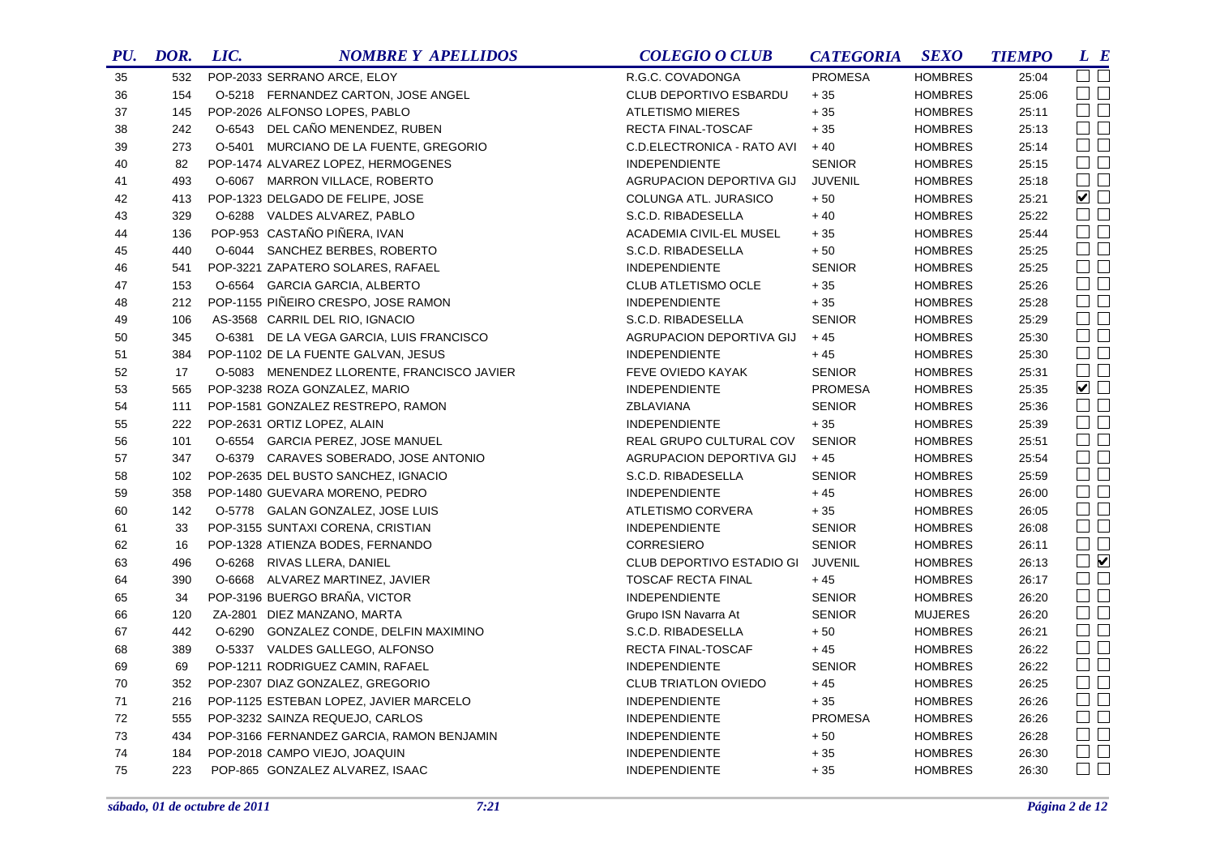| PU. | DOR. | LIC. | NOMBRE Y APELLIDOS | COLEGIO O CLUB | CATEGORIA | SEXO | TIEMPO | L | E |
|---|---|---|---|---|---|---|---|---|---|
| 35 | 532 | POP-2033 | SERRANO ARCE, ELOY | R.G.C. COVADONGA | PROMESA | HOMBRES | 25:04 | ☐ | ☐ |
| 36 | 154 | O-5218 | FERNANDEZ CARTON, JOSE ANGEL | CLUB DEPORTIVO ESBARDU | + 35 | HOMBRES | 25:06 | ☐ | ☐ |
| 37 | 145 | POP-2026 | ALFONSO LOPES, PABLO | ATLETISMO MIERES | + 35 | HOMBRES | 25:11 | ☐ | ☐ |
| 38 | 242 | O-6543 | DEL CAÑO MENENDEZ, RUBEN | RECTA FINAL-TOSCAF | + 35 | HOMBRES | 25:13 | ☐ | ☐ |
| 39 | 273 | O-5401 | MURCIANO DE LA FUENTE, GREGORIO | C.D.ELECTRONICA - RATO AVI | + 40 | HOMBRES | 25:14 | ☐ | ☐ |
| 40 | 82 | POP-1474 | ALVAREZ LOPEZ, HERMOGENES | INDEPENDIENTE | SENIOR | HOMBRES | 25:15 | ☐ | ☐ |
| 41 | 493 | O-6067 | MARRON VILLACE, ROBERTO | AGRUPACION DEPORTIVA GIJ | JUVENIL | HOMBRES | 25:18 | ☐ | ☐ |
| 42 | 413 | POP-1323 | DELGADO DE FELIPE, JOSE | COLUNGA ATL. JURASICO | + 50 | HOMBRES | 25:21 | ☑ | ☐ |
| 43 | 329 | O-6288 | VALDES ALVAREZ, PABLO | S.C.D. RIBADESELLA | + 40 | HOMBRES | 25:22 | ☐ | ☐ |
| 44 | 136 | POP-953 | CASTAÑO PIÑERA, IVAN | ACADEMIA CIVIL-EL MUSEL | + 35 | HOMBRES | 25:44 | ☐ | ☐ |
| 45 | 440 | O-6044 | SANCHEZ BERBES, ROBERTO | S.C.D. RIBADESELLA | + 50 | HOMBRES | 25:25 | ☐ | ☐ |
| 46 | 541 | POP-3221 | ZAPATERO SOLARES, RAFAEL | INDEPENDIENTE | SENIOR | HOMBRES | 25:25 | ☐ | ☐ |
| 47 | 153 | O-6564 | GARCIA GARCIA, ALBERTO | CLUB ATLETISMO OCLE | + 35 | HOMBRES | 25:26 | ☐ | ☐ |
| 48 | 212 | POP-1155 | PIÑEIRO CRESPO, JOSE RAMON | INDEPENDIENTE | + 35 | HOMBRES | 25:28 | ☐ | ☐ |
| 49 | 106 | AS-3568 | CARRIL DEL RIO, IGNACIO | S.C.D. RIBADESELLA | SENIOR | HOMBRES | 25:29 | ☐ | ☐ |
| 50 | 345 | O-6381 | DE LA VEGA GARCIA, LUIS FRANCISCO | AGRUPACION DEPORTIVA GIJ | + 45 | HOMBRES | 25:30 | ☐ | ☐ |
| 51 | 384 | POP-1102 | DE LA FUENTE GALVAN, JESUS | INDEPENDIENTE | + 45 | HOMBRES | 25:30 | ☐ | ☐ |
| 52 | 17 | O-5083 | MENENDEZ LLORENTE, FRANCISCO JAVIER | FEVE OVIEDO KAYAK | SENIOR | HOMBRES | 25:31 | ☐ | ☐ |
| 53 | 565 | POP-3238 | ROZA GONZALEZ, MARIO | INDEPENDIENTE | PROMESA | HOMBRES | 25:35 | ☑ | ☐ |
| 54 | 111 | POP-1581 | GONZALEZ RESTREPO, RAMON | ZBLAVIANA | SENIOR | HOMBRES | 25:36 | ☐ | ☐ |
| 55 | 222 | POP-2631 | ORTIZ LOPEZ, ALAIN | INDEPENDIENTE | + 35 | HOMBRES | 25:39 | ☐ | ☐ |
| 56 | 101 | O-6554 | GARCIA PEREZ, JOSE MANUEL | REAL GRUPO CULTURAL COV | SENIOR | HOMBRES | 25:51 | ☐ | ☐ |
| 57 | 347 | O-6379 | CARAVES SOBERADO, JOSE ANTONIO | AGRUPACION DEPORTIVA GIJ | + 45 | HOMBRES | 25:54 | ☐ | ☐ |
| 58 | 102 | POP-2635 | DEL BUSTO SANCHEZ, IGNACIO | S.C.D. RIBADESELLA | SENIOR | HOMBRES | 25:59 | ☐ | ☐ |
| 59 | 358 | POP-1480 | GUEVARA MORENO, PEDRO | INDEPENDIENTE | + 45 | HOMBRES | 26:00 | ☐ | ☐ |
| 60 | 142 | O-5778 | GALAN GONZALEZ, JOSE LUIS | ATLETISMO CORVERA | + 35 | HOMBRES | 26:05 | ☐ | ☐ |
| 61 | 33 | POP-3155 | SUNTAXI CORENA, CRISTIAN | INDEPENDIENTE | SENIOR | HOMBRES | 26:08 | ☐ | ☐ |
| 62 | 16 | POP-1328 | ATIENZA BODES, FERNANDO | CORRESIERO | SENIOR | HOMBRES | 26:11 | ☐ | ☐ |
| 63 | 496 | O-6268 | RIVAS LLERA, DANIEL | CLUB DEPORTIVO ESTADIO GI | JUVENIL | HOMBRES | 26:13 | ☐ | ☑ |
| 64 | 390 | O-6668 | ALVAREZ MARTINEZ, JAVIER | TOSCAF RECTA FINAL | + 45 | HOMBRES | 26:17 | ☐ | ☐ |
| 65 | 34 | POP-3196 | BUERGO BRAÑA, VICTOR | INDEPENDIENTE | SENIOR | HOMBRES | 26:20 | ☐ | ☐ |
| 66 | 120 | ZA-2801 | DIEZ MANZANO, MARTA | Grupo ISN Navarra At | SENIOR | MUJERES | 26:20 | ☐ | ☐ |
| 67 | 442 | O-6290 | GONZALEZ CONDE, DELFIN MAXIMINO | S.C.D. RIBADESELLA | + 50 | HOMBRES | 26:21 | ☐ | ☐ |
| 68 | 389 | O-5337 | VALDES GALLEGO, ALFONSO | RECTA FINAL-TOSCAF | + 45 | HOMBRES | 26:22 | ☐ | ☐ |
| 69 | 69 | POP-1211 | RODRIGUEZ CAMIN, RAFAEL | INDEPENDIENTE | SENIOR | HOMBRES | 26:22 | ☐ | ☐ |
| 70 | 352 | POP-2307 | DIAZ GONZALEZ, GREGORIO | CLUB TRIATLON OVIEDO | + 45 | HOMBRES | 26:25 | ☐ | ☐ |
| 71 | 216 | POP-1125 | ESTEBAN LOPEZ, JAVIER MARCELO | INDEPENDIENTE | + 35 | HOMBRES | 26:26 | ☐ | ☐ |
| 72 | 555 | POP-3232 | SAINZA REQUEJO, CARLOS | INDEPENDIENTE | PROMESA | HOMBRES | 26:26 | ☐ | ☐ |
| 73 | 434 | POP-3166 | FERNANDEZ GARCIA, RAMON BENJAMIN | INDEPENDIENTE | + 50 | HOMBRES | 26:28 | ☐ | ☐ |
| 74 | 184 | POP-2018 | CAMPO VIEJO, JOAQUIN | INDEPENDIENTE | + 35 | HOMBRES | 26:30 | ☐ | ☐ |
| 75 | 223 | POP-865 | GONZALEZ ALVAREZ, ISAAC | INDEPENDIENTE | + 35 | HOMBRES | 26:30 | ☐ | ☐ |

*sábado, 01 de octubre de 2011* *7:21*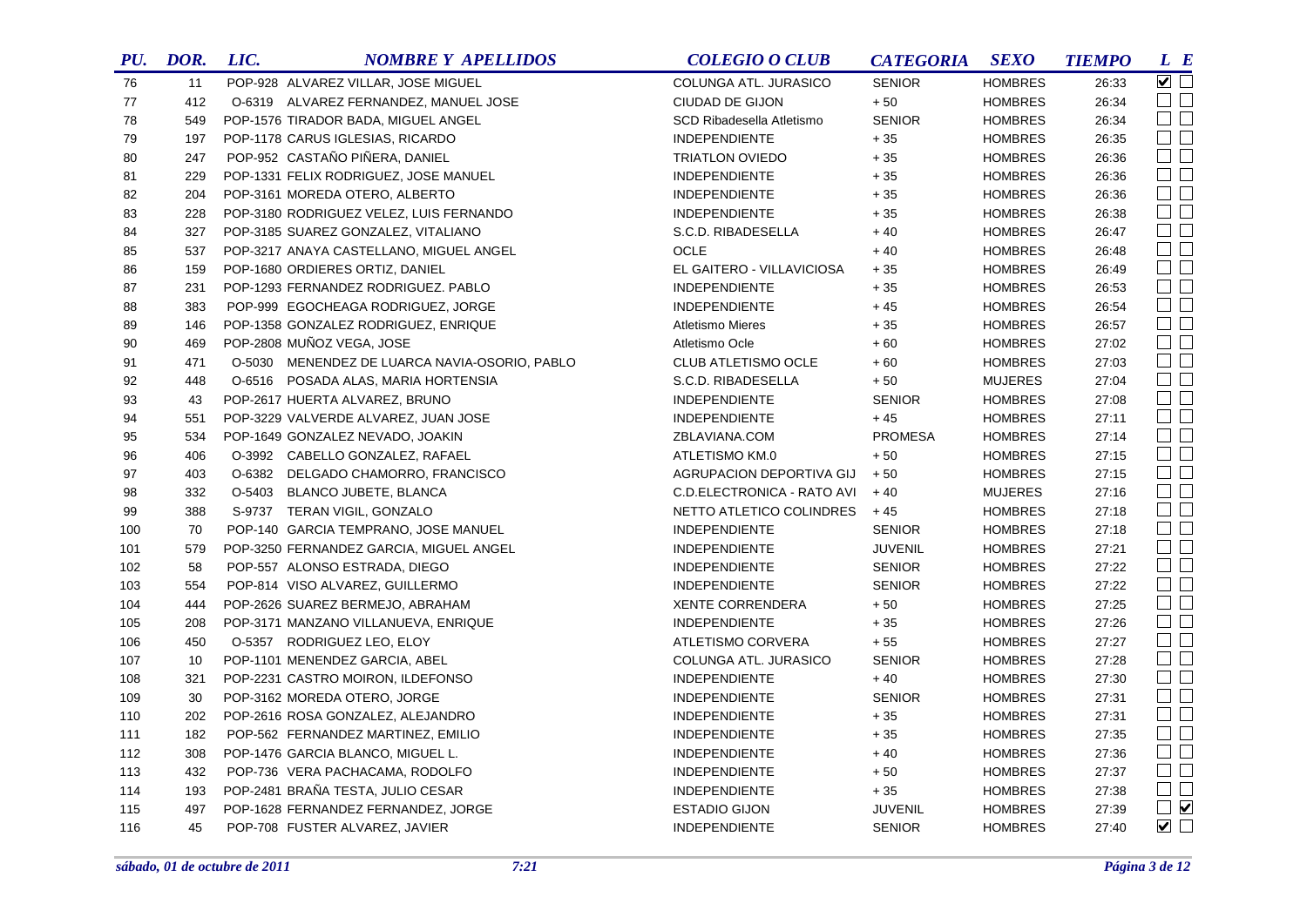| PU. | DOR. | LIC. | NOMBRE Y APELLIDOS | COLEGIO O CLUB | CATEGORIA | SEXO | TIEMPO | L | E |
|---|---|---|---|---|---|---|---|---|---|
| 76 | 11 | POP-928 | ALVAREZ VILLAR, JOSE MIGUEL | COLUNGA ATL. JURASICO | SENIOR | HOMBRES | 26:33 | ☑ | ☐ |
| 77 | 412 | O-6319 | ALVAREZ FERNANDEZ, MANUEL JOSE | CIUDAD DE GIJON | + 50 | HOMBRES | 26:34 | ☐ | ☐ |
| 78 | 549 | POP-1576 | TIRADOR BADA, MIGUEL ANGEL | SCD Ribadesella Atletismo | SENIOR | HOMBRES | 26:34 | ☐ | ☐ |
| 79 | 197 | POP-1178 | CARUS IGLESIAS, RICARDO | INDEPENDIENTE | + 35 | HOMBRES | 26:35 | ☐ | ☐ |
| 80 | 247 | POP-952 | CASTAÑO PIÑERA, DANIEL | TRIATLON OVIEDO | + 35 | HOMBRES | 26:36 | ☐ | ☐ |
| 81 | 229 | POP-1331 | FELIX RODRIGUEZ, JOSE MANUEL | INDEPENDIENTE | + 35 | HOMBRES | 26:36 | ☐ | ☐ |
| 82 | 204 | POP-3161 | MOREDA OTERO, ALBERTO | INDEPENDIENTE | + 35 | HOMBRES | 26:36 | ☐ | ☐ |
| 83 | 228 | POP-3180 | RODRIGUEZ VELEZ, LUIS FERNANDO | INDEPENDIENTE | + 35 | HOMBRES | 26:38 | ☐ | ☐ |
| 84 | 327 | POP-3185 | SUAREZ GONZALEZ, VITALIANO | S.C.D. RIBADESELLA | + 40 | HOMBRES | 26:47 | ☐ | ☐ |
| 85 | 537 | POP-3217 | ANAYA CASTELLANO, MIGUEL ANGEL | OCLE | + 40 | HOMBRES | 26:48 | ☐ | ☐ |
| 86 | 159 | POP-1680 | ORDIERES ORTIZ, DANIEL | EL GAITERO - VILLAVICIOSA | + 35 | HOMBRES | 26:49 | ☐ | ☐ |
| 87 | 231 | POP-1293 | FERNANDEZ RODRIGUEZ. PABLO | INDEPENDIENTE | + 35 | HOMBRES | 26:53 | ☐ | ☐ |
| 88 | 383 | POP-999 | EGOCHEAGA RODRIGUEZ, JORGE | INDEPENDIENTE | + 45 | HOMBRES | 26:54 | ☐ | ☐ |
| 89 | 146 | POP-1358 | GONZALEZ RODRIGUEZ, ENRIQUE | Atletismo Mieres | + 35 | HOMBRES | 26:57 | ☐ | ☐ |
| 90 | 469 | POP-2808 | MUÑOZ VEGA, JOSE | Atletismo Ocle | + 60 | HOMBRES | 27:02 | ☐ | ☐ |
| 91 | 471 | O-5030 | MENENDEZ DE LUARCA NAVIA-OSORIO, PABLO | CLUB ATLETISMO OCLE | + 60 | HOMBRES | 27:03 | ☐ | ☐ |
| 92 | 448 | O-6516 | POSADA ALAS, MARIA HORTENSIA | S.C.D. RIBADESELLA | + 50 | MUJERES | 27:04 | ☐ | ☐ |
| 93 | 43 | POP-2617 | HUERTA ALVAREZ, BRUNO | INDEPENDIENTE | SENIOR | HOMBRES | 27:08 | ☐ | ☐ |
| 94 | 551 | POP-3229 | VALVERDE ALVAREZ, JUAN JOSE | INDEPENDIENTE | + 45 | HOMBRES | 27:11 | ☐ | ☐ |
| 95 | 534 | POP-1649 | GONZALEZ NEVADO, JOAKIN | ZBLAVIANA.COM | PROMESA | HOMBRES | 27:14 | ☐ | ☐ |
| 96 | 406 | O-3992 | CABELLO GONZALEZ, RAFAEL | ATLETISMO KM.0 | + 50 | HOMBRES | 27:15 | ☐ | ☐ |
| 97 | 403 | O-6382 | DELGADO CHAMORRO, FRANCISCO | AGRUPACION DEPORTIVA GIJ | + 50 | HOMBRES | 27:15 | ☐ | ☐ |
| 98 | 332 | O-5403 | BLANCO JUBETE, BLANCA | C.D.ELECTRONICA - RATO AVI | + 40 | MUJERES | 27:16 | ☐ | ☐ |
| 99 | 388 | S-9737 | TERAN VIGIL, GONZALO | NETTO ATLETICO COLINDRES | + 45 | HOMBRES | 27:18 | ☐ | ☐ |
| 100 | 70 | POP-140 | GARCIA TEMPRANO, JOSE MANUEL | INDEPENDIENTE | SENIOR | HOMBRES | 27:18 | ☐ | ☐ |
| 101 | 579 | POP-3250 | FERNANDEZ GARCIA, MIGUEL ANGEL | INDEPENDIENTE | JUVENIL | HOMBRES | 27:21 | ☐ | ☐ |
| 102 | 58 | POP-557 | ALONSO ESTRADA, DIEGO | INDEPENDIENTE | SENIOR | HOMBRES | 27:22 | ☐ | ☐ |
| 103 | 554 | POP-814 | VISO ALVAREZ, GUILLERMO | INDEPENDIENTE | SENIOR | HOMBRES | 27:22 | ☐ | ☐ |
| 104 | 444 | POP-2626 | SUAREZ BERMEJO, ABRAHAM | XENTE CORRENDERA | + 50 | HOMBRES | 27:25 | ☐ | ☐ |
| 105 | 208 | POP-3171 | MANZANO VILLANUEVA, ENRIQUE | INDEPENDIENTE | + 35 | HOMBRES | 27:26 | ☐ | ☐ |
| 106 | 450 | O-5357 | RODRIGUEZ LEO, ELOY | ATLETISMO CORVERA | + 55 | HOMBRES | 27:27 | ☐ | ☐ |
| 107 | 10 | POP-1101 | MENENDEZ GARCIA, ABEL | COLUNGA ATL. JURASICO | SENIOR | HOMBRES | 27:28 | ☐ | ☐ |
| 108 | 321 | POP-2231 | CASTRO MOIRON, ILDEFONSO | INDEPENDIENTE | + 40 | HOMBRES | 27:30 | ☐ | ☐ |
| 109 | 30 | POP-3162 | MOREDA OTERO, JORGE | INDEPENDIENTE | SENIOR | HOMBRES | 27:31 | ☐ | ☐ |
| 110 | 202 | POP-2616 | ROSA GONZALEZ, ALEJANDRO | INDEPENDIENTE | + 35 | HOMBRES | 27:31 | ☐ | ☐ |
| 111 | 182 | POP-562 | FERNANDEZ MARTINEZ, EMILIO | INDEPENDIENTE | + 35 | HOMBRES | 27:35 | ☐ | ☐ |
| 112 | 308 | POP-1476 | GARCIA BLANCO, MIGUEL L. | INDEPENDIENTE | + 40 | HOMBRES | 27:36 | ☐ | ☐ |
| 113 | 432 | POP-736 | VERA PACHACAMA, RODOLFO | INDEPENDIENTE | + 50 | HOMBRES | 27:37 | ☐ | ☐ |
| 114 | 193 | POP-2481 | BRAÑA TESTA, JULIO CESAR | INDEPENDIENTE | + 35 | HOMBRES | 27:38 | ☐ | ☐ |
| 115 | 497 | POP-1628 | FERNANDEZ FERNANDEZ, JORGE | ESTADIO GIJON | JUVENIL | HOMBRES | 27:39 | ☐ | ☑ |
| 116 | 45 | POP-708 | FUSTER ALVAREZ, JAVIER | INDEPENDIENTE | SENIOR | HOMBRES | 27:40 | ☑ | ☐ |

*sábado, 01 de octubre de 2011* *7:21*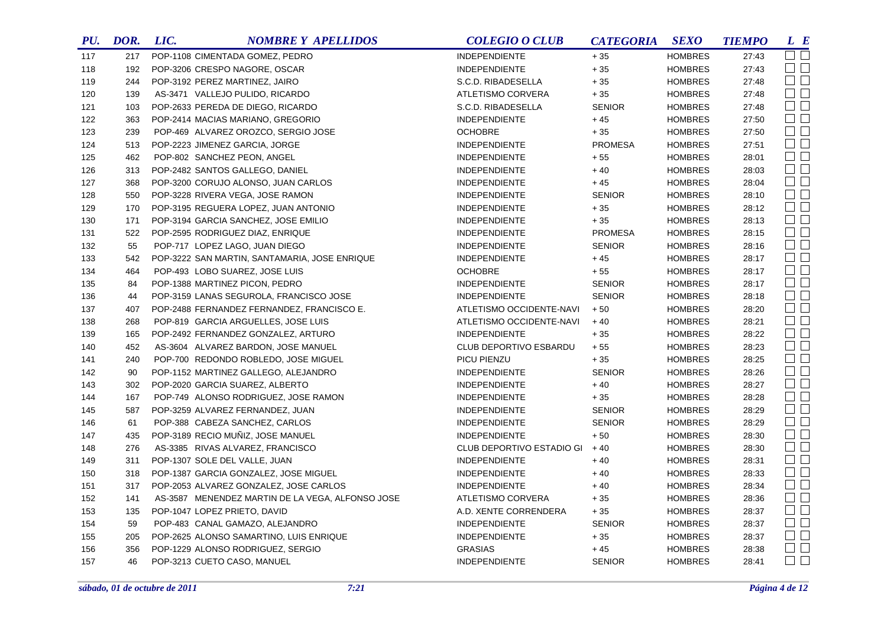| PU. | DOR. | LIC. | NOMBRE Y APELLIDOS | COLEGIO O CLUB | CATEGORIA | SEXO | TIEMPO | L | E |
|---|---|---|---|---|---|---|---|---|---|
| 117 | 217 | POP-1108 | CIMENTADA GOMEZ, PEDRO | INDEPENDIENTE | + 35 | HOMBRES | 27:43 | ☐ | ☐ |
| 118 | 192 | POP-3206 | CRESPO NAGORE, OSCAR | INDEPENDIENTE | + 35 | HOMBRES | 27:43 | ☐ | ☐ |
| 119 | 244 | POP-3192 | PEREZ MARTINEZ, JAIRO | S.C.D. RIBADESELLA | + 35 | HOMBRES | 27:48 | ☐ | ☐ |
| 120 | 139 | AS-3471 | VALLEJO PULIDO, RICARDO | ATLETISMO CORVERA | + 35 | HOMBRES | 27:48 | ☐ | ☐ |
| 121 | 103 | POP-2633 | PEREDA DE DIEGO, RICARDO | S.C.D. RIBADESELLA | SENIOR | HOMBRES | 27:48 | ☐ | ☐ |
| 122 | 363 | POP-2414 | MACIAS MARIANO, GREGORIO | INDEPENDIENTE | + 45 | HOMBRES | 27:50 | ☐ | ☐ |
| 123 | 239 | POP-469 | ALVAREZ OROZCO, SERGIO JOSE | OCHOBRE | + 35 | HOMBRES | 27:50 | ☐ | ☐ |
| 124 | 513 | POP-2223 | JIMENEZ GARCIA, JORGE | INDEPENDIENTE | PROMESA | HOMBRES | 27:51 | ☐ | ☐ |
| 125 | 462 | POP-802 | SANCHEZ PEON, ANGEL | INDEPENDIENTE | + 55 | HOMBRES | 28:01 | ☐ | ☐ |
| 126 | 313 | POP-2482 | SANTOS GALLEGO, DANIEL | INDEPENDIENTE | + 40 | HOMBRES | 28:03 | ☐ | ☐ |
| 127 | 368 | POP-3200 | CORUJO ALONSO, JUAN CARLOS | INDEPENDIENTE | + 45 | HOMBRES | 28:04 | ☐ | ☐ |
| 128 | 550 | POP-3228 | RIVERA VEGA, JOSE RAMON | INDEPENDIENTE | SENIOR | HOMBRES | 28:10 | ☐ | ☐ |
| 129 | 170 | POP-3195 | REGUERA LOPEZ, JUAN ANTONIO | INDEPENDIENTE | + 35 | HOMBRES | 28:12 | ☐ | ☐ |
| 130 | 171 | POP-3194 | GARCIA SANCHEZ, JOSE EMILIO | INDEPENDIENTE | + 35 | HOMBRES | 28:13 | ☐ | ☐ |
| 131 | 522 | POP-2595 | RODRIGUEZ DIAZ, ENRIQUE | INDEPENDIENTE | PROMESA | HOMBRES | 28:15 | ☐ | ☐ |
| 132 | 55 | POP-717 | LOPEZ LAGO, JUAN DIEGO | INDEPENDIENTE | SENIOR | HOMBRES | 28:16 | ☐ | ☐ |
| 133 | 542 | POP-3222 | SAN MARTIN, SANTAMARIA, JOSE ENRIQUE | INDEPENDIENTE | + 45 | HOMBRES | 28:17 | ☐ | ☐ |
| 134 | 464 | POP-493 | LOBO SUAREZ, JOSE LUIS | OCHOBRE | + 55 | HOMBRES | 28:17 | ☐ | ☐ |
| 135 | 84 | POP-1388 | MARTINEZ PICON, PEDRO | INDEPENDIENTE | SENIOR | HOMBRES | 28:17 | ☐ | ☐ |
| 136 | 44 | POP-3159 | LANAS SEGUROLA, FRANCISCO JOSE | INDEPENDIENTE | SENIOR | HOMBRES | 28:18 | ☐ | ☐ |
| 137 | 407 | POP-2488 | FERNANDEZ FERNANDEZ, FRANCISCO E. | ATLETISMO OCCIDENTE-NAVI | + 50 | HOMBRES | 28:20 | ☐ | ☐ |
| 138 | 268 | POP-819 | GARCIA ARGUELLES, JOSE LUIS | ATLETISMO OCCIDENTE-NAVI | + 40 | HOMBRES | 28:21 | ☐ | ☐ |
| 139 | 165 | POP-2492 | FERNANDEZ GONZALEZ, ARTURO | INDEPENDIENTE | + 35 | HOMBRES | 28:22 | ☐ | ☐ |
| 140 | 452 | AS-3604 | ALVAREZ BARDON, JOSE MANUEL | CLUB DEPORTIVO ESBARDU | + 55 | HOMBRES | 28:23 | ☐ | ☐ |
| 141 | 240 | POP-700 | REDONDO ROBLEDO, JOSE MIGUEL | PICU PIENZU | + 35 | HOMBRES | 28:25 | ☐ | ☐ |
| 142 | 90 | POP-1152 | MARTINEZ GALLEGO, ALEJANDRO | INDEPENDIENTE | SENIOR | HOMBRES | 28:26 | ☐ | ☐ |
| 143 | 302 | POP-2020 | GARCIA SUAREZ, ALBERTO | INDEPENDIENTE | + 40 | HOMBRES | 28:27 | ☐ | ☐ |
| 144 | 167 | POP-749 | ALONSO RODRIGUEZ, JOSE RAMON | INDEPENDIENTE | + 35 | HOMBRES | 28:28 | ☐ | ☐ |
| 145 | 587 | POP-3259 | ALVAREZ FERNANDEZ, JUAN | INDEPENDIENTE | SENIOR | HOMBRES | 28:29 | ☐ | ☐ |
| 146 | 61 | POP-388 | CABEZA SANCHEZ, CARLOS | INDEPENDIENTE | SENIOR | HOMBRES | 28:29 | ☐ | ☐ |
| 147 | 435 | POP-3189 | RECIO MUÑIZ, JOSE MANUEL | INDEPENDIENTE | + 50 | HOMBRES | 28:30 | ☐ | ☐ |
| 148 | 276 | AS-3385 | RIVAS ALVAREZ, FRANCISCO | CLUB DEPORTIVO ESTADIO GI | + 40 | HOMBRES | 28:30 | ☐ | ☐ |
| 149 | 311 | POP-1307 | SOLE DEL VALLE, JUAN | INDEPENDIENTE | + 40 | HOMBRES | 28:31 | ☐ | ☐ |
| 150 | 318 | POP-1387 | GARCIA GONZALEZ, JOSE MIGUEL | INDEPENDIENTE | + 40 | HOMBRES | 28:33 | ☐ | ☐ |
| 151 | 317 | POP-2053 | ALVAREZ GONZALEZ, JOSE CARLOS | INDEPENDIENTE | + 40 | HOMBRES | 28:34 | ☐ | ☐ |
| 152 | 141 | AS-3587 | MENENDEZ MARTIN DE LA VEGA, ALFONSO JOSE | ATLETISMO CORVERA | + 35 | HOMBRES | 28:36 | ☐ | ☐ |
| 153 | 135 | POP-1047 | LOPEZ PRIETO, DAVID | A.D. XENTE CORRENDERA | + 35 | HOMBRES | 28:37 | ☐ | ☐ |
| 154 | 59 | POP-483 | CANAL GAMAZO, ALEJANDRO | INDEPENDIENTE | SENIOR | HOMBRES | 28:37 | ☐ | ☐ |
| 155 | 205 | POP-2625 | ALONSO SAMARTINO, LUIS ENRIQUE | INDEPENDIENTE | + 35 | HOMBRES | 28:37 | ☐ | ☐ |
| 156 | 356 | POP-1229 | ALONSO RODRIGUEZ, SERGIO | GRASIAS | + 45 | HOMBRES | 28:38 | ☐ | ☐ |
| 157 | 46 | POP-3213 | CUETO CASO, MANUEL | INDEPENDIENTE | SENIOR | HOMBRES | 28:41 | ☐ | ☐ |

*sábado, 01 de octubre de 2011* *7:21*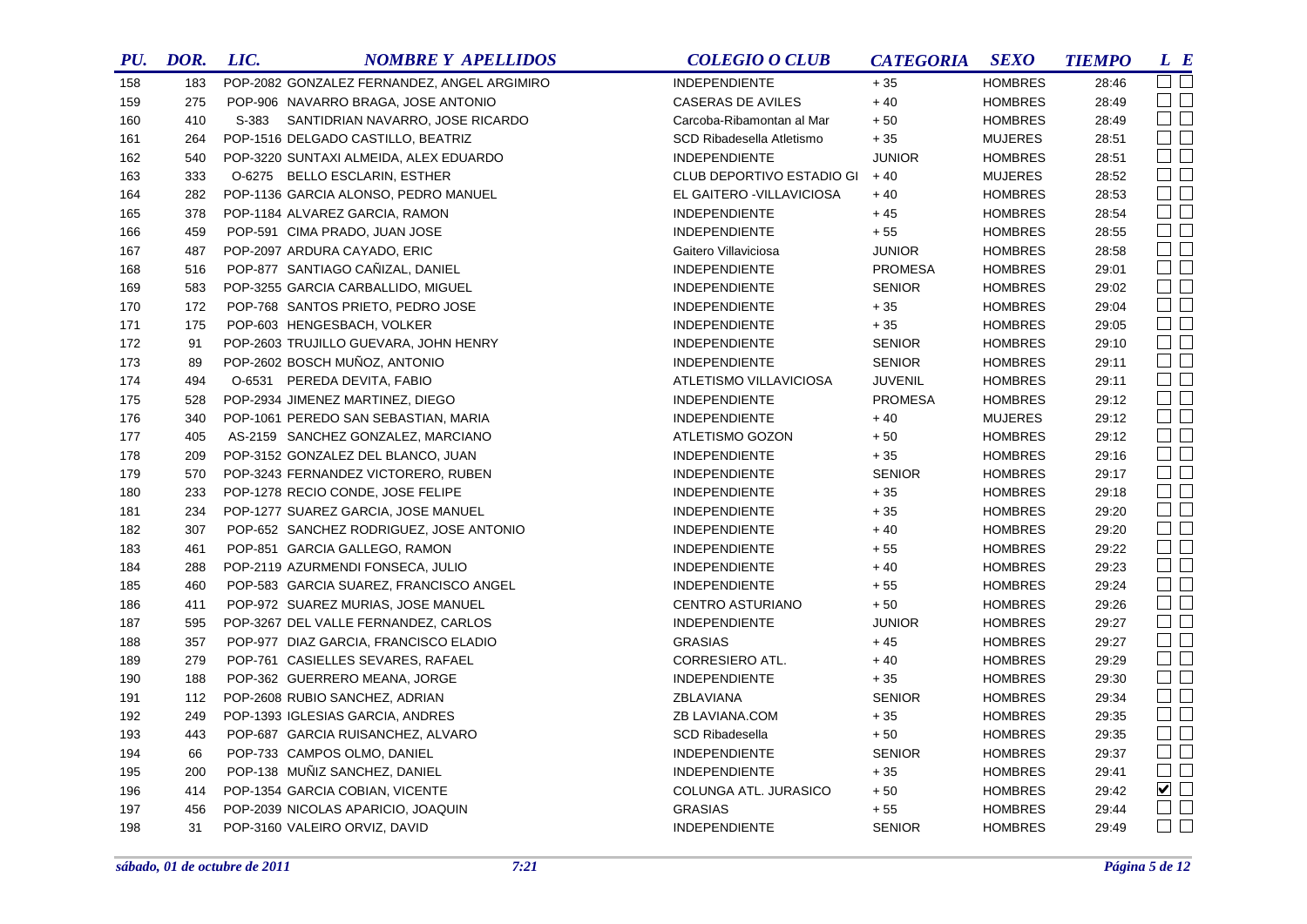| PU. | DOR. | LIC. | NOMBRE Y APELLIDOS | COLEGIO O CLUB | CATEGORIA | SEXO | TIEMPO | L | E |
|---|---|---|---|---|---|---|---|---|---|
| 158 | 183 | POP-2082 | GONZALEZ FERNANDEZ, ANGEL ARGIMIRO | INDEPENDIENTE | + 35 | HOMBRES | 28:46 | ☐ | ☐ |
| 159 | 275 | POP-906 | NAVARRO BRAGA, JOSE ANTONIO | CASERAS DE AVILES | + 40 | HOMBRES | 28:49 | ☐ | ☐ |
| 160 | 410 | S-383 | SANTIDRIAN NAVARRO, JOSE RICARDO | Carcoba-Ribamontan al Mar | + 50 | HOMBRES | 28:49 | ☐ | ☐ |
| 161 | 264 | POP-1516 | DELGADO CASTILLO, BEATRIZ | SCD Ribadesella Atletismo | + 35 | MUJERES | 28:51 | ☐ | ☐ |
| 162 | 540 | POP-3220 | SUNTAXI ALMEIDA, ALEX EDUARDO | INDEPENDIENTE | JUNIOR | HOMBRES | 28:51 | ☐ | ☐ |
| 163 | 333 | O-6275 | BELLO ESCLARIN, ESTHER | CLUB DEPORTIVO ESTADIO GI | + 40 | MUJERES | 28:52 | ☐ | ☐ |
| 164 | 282 | POP-1136 | GARCIA ALONSO, PEDRO MANUEL | EL GAITERO -VILLAVICIOSA | + 40 | HOMBRES | 28:53 | ☐ | ☐ |
| 165 | 378 | POP-1184 | ALVAREZ GARCIA, RAMON | INDEPENDIENTE | + 45 | HOMBRES | 28:54 | ☐ | ☐ |
| 166 | 459 | POP-591 | CIMA PRADO, JUAN JOSE | INDEPENDIENTE | + 55 | HOMBRES | 28:55 | ☐ | ☐ |
| 167 | 487 | POP-2097 | ARDURA CAYADO, ERIC | Gaitero Villaviciosa | JUNIOR | HOMBRES | 28:58 | ☐ | ☐ |
| 168 | 516 | POP-877 | SANTIAGO CAÑIZAL, DANIEL | INDEPENDIENTE | PROMESA | HOMBRES | 29:01 | ☐ | ☐ |
| 169 | 583 | POP-3255 | GARCIA CARBALLIDO, MIGUEL | INDEPENDIENTE | SENIOR | HOMBRES | 29:02 | ☐ | ☐ |
| 170 | 172 | POP-768 | SANTOS PRIETO, PEDRO JOSE | INDEPENDIENTE | + 35 | HOMBRES | 29:04 | ☐ | ☐ |
| 171 | 175 | POP-603 | HENGESBACH, VOLKER | INDEPENDIENTE | + 35 | HOMBRES | 29:05 | ☐ | ☐ |
| 172 | 91 | POP-2603 | TRUJILLO GUEVARA, JOHN HENRY | INDEPENDIENTE | SENIOR | HOMBRES | 29:10 | ☐ | ☐ |
| 173 | 89 | POP-2602 | BOSCH MUÑOZ, ANTONIO | INDEPENDIENTE | SENIOR | HOMBRES | 29:11 | ☐ | ☐ |
| 174 | 494 | O-6531 | PEREDA DEVITA, FABIO | ATLETISMO VILLAVICIOSA | JUVENIL | HOMBRES | 29:11 | ☐ | ☐ |
| 175 | 528 | POP-2934 | JIMENEZ MARTINEZ, DIEGO | INDEPENDIENTE | PROMESA | HOMBRES | 29:12 | ☐ | ☐ |
| 176 | 340 | POP-1061 | PEREDO SAN SEBASTIAN, MARIA | INDEPENDIENTE | + 40 | MUJERES | 29:12 | ☐ | ☐ |
| 177 | 405 | AS-2159 | SANCHEZ GONZALEZ, MARCIANO | ATLETISMO GOZON | + 50 | HOMBRES | 29:12 | ☐ | ☐ |
| 178 | 209 | POP-3152 | GONZALEZ DEL BLANCO, JUAN | INDEPENDIENTE | + 35 | HOMBRES | 29:16 | ☐ | ☐ |
| 179 | 570 | POP-3243 | FERNANDEZ VICTORERO, RUBEN | INDEPENDIENTE | SENIOR | HOMBRES | 29:17 | ☐ | ☐ |
| 180 | 233 | POP-1278 | RECIO CONDE, JOSE FELIPE | INDEPENDIENTE | + 35 | HOMBRES | 29:18 | ☐ | ☐ |
| 181 | 234 | POP-1277 | SUAREZ GARCIA, JOSE MANUEL | INDEPENDIENTE | + 35 | HOMBRES | 29:20 | ☐ | ☐ |
| 182 | 307 | POP-652 | SANCHEZ RODRIGUEZ, JOSE ANTONIO | INDEPENDIENTE | + 40 | HOMBRES | 29:20 | ☐ | ☐ |
| 183 | 461 | POP-851 | GARCIA GALLEGO, RAMON | INDEPENDIENTE | + 55 | HOMBRES | 29:22 | ☐ | ☐ |
| 184 | 288 | POP-2119 | AZURMENDI FONSECA, JULIO | INDEPENDIENTE | + 40 | HOMBRES | 29:23 | ☐ | ☐ |
| 185 | 460 | POP-583 | GARCIA SUAREZ, FRANCISCO ANGEL | INDEPENDIENTE | + 55 | HOMBRES | 29:24 | ☐ | ☐ |
| 186 | 411 | POP-972 | SUAREZ MURIAS, JOSE MANUEL | CENTRO ASTURIANO | + 50 | HOMBRES | 29:26 | ☐ | ☐ |
| 187 | 595 | POP-3267 | DEL VALLE FERNANDEZ, CARLOS | INDEPENDIENTE | JUNIOR | HOMBRES | 29:27 | ☐ | ☐ |
| 188 | 357 | POP-977 | DIAZ GARCIA, FRANCISCO ELADIO | GRASIAS | + 45 | HOMBRES | 29:27 | ☐ | ☐ |
| 189 | 279 | POP-761 | CASIELLES SEVARES, RAFAEL | CORRESIERO ATL. | + 40 | HOMBRES | 29:29 | ☐ | ☐ |
| 190 | 188 | POP-362 | GUERRERO MEANA, JORGE | INDEPENDIENTE | + 35 | HOMBRES | 29:30 | ☐ | ☐ |
| 191 | 112 | POP-2608 | RUBIO SANCHEZ, ADRIAN | ZBLAVIANA | SENIOR | HOMBRES | 29:34 | ☐ | ☐ |
| 192 | 249 | POP-1393 | IGLESIAS GARCIA, ANDRES | ZB LAVIANA.COM | + 35 | HOMBRES | 29:35 | ☐ | ☐ |
| 193 | 443 | POP-687 | GARCIA RUISANCHEZ, ALVARO | SCD Ribadesella | + 50 | HOMBRES | 29:35 | ☐ | ☐ |
| 194 | 66 | POP-733 | CAMPOS OLMO, DANIEL | INDEPENDIENTE | SENIOR | HOMBRES | 29:37 | ☐ | ☐ |
| 195 | 200 | POP-138 | MUÑIZ SANCHEZ, DANIEL | INDEPENDIENTE | + 35 | HOMBRES | 29:41 | ☐ | ☐ |
| 196 | 414 | POP-1354 | GARCIA COBIAN, VICENTE | COLUNGA ATL. JURASICO | + 50 | HOMBRES | 29:42 | ☑ | ☐ |
| 197 | 456 | POP-2039 | NICOLAS APARICIO, JOAQUIN | GRASIAS | + 55 | HOMBRES | 29:44 | ☐ | ☐ |
| 198 | 31 | POP-3160 | VALEIRO ORVIZ, DAVID | INDEPENDIENTE | SENIOR | HOMBRES | 29:49 | ☐ | ☐ |

*sábado, 01 de octubre de 2011* *7:21*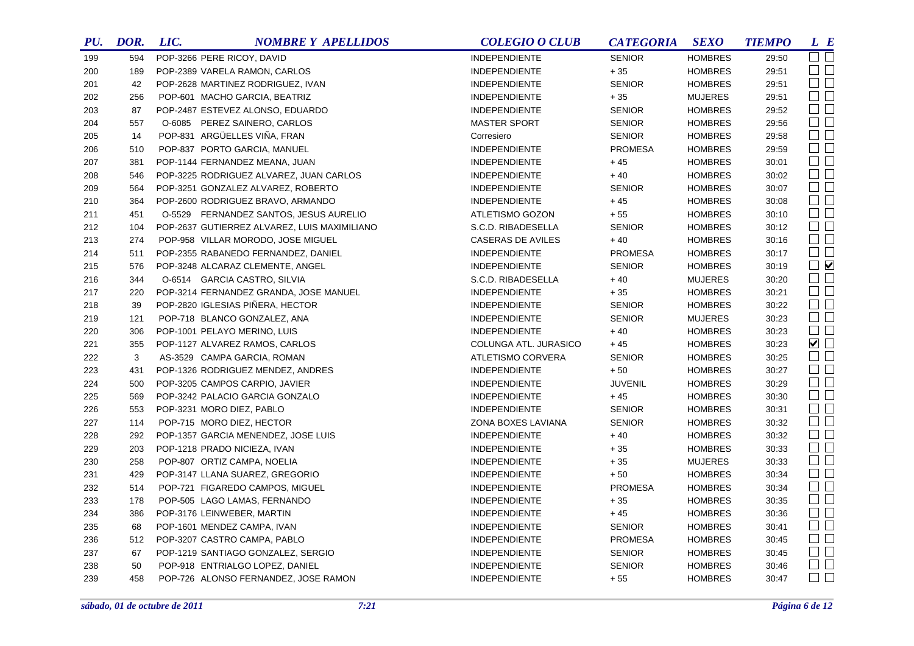| PU. | DOR. | LIC. | NOMBRE Y APELLIDOS | COLEGIO O CLUB | CATEGORIA | SEXO | TIEMPO | L | E |
|---|---|---|---|---|---|---|---|---|---|
| 199 | 594 | POP-3266 | PERE RICOY, DAVID | INDEPENDIENTE | SENIOR | HOMBRES | 29:50 | ☐ | ☐ |
| 200 | 189 | POP-2389 | VARELA RAMON, CARLOS | INDEPENDIENTE | + 35 | HOMBRES | 29:51 | ☐ | ☐ |
| 201 | 42 | POP-2628 | MARTINEZ RODRIGUEZ, IVAN | INDEPENDIENTE | SENIOR | HOMBRES | 29:51 | ☐ | ☐ |
| 202 | 256 | POP-601 | MACHO GARCIA, BEATRIZ | INDEPENDIENTE | + 35 | MUJERES | 29:51 | ☐ | ☐ |
| 203 | 87 | POP-2487 | ESTEVEZ ALONSO, EDUARDO | INDEPENDIENTE | SENIOR | HOMBRES | 29:52 | ☐ | ☐ |
| 204 | 557 | O-6085 | PEREZ SAINERO, CARLOS | MASTER SPORT | SENIOR | HOMBRES | 29:56 | ☐ | ☐ |
| 205 | 14 | POP-831 | ARGÜELLES VIÑA, FRAN | Corresiero | SENIOR | HOMBRES | 29:58 | ☐ | ☐ |
| 206 | 510 | POP-837 | PORTO GARCIA, MANUEL | INDEPENDIENTE | PROMESA | HOMBRES | 29:59 | ☐ | ☐ |
| 207 | 381 | POP-1144 | FERNANDEZ MEANA, JUAN | INDEPENDIENTE | + 45 | HOMBRES | 30:01 | ☐ | ☐ |
| 208 | 546 | POP-3225 | RODRIGUEZ ALVAREZ, JUAN CARLOS | INDEPENDIENTE | + 40 | HOMBRES | 30:02 | ☐ | ☐ |
| 209 | 564 | POP-3251 | GONZALEZ ALVAREZ, ROBERTO | INDEPENDIENTE | SENIOR | HOMBRES | 30:07 | ☐ | ☐ |
| 210 | 364 | POP-2600 | RODRIGUEZ BRAVO, ARMANDO | INDEPENDIENTE | + 45 | HOMBRES | 30:08 | ☐ | ☐ |
| 211 | 451 | O-5529 | FERNANDEZ SANTOS, JESUS AURELIO | ATLETISMO GOZON | + 55 | HOMBRES | 30:10 | ☐ | ☐ |
| 212 | 104 | POP-2637 | GUTIERREZ ALVAREZ, LUIS MAXIMILIANO | S.C.D. RIBADESELLA | SENIOR | HOMBRES | 30:12 | ☐ | ☐ |
| 213 | 274 | POP-958 | VILLAR MORODO, JOSE MIGUEL | CASERAS DE AVILES | + 40 | HOMBRES | 30:16 | ☐ | ☐ |
| 214 | 511 | POP-2355 | RABANEDO FERNANDEZ, DANIEL | INDEPENDIENTE | PROMESA | HOMBRES | 30:17 | ☐ | ☐ |
| 215 | 576 | POP-3248 | ALCARAZ CLEMENTE, ANGEL | INDEPENDIENTE | SENIOR | HOMBRES | 30:19 | ☐ | ☑ |
| 216 | 344 | O-6514 | GARCIA CASTRO, SILVIA | S.C.D. RIBADESELLA | + 40 | MUJERES | 30:20 | ☐ | ☐ |
| 217 | 220 | POP-3214 | FERNANDEZ GRANDA, JOSE MANUEL | INDEPENDIENTE | + 35 | HOMBRES | 30:21 | ☐ | ☐ |
| 218 | 39 | POP-2820 | IGLESIAS PIÑERA, HECTOR | INDEPENDIENTE | SENIOR | HOMBRES | 30:22 | ☐ | ☐ |
| 219 | 121 | POP-718 | BLANCO GONZALEZ, ANA | INDEPENDIENTE | SENIOR | MUJERES | 30:23 | ☐ | ☐ |
| 220 | 306 | POP-1001 | PELAYO MERINO, LUIS | INDEPENDIENTE | + 40 | HOMBRES | 30:23 | ☐ | ☐ |
| 221 | 355 | POP-1127 | ALVAREZ RAMOS, CARLOS | COLUNGA ATL. JURASICO | + 45 | HOMBRES | 30:23 | ☑ | ☐ |
| 222 | 3 | AS-3529 | CAMPA GARCIA, ROMAN | ATLETISMO CORVERA | SENIOR | HOMBRES | 30:25 | ☐ | ☐ |
| 223 | 431 | POP-1326 | RODRIGUEZ MENDEZ, ANDRES | INDEPENDIENTE | + 50 | HOMBRES | 30:27 | ☐ | ☐ |
| 224 | 500 | POP-3205 | CAMPOS CARPIO, JAVIER | INDEPENDIENTE | JUVENIL | HOMBRES | 30:29 | ☐ | ☐ |
| 225 | 569 | POP-3242 | PALACIO GARCIA GONZALO | INDEPENDIENTE | + 45 | HOMBRES | 30:30 | ☐ | ☐ |
| 226 | 553 | POP-3231 | MORO DIEZ, PABLO | INDEPENDIENTE | SENIOR | HOMBRES | 30:31 | ☐ | ☐ |
| 227 | 114 | POP-715 | MORO DIEZ, HECTOR | ZONA BOXES LAVIANA | SENIOR | HOMBRES | 30:32 | ☐ | ☐ |
| 228 | 292 | POP-1357 | GARCIA MENENDEZ, JOSE LUIS | INDEPENDIENTE | + 40 | HOMBRES | 30:32 | ☐ | ☐ |
| 229 | 203 | POP-1218 | PRADO NICIEZA, IVAN | INDEPENDIENTE | + 35 | HOMBRES | 30:33 | ☐ | ☐ |
| 230 | 258 | POP-807 | ORTIZ CAMPA, NOELIA | INDEPENDIENTE | + 35 | MUJERES | 30:33 | ☐ | ☐ |
| 231 | 429 | POP-3147 | LLANA SUAREZ, GREGORIO | INDEPENDIENTE | + 50 | HOMBRES | 30:34 | ☐ | ☐ |
| 232 | 514 | POP-721 | FIGAREDO CAMPOS, MIGUEL | INDEPENDIENTE | PROMESA | HOMBRES | 30:34 | ☐ | ☐ |
| 233 | 178 | POP-505 | LAGO LAMAS, FERNANDO | INDEPENDIENTE | + 35 | HOMBRES | 30:35 | ☐ | ☐ |
| 234 | 386 | POP-3176 | LEINWEBER, MARTIN | INDEPENDIENTE | + 45 | HOMBRES | 30:36 | ☐ | ☐ |
| 235 | 68 | POP-1601 | MENDEZ CAMPA, IVAN | INDEPENDIENTE | SENIOR | HOMBRES | 30:41 | ☐ | ☐ |
| 236 | 512 | POP-3207 | CASTRO CAMPA, PABLO | INDEPENDIENTE | PROMESA | HOMBRES | 30:45 | ☐ | ☐ |
| 237 | 67 | POP-1219 | SANTIAGO GONZALEZ, SERGIO | INDEPENDIENTE | SENIOR | HOMBRES | 30:45 | ☐ | ☐ |
| 238 | 50 | POP-918 | ENTRIALGO LOPEZ, DANIEL | INDEPENDIENTE | SENIOR | HOMBRES | 30:46 | ☐ | ☐ |
| 239 | 458 | POP-726 | ALONSO FERNANDEZ, JOSE RAMON | INDEPENDIENTE | + 55 | HOMBRES | 30:47 | ☐ | ☐ |

*sábado, 01 de octubre de 2011* *7:21*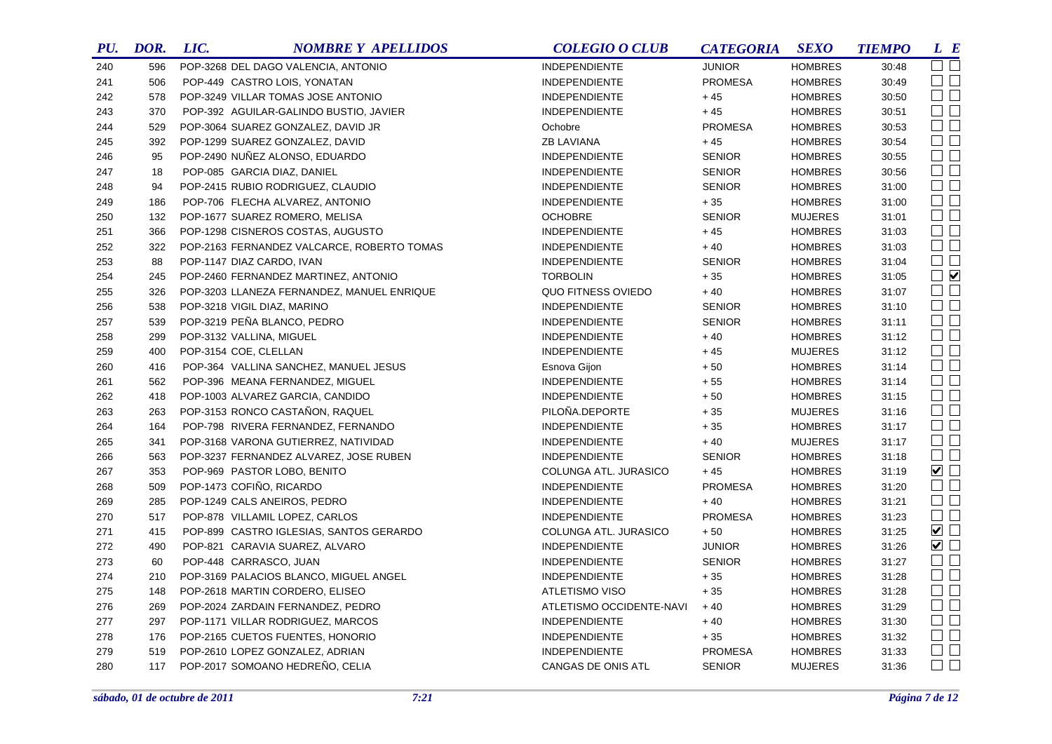| PU. | DOR. | LIC. | NOMBRE Y APELLIDOS | COLEGIO O CLUB | CATEGORIA | SEXO | TIEMPO | L | E |
|---|---|---|---|---|---|---|---|---|---|
| 240 | 596 | POP-3268 | DEL DAGO VALENCIA, ANTONIO | INDEPENDIENTE | JUNIOR | HOMBRES | 30:48 | ☐ | ☐ |
| 241 | 506 | POP-449 | CASTRO LOIS, YONATAN | INDEPENDIENTE | PROMESA | HOMBRES | 30:49 | ☐ | ☐ |
| 242 | 578 | POP-3249 | VILLAR TOMAS JOSE ANTONIO | INDEPENDIENTE | + 45 | HOMBRES | 30:50 | ☐ | ☐ |
| 243 | 370 | POP-392 | AGUILAR-GALINDO BUSTIO, JAVIER | INDEPENDIENTE | + 45 | HOMBRES | 30:51 | ☐ | ☐ |
| 244 | 529 | POP-3064 | SUAREZ GONZALEZ, DAVID JR | Ochobre | PROMESA | HOMBRES | 30:53 | ☐ | ☐ |
| 245 | 392 | POP-1299 | SUAREZ GONZALEZ, DAVID | ZB LAVIANA | + 45 | HOMBRES | 30:54 | ☐ | ☐ |
| 246 | 95 | POP-2490 | NUÑEZ ALONSO, EDUARDO | INDEPENDIENTE | SENIOR | HOMBRES | 30:55 | ☐ | ☐ |
| 247 | 18 | POP-085 | GARCIA DIAZ, DANIEL | INDEPENDIENTE | SENIOR | HOMBRES | 30:56 | ☐ | ☐ |
| 248 | 94 | POP-2415 | RUBIO RODRIGUEZ, CLAUDIO | INDEPENDIENTE | SENIOR | HOMBRES | 31:00 | ☐ | ☐ |
| 249 | 186 | POP-706 | FLECHA ALVAREZ, ANTONIO | INDEPENDIENTE | + 35 | HOMBRES | 31:00 | ☐ | ☐ |
| 250 | 132 | POP-1677 | SUAREZ ROMERO, MELISA | OCHOBRE | SENIOR | MUJERES | 31:01 | ☐ | ☐ |
| 251 | 366 | POP-1298 | CISNEROS COSTAS, AUGUSTO | INDEPENDIENTE | + 45 | HOMBRES | 31:03 | ☐ | ☐ |
| 252 | 322 | POP-2163 | FERNANDEZ VALCARCE, ROBERTO TOMAS | INDEPENDIENTE | + 40 | HOMBRES | 31:03 | ☐ | ☐ |
| 253 | 88 | POP-1147 | DIAZ CARDO, IVAN | INDEPENDIENTE | SENIOR | HOMBRES | 31:04 | ☐ | ☐ |
| 254 | 245 | POP-2460 | FERNANDEZ MARTINEZ, ANTONIO | TORBOLIN | + 35 | HOMBRES | 31:05 | ☐ | ☑ |
| 255 | 326 | POP-3203 | LLANEZA FERNANDEZ, MANUEL ENRIQUE | QUO FITNESS OVIEDO | + 40 | HOMBRES | 31:07 | ☐ | ☐ |
| 256 | 538 | POP-3218 | VIGIL DIAZ, MARINO | INDEPENDIENTE | SENIOR | HOMBRES | 31:10 | ☐ | ☐ |
| 257 | 539 | POP-3219 | PEÑA BLANCO, PEDRO | INDEPENDIENTE | SENIOR | HOMBRES | 31:11 | ☐ | ☐ |
| 258 | 299 | POP-3132 | VALLINA, MIGUEL | INDEPENDIENTE | + 40 | HOMBRES | 31:12 | ☐ | ☐ |
| 259 | 400 | POP-3154 | COE, CLELLAN | INDEPENDIENTE | + 45 | MUJERES | 31:12 | ☐ | ☐ |
| 260 | 416 | POP-364 | VALLINA SANCHEZ, MANUEL JESUS | Esnova Gijon | + 50 | HOMBRES | 31:14 | ☐ | ☐ |
| 261 | 562 | POP-396 | MEANA FERNANDEZ, MIGUEL | INDEPENDIENTE | + 55 | HOMBRES | 31:14 | ☐ | ☐ |
| 262 | 418 | POP-1003 | ALVAREZ GARCIA, CANDIDO | INDEPENDIENTE | + 50 | HOMBRES | 31:15 | ☐ | ☐ |
| 263 | 263 | POP-3153 | RONCO CASTAÑON, RAQUEL | PILOÑA.DEPORTE | + 35 | MUJERES | 31:16 | ☐ | ☐ |
| 264 | 164 | POP-798 | RIVERA FERNANDEZ, FERNANDO | INDEPENDIENTE | + 35 | HOMBRES | 31:17 | ☐ | ☐ |
| 265 | 341 | POP-3168 | VARONA GUTIERREZ, NATIVIDAD | INDEPENDIENTE | + 40 | MUJERES | 31:17 | ☐ | ☐ |
| 266 | 563 | POP-3237 | FERNANDEZ ALVAREZ, JOSE RUBEN | INDEPENDIENTE | SENIOR | HOMBRES | 31:18 | ☐ | ☐ |
| 267 | 353 | POP-969 | PASTOR LOBO, BENITO | COLUNGA ATL. JURASICO | + 45 | HOMBRES | 31:19 | ☑ | ☐ |
| 268 | 509 | POP-1473 | COFIÑO, RICARDO | INDEPENDIENTE | PROMESA | HOMBRES | 31:20 | ☐ | ☐ |
| 269 | 285 | POP-1249 | CALS ANEIROS, PEDRO | INDEPENDIENTE | + 40 | HOMBRES | 31:21 | ☐ | ☐ |
| 270 | 517 | POP-878 | VILLAMIL LOPEZ, CARLOS | INDEPENDIENTE | PROMESA | HOMBRES | 31:23 | ☐ | ☐ |
| 271 | 415 | POP-899 | CASTRO IGLESIAS, SANTOS GERARDO | COLUNGA ATL. JURASICO | + 50 | HOMBRES | 31:25 | ☑ | ☐ |
| 272 | 490 | POP-821 | CARAVIA SUAREZ, ALVARO | INDEPENDIENTE | JUNIOR | HOMBRES | 31:26 | ☑ | ☐ |
| 273 | 60 | POP-448 | CARRASCO, JUAN | INDEPENDIENTE | SENIOR | HOMBRES | 31:27 | ☐ | ☐ |
| 274 | 210 | POP-3169 | PALACIOS BLANCO, MIGUEL ANGEL | INDEPENDIENTE | + 35 | HOMBRES | 31:28 | ☐ | ☐ |
| 275 | 148 | POP-2618 | MARTIN CORDERO, ELISEO | ATLETISMO VISO | + 35 | HOMBRES | 31:28 | ☐ | ☐ |
| 276 | 269 | POP-2024 | ZARDAIN FERNANDEZ, PEDRO | ATLETISMO OCCIDENTE-NAVI | + 40 | HOMBRES | 31:29 | ☐ | ☐ |
| 277 | 297 | POP-1171 | VILLAR RODRIGUEZ, MARCOS | INDEPENDIENTE | + 40 | HOMBRES | 31:30 | ☐ | ☐ |
| 278 | 176 | POP-2165 | CUETOS FUENTES, HONORIO | INDEPENDIENTE | + 35 | HOMBRES | 31:32 | ☐ | ☐ |
| 279 | 519 | POP-2610 | LOPEZ GONZALEZ, ADRIAN | INDEPENDIENTE | PROMESA | HOMBRES | 31:33 | ☐ | ☐ |
| 280 | 117 | POP-2017 | SOMOANO HEDREÑO, CELIA | CANGAS DE ONIS ATL | SENIOR | MUJERES | 31:36 | ☐ | ☐ |

*sábado, 01 de octubre de 2011* *7:21*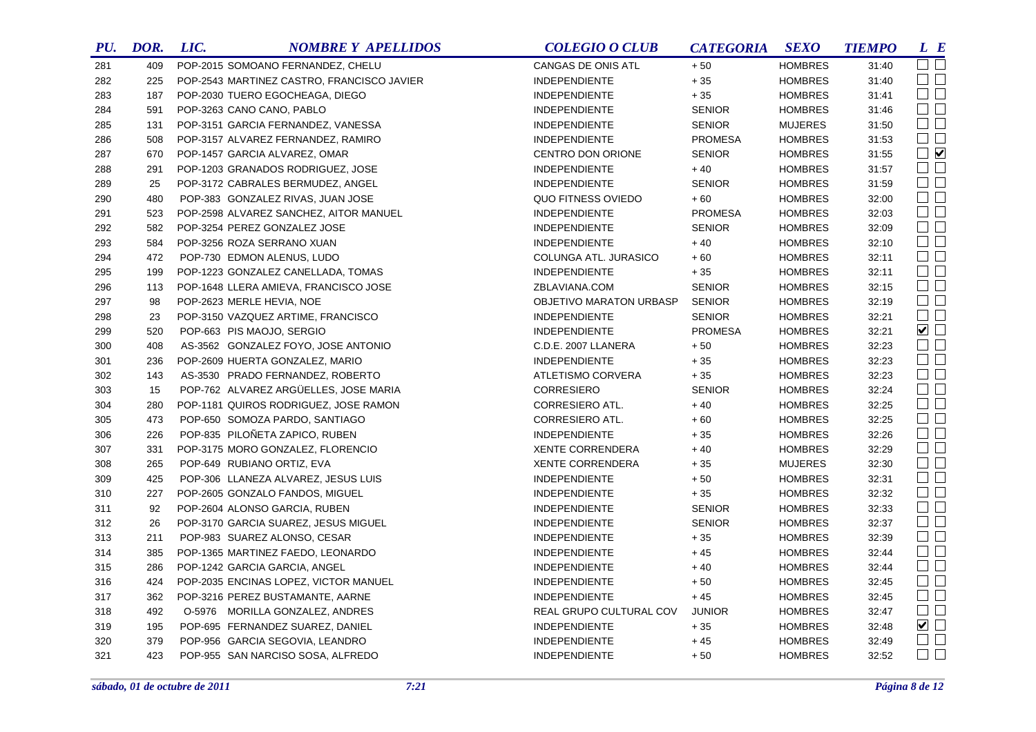| PU. | DOR. | LIC. | NOMBRE Y APELLIDOS | COLEGIO O CLUB | CATEGORIA | SEXO | TIEMPO | L | E |
|---|---|---|---|---|---|---|---|---|---|
| 281 | 409 | POP-2015 | SOMOANO FERNANDEZ, CHELU | CANGAS DE ONIS ATL | + 50 | HOMBRES | 31:40 | ☐ | ☐ |
| 282 | 225 | POP-2543 | MARTINEZ CASTRO, FRANCISCO JAVIER | INDEPENDIENTE | + 35 | HOMBRES | 31:40 | ☐ | ☐ |
| 283 | 187 | POP-2030 | TUERO EGOCHEAGA, DIEGO | INDEPENDIENTE | + 35 | HOMBRES | 31:41 | ☐ | ☐ |
| 284 | 591 | POP-3263 | CANO CANO, PABLO | INDEPENDIENTE | SENIOR | HOMBRES | 31:46 | ☐ | ☐ |
| 285 | 131 | POP-3151 | GARCIA FERNANDEZ, VANESSA | INDEPENDIENTE | SENIOR | MUJERES | 31:50 | ☐ | ☐ |
| 286 | 508 | POP-3157 | ALVAREZ FERNANDEZ, RAMIRO | INDEPENDIENTE | PROMESA | HOMBRES | 31:53 | ☐ | ☐ |
| 287 | 670 | POP-1457 | GARCIA ALVAREZ, OMAR | CENTRO DON ORIONE | SENIOR | HOMBRES | 31:55 | ☐ | ☑ |
| 288 | 291 | POP-1203 | GRANADOS RODRIGUEZ, JOSE | INDEPENDIENTE | + 40 | HOMBRES | 31:57 | ☐ | ☐ |
| 289 | 25 | POP-3172 | CABRALES BERMUDEZ, ANGEL | INDEPENDIENTE | SENIOR | HOMBRES | 31:59 | ☐ | ☐ |
| 290 | 480 | POP-383 | GONZALEZ RIVAS, JUAN JOSE | QUO FITNESS OVIEDO | + 60 | HOMBRES | 32:00 | ☐ | ☐ |
| 291 | 523 | POP-2598 | ALVAREZ SANCHEZ, AITOR MANUEL | INDEPENDIENTE | PROMESA | HOMBRES | 32:03 | ☐ | ☐ |
| 292 | 582 | POP-3254 | PEREZ GONZALEZ JOSE | INDEPENDIENTE | SENIOR | HOMBRES | 32:09 | ☐ | ☐ |
| 293 | 584 | POP-3256 | ROZA SERRANO XUAN | INDEPENDIENTE | + 40 | HOMBRES | 32:10 | ☐ | ☐ |
| 294 | 472 | POP-730 | EDMON ALENUS, LUDO | COLUNGA ATL. JURASICO | + 60 | HOMBRES | 32:11 | ☐ | ☐ |
| 295 | 199 | POP-1223 | GONZALEZ CANELLADA, TOMAS | INDEPENDIENTE | + 35 | HOMBRES | 32:11 | ☐ | ☐ |
| 296 | 113 | POP-1648 | LLERA AMIEVA, FRANCISCO JOSE | ZBLAVIANA.COM | SENIOR | HOMBRES | 32:15 | ☐ | ☐ |
| 297 | 98 | POP-2623 | MERLE HEVIA, NOE | OBJETIVO MARATON URBASP | SENIOR | HOMBRES | 32:19 | ☐ | ☐ |
| 298 | 23 | POP-3150 | VAZQUEZ ARTIME, FRANCISCO | INDEPENDIENTE | SENIOR | HOMBRES | 32:21 | ☐ | ☐ |
| 299 | 520 | POP-663 | PIS MAOJO, SERGIO | INDEPENDIENTE | PROMESA | HOMBRES | 32:21 | ☑ | ☐ |
| 300 | 408 | AS-3562 | GONZALEZ FOYO, JOSE ANTONIO | C.D.E. 2007 LLANERA | + 50 | HOMBRES | 32:23 | ☐ | ☐ |
| 301 | 236 | POP-2609 | HUERTA GONZALEZ, MARIO | INDEPENDIENTE | + 35 | HOMBRES | 32:23 | ☐ | ☐ |
| 302 | 143 | AS-3530 | PRADO FERNANDEZ, ROBERTO | ATLETISMO CORVERA | + 35 | HOMBRES | 32:23 | ☐ | ☐ |
| 303 | 15 | POP-762 | ALVAREZ ARGÜELLES, JOSE MARIA | CORRESIERO | SENIOR | HOMBRES | 32:24 | ☐ | ☐ |
| 304 | 280 | POP-1181 | QUIROS RODRIGUEZ, JOSE RAMON | CORRESIERO ATL. | + 40 | HOMBRES | 32:25 | ☐ | ☐ |
| 305 | 473 | POP-650 | SOMOZA PARDO, SANTIAGO | CORRESIERO ATL. | + 60 | HOMBRES | 32:25 | ☐ | ☐ |
| 306 | 226 | POP-835 | PILOÑETA ZAPICO, RUBEN | INDEPENDIENTE | + 35 | HOMBRES | 32:26 | ☐ | ☐ |
| 307 | 331 | POP-3175 | MORO GONZALEZ, FLORENCIO | XENTE CORRENDERA | + 40 | HOMBRES | 32:29 | ☐ | ☐ |
| 308 | 265 | POP-649 | RUBIANO ORTIZ, EVA | XENTE CORRENDERA | + 35 | MUJERES | 32:30 | ☐ | ☐ |
| 309 | 425 | POP-306 | LLANEZA ALVAREZ, JESUS LUIS | INDEPENDIENTE | + 50 | HOMBRES | 32:31 | ☐ | ☐ |
| 310 | 227 | POP-2605 | GONZALO FANDOS, MIGUEL | INDEPENDIENTE | + 35 | HOMBRES | 32:32 | ☐ | ☐ |
| 311 | 92 | POP-2604 | ALONSO GARCIA, RUBEN | INDEPENDIENTE | SENIOR | HOMBRES | 32:33 | ☐ | ☐ |
| 312 | 26 | POP-3170 | GARCIA SUAREZ, JESUS MIGUEL | INDEPENDIENTE | SENIOR | HOMBRES | 32:37 | ☐ | ☐ |
| 313 | 211 | POP-983 | SUAREZ ALONSO, CESAR | INDEPENDIENTE | + 35 | HOMBRES | 32:39 | ☐ | ☐ |
| 314 | 385 | POP-1365 | MARTINEZ FAEDO, LEONARDO | INDEPENDIENTE | + 45 | HOMBRES | 32:44 | ☐ | ☐ |
| 315 | 286 | POP-1242 | GARCIA GARCIA, ANGEL | INDEPENDIENTE | + 40 | HOMBRES | 32:44 | ☐ | ☐ |
| 316 | 424 | POP-2035 | ENCINAS LOPEZ, VICTOR MANUEL | INDEPENDIENTE | + 50 | HOMBRES | 32:45 | ☐ | ☐ |
| 317 | 362 | POP-3216 | PEREZ BUSTAMANTE, AARNE | INDEPENDIENTE | + 45 | HOMBRES | 32:45 | ☐ | ☐ |
| 318 | 492 | O-5976 | MORILLA GONZALEZ, ANDRES | REAL GRUPO CULTURAL COV | JUNIOR | HOMBRES | 32:47 | ☐ | ☐ |
| 319 | 195 | POP-695 | FERNANDEZ SUAREZ, DANIEL | INDEPENDIENTE | + 35 | HOMBRES | 32:48 | ☑ | ☐ |
| 320 | 379 | POP-956 | GARCIA SEGOVIA, LEANDRO | INDEPENDIENTE | + 45 | HOMBRES | 32:49 | ☐ | ☐ |
| 321 | 423 | POP-955 | SAN NARCISO SOSA, ALFREDO | INDEPENDIENTE | + 50 | HOMBRES | 32:52 | ☐ | ☐ |

*sábado, 01 de octubre de 2011* *7:21*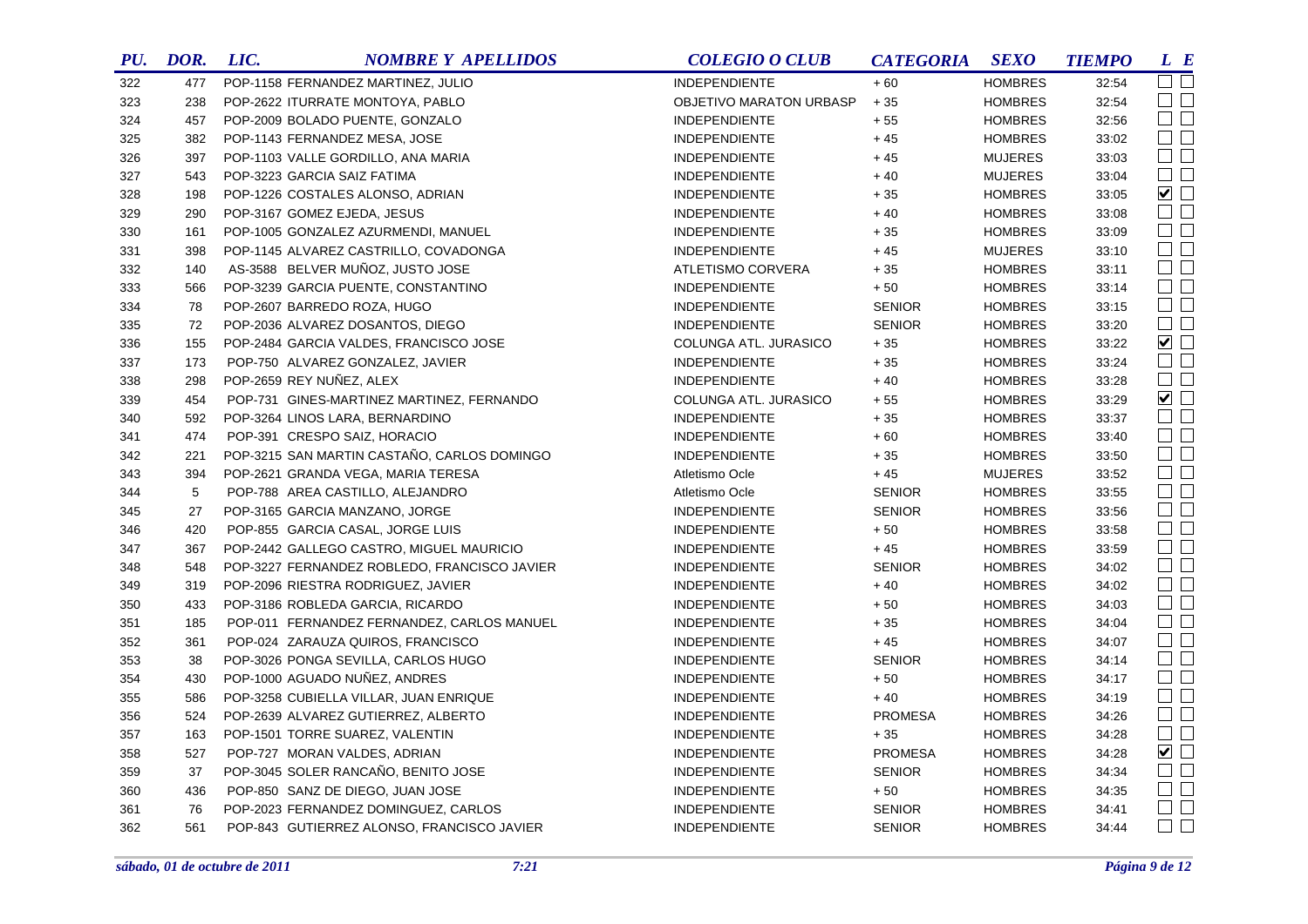| PU. | DOR. | LIC. | NOMBRE Y APELLIDOS | COLEGIO O CLUB | CATEGORIA | SEXO | TIEMPO | L | E |
|---|---|---|---|---|---|---|---|---|---|
| 322 | 477 | POP-1158 | FERNANDEZ MARTINEZ, JULIO | INDEPENDIENTE | + 60 | HOMBRES | 32:54 | ☐ | ☐ |
| 323 | 238 | POP-2622 | ITURRATE MONTOYA, PABLO | OBJETIVO MARATON URBASP | + 35 | HOMBRES | 32:54 | ☐ | ☐ |
| 324 | 457 | POP-2009 | BOLADO PUENTE, GONZALO | INDEPENDIENTE | + 55 | HOMBRES | 32:56 | ☐ | ☐ |
| 325 | 382 | POP-1143 | FERNANDEZ MESA, JOSE | INDEPENDIENTE | + 45 | HOMBRES | 33:02 | ☐ | ☐ |
| 326 | 397 | POP-1103 | VALLE GORDILLO, ANA MARIA | INDEPENDIENTE | + 45 | MUJERES | 33:03 | ☐ | ☐ |
| 327 | 543 | POP-3223 | GARCIA SAIZ FATIMA | INDEPENDIENTE | + 40 | MUJERES | 33:04 | ☐ | ☐ |
| 328 | 198 | POP-1226 | COSTALES ALONSO, ADRIAN | INDEPENDIENTE | + 35 | HOMBRES | 33:05 | ☑ | ☐ |
| 329 | 290 | POP-3167 | GOMEZ EJEDA, JESUS | INDEPENDIENTE | + 40 | HOMBRES | 33:08 | ☐ | ☐ |
| 330 | 161 | POP-1005 | GONZALEZ AZURMENDI, MANUEL | INDEPENDIENTE | + 35 | HOMBRES | 33:09 | ☐ | ☐ |
| 331 | 398 | POP-1145 | ALVAREZ CASTRILLO, COVADONGA | INDEPENDIENTE | + 45 | MUJERES | 33:10 | ☐ | ☐ |
| 332 | 140 | AS-3588 | BELVER MUÑOZ, JUSTO JOSE | ATLETISMO CORVERA | + 35 | HOMBRES | 33:11 | ☐ | ☐ |
| 333 | 566 | POP-3239 | GARCIA PUENTE, CONSTANTINO | INDEPENDIENTE | + 50 | HOMBRES | 33:14 | ☐ | ☐ |
| 334 | 78 | POP-2607 | BARREDO ROZA, HUGO | INDEPENDIENTE | SENIOR | HOMBRES | 33:15 | ☐ | ☐ |
| 335 | 72 | POP-2036 | ALVAREZ DOSANTOS, DIEGO | INDEPENDIENTE | SENIOR | HOMBRES | 33:20 | ☐ | ☐ |
| 336 | 155 | POP-2484 | GARCIA VALDES, FRANCISCO JOSE | COLUNGA ATL. JURASICO | + 35 | HOMBRES | 33:22 | ☑ | ☐ |
| 337 | 173 | POP-750 | ALVAREZ GONZALEZ, JAVIER | INDEPENDIENTE | + 35 | HOMBRES | 33:24 | ☐ | ☐ |
| 338 | 298 | POP-2659 | REY NUÑEZ, ALEX | INDEPENDIENTE | + 40 | HOMBRES | 33:28 | ☐ | ☐ |
| 339 | 454 | POP-731 | GINES-MARTINEZ MARTINEZ, FERNANDO | COLUNGA ATL. JURASICO | + 55 | HOMBRES | 33:29 | ☑ | ☐ |
| 340 | 592 | POP-3264 | LINOS LARA, BERNARDINO | INDEPENDIENTE | + 35 | HOMBRES | 33:37 | ☐ | ☐ |
| 341 | 474 | POP-391 | CRESPO SAIZ, HORACIO | INDEPENDIENTE | + 60 | HOMBRES | 33:40 | ☐ | ☐ |
| 342 | 221 | POP-3215 | SAN MARTIN CASTAÑO, CARLOS DOMINGO | INDEPENDIENTE | + 35 | HOMBRES | 33:50 | ☐ | ☐ |
| 343 | 394 | POP-2621 | GRANDA VEGA, MARIA TERESA | Atletismo Ocle | + 45 | MUJERES | 33:52 | ☐ | ☐ |
| 344 | 5 | POP-788 | AREA CASTILLO, ALEJANDRO | Atletismo Ocle | SENIOR | HOMBRES | 33:55 | ☐ | ☐ |
| 345 | 27 | POP-3165 | GARCIA MANZANO, JORGE | INDEPENDIENTE | SENIOR | HOMBRES | 33:56 | ☐ | ☐ |
| 346 | 420 | POP-855 | GARCIA CASAL, JORGE LUIS | INDEPENDIENTE | + 50 | HOMBRES | 33:58 | ☐ | ☐ |
| 347 | 367 | POP-2442 | GALLEGO CASTRO, MIGUEL MAURICIO | INDEPENDIENTE | + 45 | HOMBRES | 33:59 | ☐ | ☐ |
| 348 | 548 | POP-3227 | FERNANDEZ ROBLEDO, FRANCISCO JAVIER | INDEPENDIENTE | SENIOR | HOMBRES | 34:02 | ☐ | ☐ |
| 349 | 319 | POP-2096 | RIESTRA RODRIGUEZ, JAVIER | INDEPENDIENTE | + 40 | HOMBRES | 34:02 | ☐ | ☐ |
| 350 | 433 | POP-3186 | ROBLEDA GARCIA, RICARDO | INDEPENDIENTE | + 50 | HOMBRES | 34:03 | ☐ | ☐ |
| 351 | 185 | POP-011 | FERNANDEZ FERNANDEZ, CARLOS MANUEL | INDEPENDIENTE | + 35 | HOMBRES | 34:04 | ☐ | ☐ |
| 352 | 361 | POP-024 | ZARAUZA QUIROS, FRANCISCO | INDEPENDIENTE | + 45 | HOMBRES | 34:07 | ☐ | ☐ |
| 353 | 38 | POP-3026 | PONGA SEVILLA, CARLOS HUGO | INDEPENDIENTE | SENIOR | HOMBRES | 34:14 | ☐ | ☐ |
| 354 | 430 | POP-1000 | AGUADO NUÑEZ, ANDRES | INDEPENDIENTE | + 50 | HOMBRES | 34:17 | ☐ | ☐ |
| 355 | 586 | POP-3258 | CUBIELLA VILLAR, JUAN ENRIQUE | INDEPENDIENTE | + 40 | HOMBRES | 34:19 | ☐ | ☐ |
| 356 | 524 | POP-2639 | ALVAREZ GUTIERREZ, ALBERTO | INDEPENDIENTE | PROMESA | HOMBRES | 34:26 | ☐ | ☐ |
| 357 | 163 | POP-1501 | TORRE SUAREZ, VALENTIN | INDEPENDIENTE | + 35 | HOMBRES | 34:28 | ☐ | ☐ |
| 358 | 527 | POP-727 | MORAN VALDES, ADRIAN | INDEPENDIENTE | PROMESA | HOMBRES | 34:28 | ☑ | ☐ |
| 359 | 37 | POP-3045 | SOLER RANCAÑO, BENITO JOSE | INDEPENDIENTE | SENIOR | HOMBRES | 34:34 | ☐ | ☐ |
| 360 | 436 | POP-850 | SANZ DE DIEGO, JUAN JOSE | INDEPENDIENTE | + 50 | HOMBRES | 34:35 | ☐ | ☐ |
| 361 | 76 | POP-2023 | FERNANDEZ DOMINGUEZ, CARLOS | INDEPENDIENTE | SENIOR | HOMBRES | 34:41 | ☐ | ☐ |
| 362 | 561 | POP-843 | GUTIERREZ ALONSO, FRANCISCO JAVIER | INDEPENDIENTE | SENIOR | HOMBRES | 34:44 | ☐ | ☐ |

*sábado, 01 de octubre de 2011* *7:21*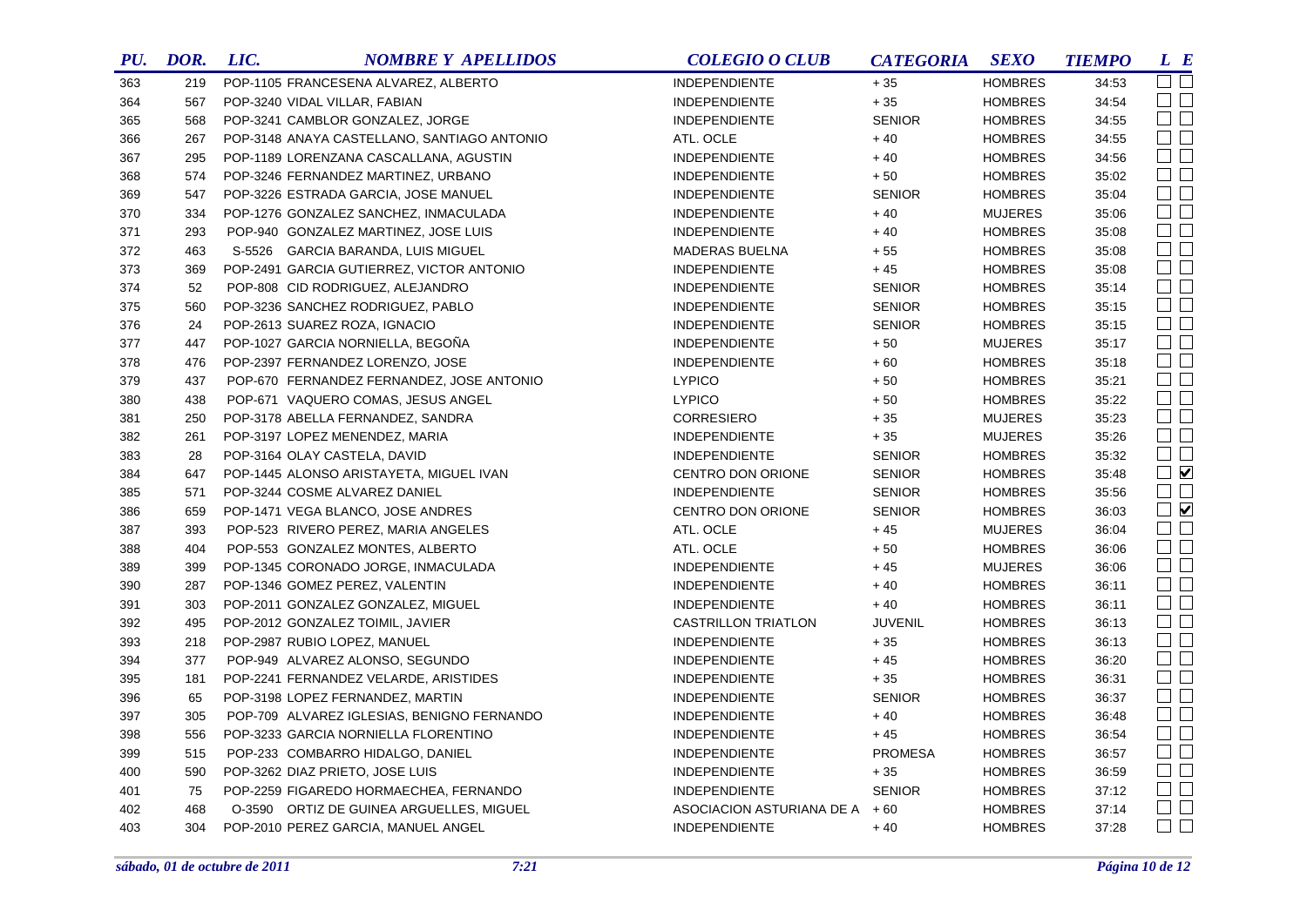| PU. | DOR. | LIC. | NOMBRE Y APELLIDOS | COLEGIO O CLUB | CATEGORIA | SEXO | TIEMPO | L | E |
|---|---|---|---|---|---|---|---|---|---|
| 363 | 219 | POP-1105 | FRANCESENA ALVAREZ, ALBERTO | INDEPENDIENTE | + 35 | HOMBRES | 34:53 | ☐ | ☐ |
| 364 | 567 | POP-3240 | VIDAL VILLAR, FABIAN | INDEPENDIENTE | + 35 | HOMBRES | 34:54 | ☐ | ☐ |
| 365 | 568 | POP-3241 | CAMBLOR GONZALEZ, JORGE | INDEPENDIENTE | SENIOR | HOMBRES | 34:55 | ☐ | ☐ |
| 366 | 267 | POP-3148 | ANAYA CASTELLANO, SANTIAGO ANTONIO | ATL. OCLE | + 40 | HOMBRES | 34:55 | ☐ | ☐ |
| 367 | 295 | POP-1189 | LORENZANA CASCALLANA, AGUSTIN | INDEPENDIENTE | + 40 | HOMBRES | 34:56 | ☐ | ☐ |
| 368 | 574 | POP-3246 | FERNANDEZ MARTINEZ, URBANO | INDEPENDIENTE | + 50 | HOMBRES | 35:02 | ☐ | ☐ |
| 369 | 547 | POP-3226 | ESTRADA GARCIA, JOSE MANUEL | INDEPENDIENTE | SENIOR | HOMBRES | 35:04 | ☐ | ☐ |
| 370 | 334 | POP-1276 | GONZALEZ SANCHEZ, INMACULADA | INDEPENDIENTE | + 40 | MUJERES | 35:06 | ☐ | ☐ |
| 371 | 293 | POP-940 | GONZALEZ MARTINEZ, JOSE LUIS | INDEPENDIENTE | + 40 | HOMBRES | 35:08 | ☐ | ☐ |
| 372 | 463 | S-5526 | GARCIA BARANDA, LUIS MIGUEL | MADERAS BUELNA | + 55 | HOMBRES | 35:08 | ☐ | ☐ |
| 373 | 369 | POP-2491 | GARCIA GUTIERREZ, VICTOR ANTONIO | INDEPENDIENTE | + 45 | HOMBRES | 35:08 | ☐ | ☐ |
| 374 | 52 | POP-808 | CID RODRIGUEZ, ALEJANDRO | INDEPENDIENTE | SENIOR | HOMBRES | 35:14 | ☐ | ☐ |
| 375 | 560 | POP-3236 | SANCHEZ RODRIGUEZ, PABLO | INDEPENDIENTE | SENIOR | HOMBRES | 35:15 | ☐ | ☐ |
| 376 | 24 | POP-2613 | SUAREZ ROZA, IGNACIO | INDEPENDIENTE | SENIOR | HOMBRES | 35:15 | ☐ | ☐ |
| 377 | 447 | POP-1027 | GARCIA NORNIELLA, BEGOÑA | INDEPENDIENTE | + 50 | MUJERES | 35:17 | ☐ | ☐ |
| 378 | 476 | POP-2397 | FERNANDEZ LORENZO, JOSE | INDEPENDIENTE | + 60 | HOMBRES | 35:18 | ☐ | ☐ |
| 379 | 437 | POP-670 | FERNANDEZ FERNANDEZ, JOSE ANTONIO | LYPICO | + 50 | HOMBRES | 35:21 | ☐ | ☐ |
| 380 | 438 | POP-671 | VAQUERO COMAS, JESUS ANGEL | LYPICO | + 50 | HOMBRES | 35:22 | ☐ | ☐ |
| 381 | 250 | POP-3178 | ABELLA FERNANDEZ, SANDRA | CORRESIERO | + 35 | MUJERES | 35:23 | ☐ | ☐ |
| 382 | 261 | POP-3197 | LOPEZ MENENDEZ, MARIA | INDEPENDIENTE | + 35 | MUJERES | 35:26 | ☐ | ☐ |
| 383 | 28 | POP-3164 | OLAY CASTELA, DAVID | INDEPENDIENTE | SENIOR | HOMBRES | 35:32 | ☐ | ☐ |
| 384 | 647 | POP-1445 | ALONSO ARISTAYETA, MIGUEL IVAN | CENTRO DON ORIONE | SENIOR | HOMBRES | 35:48 | ☐ | ☑ |
| 385 | 571 | POP-3244 | COSME ALVAREZ DANIEL | INDEPENDIENTE | SENIOR | HOMBRES | 35:56 | ☐ | ☐ |
| 386 | 659 | POP-1471 | VEGA BLANCO, JOSE ANDRES | CENTRO DON ORIONE | SENIOR | HOMBRES | 36:03 | ☐ | ☑ |
| 387 | 393 | POP-523 | RIVERO PEREZ, MARIA ANGELES | ATL. OCLE | + 45 | MUJERES | 36:04 | ☐ | ☐ |
| 388 | 404 | POP-553 | GONZALEZ MONTES, ALBERTO | ATL. OCLE | + 50 | HOMBRES | 36:06 | ☐ | ☐ |
| 389 | 399 | POP-1345 | CORONADO JORGE, INMACULADA | INDEPENDIENTE | + 45 | MUJERES | 36:06 | ☐ | ☐ |
| 390 | 287 | POP-1346 | GOMEZ PEREZ, VALENTIN | INDEPENDIENTE | + 40 | HOMBRES | 36:11 | ☐ | ☐ |
| 391 | 303 | POP-2011 | GONZALEZ GONZALEZ, MIGUEL | INDEPENDIENTE | + 40 | HOMBRES | 36:11 | ☐ | ☐ |
| 392 | 495 | POP-2012 | GONZALEZ TOIMIL, JAVIER | CASTRILLON TRIATLON | JUVENIL | HOMBRES | 36:13 | ☐ | ☐ |
| 393 | 218 | POP-2987 | RUBIO LOPEZ, MANUEL | INDEPENDIENTE | + 35 | HOMBRES | 36:13 | ☐ | ☐ |
| 394 | 377 | POP-949 | ALVAREZ ALONSO, SEGUNDO | INDEPENDIENTE | + 45 | HOMBRES | 36:20 | ☐ | ☐ |
| 395 | 181 | POP-2241 | FERNANDEZ VELARDE, ARISTIDES | INDEPENDIENTE | + 35 | HOMBRES | 36:31 | ☐ | ☐ |
| 396 | 65 | POP-3198 | LOPEZ FERNANDEZ, MARTIN | INDEPENDIENTE | SENIOR | HOMBRES | 36:37 | ☐ | ☐ |
| 397 | 305 | POP-709 | ALVAREZ IGLESIAS, BENIGNO FERNANDO | INDEPENDIENTE | + 40 | HOMBRES | 36:48 | ☐ | ☐ |
| 398 | 556 | POP-3233 | GARCIA NORNIELLA FLORENTINO | INDEPENDIENTE | + 45 | HOMBRES | 36:54 | ☐ | ☐ |
| 399 | 515 | POP-233 | COMBARRO HIDALGO, DANIEL | INDEPENDIENTE | PROMESA | HOMBRES | 36:57 | ☐ | ☐ |
| 400 | 590 | POP-3262 | DIAZ PRIETO, JOSE LUIS | INDEPENDIENTE | + 35 | HOMBRES | 36:59 | ☐ | ☐ |
| 401 | 75 | POP-2259 | FIGAREDO HORMAECHEA, FERNANDO | INDEPENDIENTE | SENIOR | HOMBRES | 37:12 | ☐ | ☐ |
| 402 | 468 | O-3590 | ORTIZ DE GUINEA ARGUELLES, MIGUEL | ASOCIACION ASTURIANA DE A | + 60 | HOMBRES | 37:14 | ☐ | ☐ |
| 403 | 304 | POP-2010 | PEREZ GARCIA, MANUEL ANGEL | INDEPENDIENTE | + 40 | HOMBRES | 37:28 | ☐ | ☐ |

*sábado, 01 de octubre de 2011* *7:21*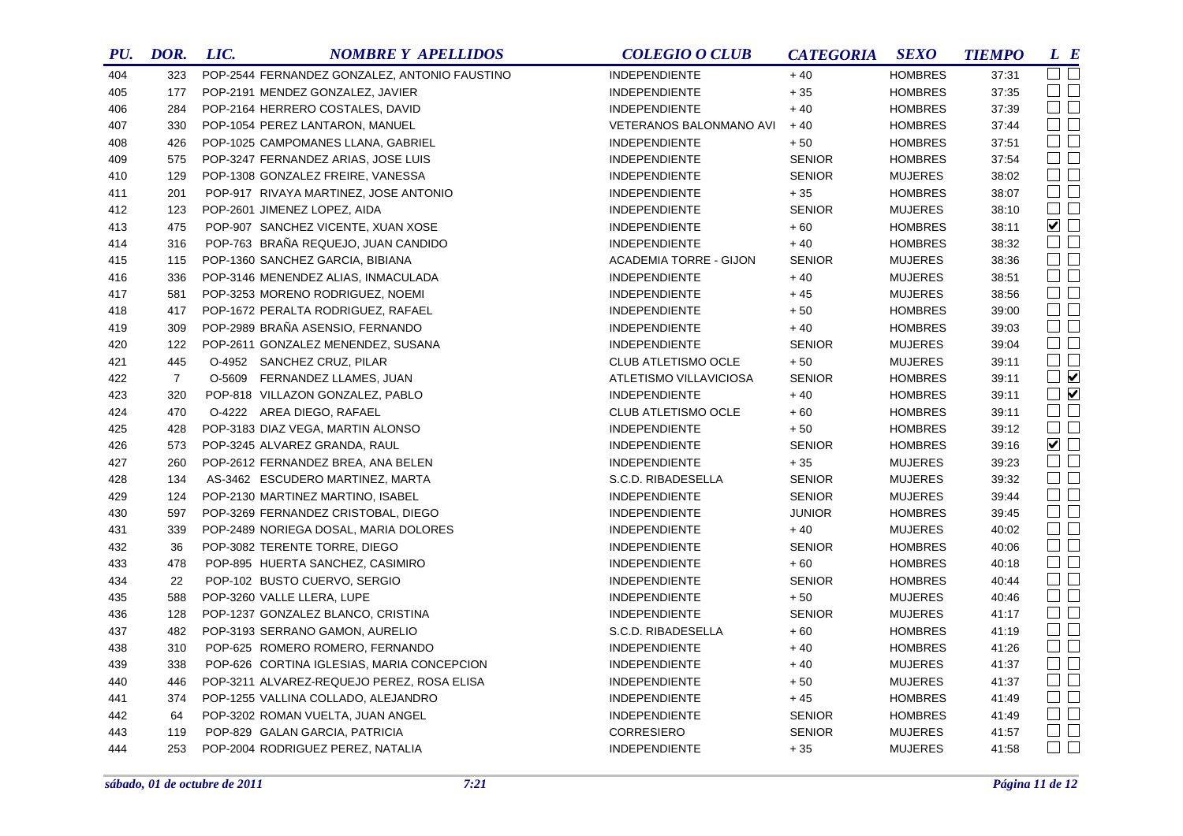| PU. | DOR. | LIC. | NOMBRE Y APELLIDOS | COLEGIO O CLUB | CATEGORIA | SEXO | TIEMPO | L | E |
|---|---|---|---|---|---|---|---|---|---|
| 404 | 323 | POP-2544 | FERNANDEZ GONZALEZ, ANTONIO FAUSTINO | INDEPENDIENTE | + 40 | HOMBRES | 37:31 | ☐ | ☐ |
| 405 | 177 | POP-2191 | MENDEZ GONZALEZ, JAVIER | INDEPENDIENTE | + 35 | HOMBRES | 37:35 | ☐ | ☐ |
| 406 | 284 | POP-2164 | HERRERO COSTALES, DAVID | INDEPENDIENTE | + 40 | HOMBRES | 37:39 | ☐ | ☐ |
| 407 | 330 | POP-1054 | PEREZ LANTARON, MANUEL | VETERANOS BALONMANO AVI | + 40 | HOMBRES | 37:44 | ☐ | ☐ |
| 408 | 426 | POP-1025 | CAMPOMANES LLANA, GABRIEL | INDEPENDIENTE | + 50 | HOMBRES | 37:51 | ☐ | ☐ |
| 409 | 575 | POP-3247 | FERNANDEZ ARIAS, JOSE LUIS | INDEPENDIENTE | SENIOR | HOMBRES | 37:54 | ☐ | ☐ |
| 410 | 129 | POP-1308 | GONZALEZ FREIRE, VANESSA | INDEPENDIENTE | SENIOR | MUJERES | 38:02 | ☐ | ☐ |
| 411 | 201 | POP-917 | RIVAYA MARTINEZ, JOSE ANTONIO | INDEPENDIENTE | + 35 | HOMBRES | 38:07 | ☐ | ☐ |
| 412 | 123 | POP-2601 | JIMENEZ LOPEZ, AIDA | INDEPENDIENTE | SENIOR | MUJERES | 38:10 | ☐ | ☐ |
| 413 | 475 | POP-907 | SANCHEZ VICENTE, XUAN XOSE | INDEPENDIENTE | + 60 | HOMBRES | 38:11 | ☑ | ☐ |
| 414 | 316 | POP-763 | BRAÑA REQUEJO, JUAN CANDIDO | INDEPENDIENTE | + 40 | HOMBRES | 38:32 | ☐ | ☐ |
| 415 | 115 | POP-1360 | SANCHEZ GARCIA, BIBIANA | ACADEMIA TORRE - GIJON | SENIOR | MUJERES | 38:36 | ☐ | ☐ |
| 416 | 336 | POP-3146 | MENENDEZ ALIAS, INMACULADA | INDEPENDIENTE | + 40 | MUJERES | 38:51 | ☐ | ☐ |
| 417 | 581 | POP-3253 | MORENO RODRIGUEZ, NOEMI | INDEPENDIENTE | + 45 | MUJERES | 38:56 | ☐ | ☐ |
| 418 | 417 | POP-1672 | PERALTA RODRIGUEZ, RAFAEL | INDEPENDIENTE | + 50 | HOMBRES | 39:00 | ☐ | ☐ |
| 419 | 309 | POP-2989 | BRAÑA ASENSIO, FERNANDO | INDEPENDIENTE | + 40 | HOMBRES | 39:03 | ☐ | ☐ |
| 420 | 122 | POP-2611 | GONZALEZ MENENDEZ, SUSANA | INDEPENDIENTE | SENIOR | MUJERES | 39:04 | ☐ | ☐ |
| 421 | 445 | O-4952 | SANCHEZ CRUZ, PILAR | CLUB ATLETISMO OCLE | + 50 | MUJERES | 39:11 | ☐ | ☐ |
| 422 | 7 | O-5609 | FERNANDEZ LLAMES, JUAN | ATLETISMO VILLAVICIOSA | SENIOR | HOMBRES | 39:11 | ☐ | ☑ |
| 423 | 320 | POP-818 | VILLAZON GONZALEZ, PABLO | INDEPENDIENTE | + 40 | HOMBRES | 39:11 | ☐ | ☑ |
| 424 | 470 | O-4222 | AREA DIEGO, RAFAEL | CLUB ATLETISMO OCLE | + 60 | HOMBRES | 39:11 | ☐ | ☐ |
| 425 | 428 | POP-3183 | DIAZ VEGA, MARTIN ALONSO | INDEPENDIENTE | + 50 | HOMBRES | 39:12 | ☐ | ☐ |
| 426 | 573 | POP-3245 | ALVAREZ GRANDA, RAUL | INDEPENDIENTE | SENIOR | HOMBRES | 39:16 | ☑ | ☐ |
| 427 | 260 | POP-2612 | FERNANDEZ BREA, ANA BELEN | INDEPENDIENTE | + 35 | MUJERES | 39:23 | ☐ | ☐ |
| 428 | 134 | AS-3462 | ESCUDERO MARTINEZ, MARTA | S.C.D. RIBADESELLA | SENIOR | MUJERES | 39:32 | ☐ | ☐ |
| 429 | 124 | POP-2130 | MARTINEZ MARTINO, ISABEL | INDEPENDIENTE | SENIOR | MUJERES | 39:44 | ☐ | ☐ |
| 430 | 597 | POP-3269 | FERNANDEZ CRISTOBAL, DIEGO | INDEPENDIENTE | JUNIOR | HOMBRES | 39:45 | ☐ | ☐ |
| 431 | 339 | POP-2489 | NORIEGA DOSAL, MARIA DOLORES | INDEPENDIENTE | + 40 | MUJERES | 40:02 | ☐ | ☐ |
| 432 | 36 | POP-3082 | TERENTE TORRE, DIEGO | INDEPENDIENTE | SENIOR | HOMBRES | 40:06 | ☐ | ☐ |
| 433 | 478 | POP-895 | HUERTA SANCHEZ, CASIMIRO | INDEPENDIENTE | + 60 | HOMBRES | 40:18 | ☐ | ☐ |
| 434 | 22 | POP-102 | BUSTO CUERVO, SERGIO | INDEPENDIENTE | SENIOR | HOMBRES | 40:44 | ☐ | ☐ |
| 435 | 588 | POP-3260 | VALLE LLERA, LUPE | INDEPENDIENTE | + 50 | MUJERES | 40:46 | ☐ | ☐ |
| 436 | 128 | POP-1237 | GONZALEZ BLANCO, CRISTINA | INDEPENDIENTE | SENIOR | MUJERES | 41:17 | ☐ | ☐ |
| 437 | 482 | POP-3193 | SERRANO GAMON, AURELIO | S.C.D. RIBADESELLA | + 60 | HOMBRES | 41:19 | ☐ | ☐ |
| 438 | 310 | POP-625 | ROMERO ROMERO, FERNANDO | INDEPENDIENTE | + 40 | HOMBRES | 41:26 | ☐ | ☐ |
| 439 | 338 | POP-626 | CORTINA IGLESIAS, MARIA CONCEPCION | INDEPENDIENTE | + 40 | MUJERES | 41:37 | ☐ | ☐ |
| 440 | 446 | POP-3211 | ALVAREZ-REQUEJO PEREZ, ROSA ELISA | INDEPENDIENTE | + 50 | MUJERES | 41:37 | ☐ | ☐ |
| 441 | 374 | POP-1255 | VALLINA COLLADO, ALEJANDRO | INDEPENDIENTE | + 45 | HOMBRES | 41:49 | ☐ | ☐ |
| 442 | 64 | POP-3202 | ROMAN VUELTA, JUAN ANGEL | INDEPENDIENTE | SENIOR | HOMBRES | 41:49 | ☐ | ☐ |
| 443 | 119 | POP-829 | GALAN GARCIA, PATRICIA | CORRESIERO | SENIOR | MUJERES | 41:57 | ☐ | ☐ |
| 444 | 253 | POP-2004 | RODRIGUEZ PEREZ, NATALIA | INDEPENDIENTE | + 35 | MUJERES | 41:58 | ☐ | ☐ |

*sábado, 01 de octubre de 2011* *7:21*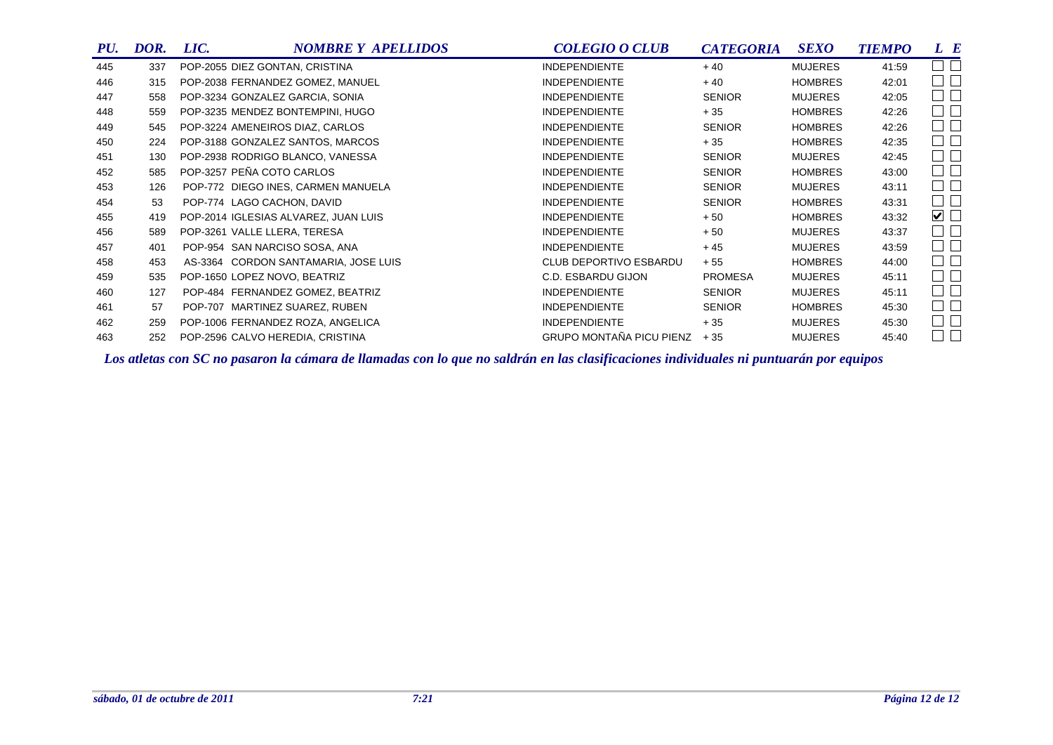| PU. | DOR. | LIC. | NOMBRE Y APELLIDOS | COLEGIO O CLUB | CATEGORIA | SEXO | TIEMPO | L | E |
|---|---|---|---|---|---|---|---|---|---|
| 445 | 337 | POP-2055 | DIEZ GONTAN, CRISTINA | INDEPENDIENTE | + 40 | MUJERES | 41:59 | ☐ | ☐ |
| 446 | 315 | POP-2038 | FERNANDEZ GOMEZ, MANUEL | INDEPENDIENTE | + 40 | HOMBRES | 42:01 | ☐ | ☐ |
| 447 | 558 | POP-3234 | GONZALEZ GARCIA, SONIA | INDEPENDIENTE | SENIOR | MUJERES | 42:05 | ☐ | ☐ |
| 448 | 559 | POP-3235 | MENDEZ BONTEMPINI, HUGO | INDEPENDIENTE | + 35 | HOMBRES | 42:26 | ☐ | ☐ |
| 449 | 545 | POP-3224 | AMENEIROS DIAZ, CARLOS | INDEPENDIENTE | SENIOR | HOMBRES | 42:26 | ☐ | ☐ |
| 450 | 224 | POP-3188 | GONZALEZ SANTOS, MARCOS | INDEPENDIENTE | + 35 | HOMBRES | 42:35 | ☐ | ☐ |
| 451 | 130 | POP-2938 | RODRIGO BLANCO, VANESSA | INDEPENDIENTE | SENIOR | MUJERES | 42:45 | ☐ | ☐ |
| 452 | 585 | POP-3257 | PEÑA COTO CARLOS | INDEPENDIENTE | SENIOR | HOMBRES | 43:00 | ☐ | ☐ |
| 453 | 126 | POP-772 | DIEGO INES, CARMEN MANUELA | INDEPENDIENTE | SENIOR | MUJERES | 43:11 | ☐ | ☐ |
| 454 | 53 | POP-774 | LAGO CACHON, DAVID | INDEPENDIENTE | SENIOR | HOMBRES | 43:31 | ☐ | ☐ |
| 455 | 419 | POP-2014 | IGLESIAS ALVAREZ, JUAN LUIS | INDEPENDIENTE | + 50 | HOMBRES | 43:32 | ☑ | ☐ |
| 456 | 589 | POP-3261 | VALLE LLERA, TERESA | INDEPENDIENTE | + 50 | MUJERES | 43:37 | ☐ | ☐ |
| 457 | 401 | POP-954 | SAN NARCISO SOSA, ANA | INDEPENDIENTE | + 45 | MUJERES | 43:59 | ☐ | ☐ |
| 458 | 453 | AS-3364 | CORDON SANTAMARIA, JOSE LUIS | CLUB DEPORTIVO ESBARDU | + 55 | HOMBRES | 44:00 | ☐ | ☐ |
| 459 | 535 | POP-1650 | LOPEZ NOVO, BEATRIZ | C.D. ESBARDU GIJON | PROMESA | MUJERES | 45:11 | ☐ | ☐ |
| 460 | 127 | POP-484 | FERNANDEZ GOMEZ, BEATRIZ | INDEPENDIENTE | SENIOR | MUJERES | 45:11 | ☐ | ☐ |
| 461 | 57 | POP-707 | MARTINEZ SUAREZ, RUBEN | INDEPENDIENTE | SENIOR | HOMBRES | 45:30 | ☐ | ☐ |
| 462 | 259 | POP-1006 | FERNANDEZ ROZA, ANGELICA | INDEPENDIENTE | + 35 | MUJERES | 45:30 | ☐ | ☐ |
| 463 | 252 | POP-2596 | CALVO HEREDIA, CRISTINA | GRUPO MONTAÑA PICU PIENZ | + 35 | MUJERES | 45:40 | ☐ | ☐ |

*Los atletas con SC no pasaron la cámara de llamadas con lo que no saldrán en las clasificaciones individuales ni puntuarán por equipos*

*sábado, 01 de octubre de 2011* *7:21*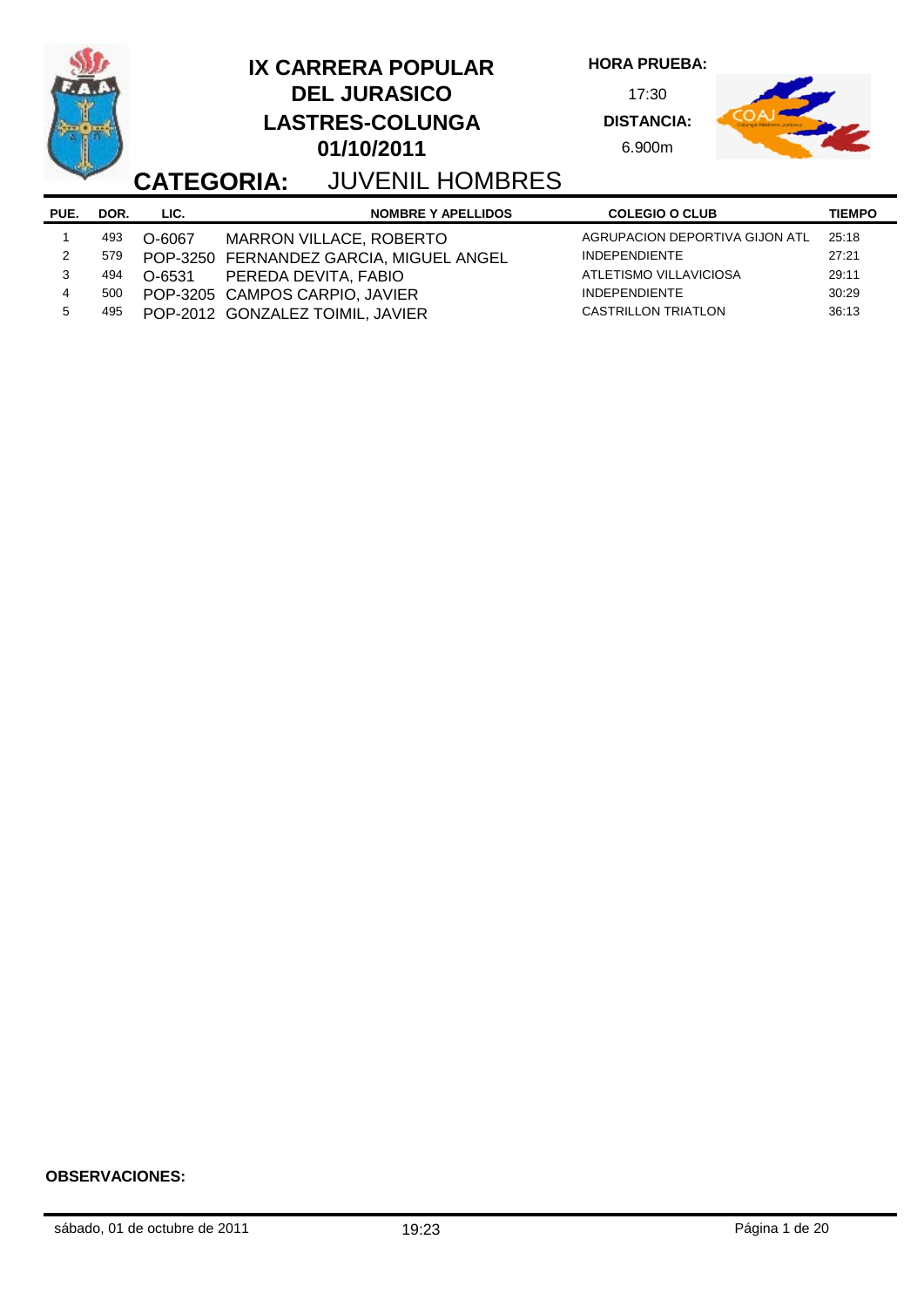# IX CARRERA POPULAR DEL JURASICO LASTRES-COLUNGA 01/10/2011

**HORA PRUEBA:** 17:30

**DISTANCIA:** 6.900m

## CATEGORIA: JUVENIL HOMBRES

| PUE. | DOR. | LIC. | NOMBRE Y APELLIDOS | COLEGIO O CLUB | TIEMPO |
|---|---|---|---|---|---|
| 1 | 493 | O-6067 | MARRON VILLACE, ROBERTO | AGRUPACION DEPORTIVA GIJON ATL | 25:18 |
| 2 | 579 | POP-3250 | FERNANDEZ GARCIA, MIGUEL ANGEL | INDEPENDIENTE | 27:21 |
| 3 | 494 | O-6531 | PEREDA DEVITA, FABIO | ATLETISMO VILLAVICIOSA | 29:11 |
| 4 | 500 | POP-3205 | CAMPOS CARPIO, JAVIER | INDEPENDIENTE | 30:29 |
| 5 | 495 | POP-2012 | GONZALEZ TOIMIL, JAVIER | CASTRILLON TRIATLON | 36:13 |

**OBSERVACIONES:**

sábado, 01 de octubre de 2011 19:23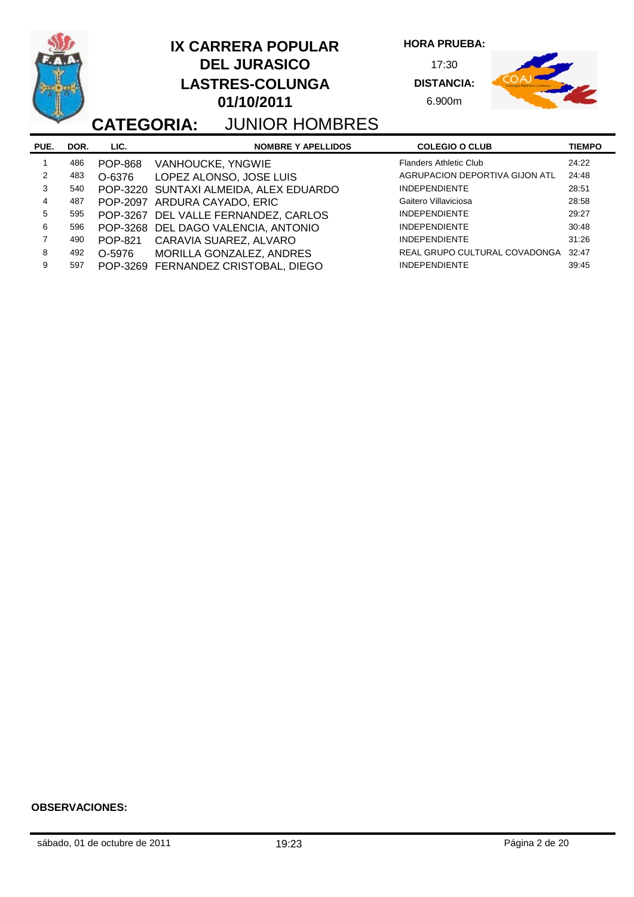# IX CARRERA POPULAR DEL JURASICO LASTRES-COLUNGA 01/10/2011

**HORA PRUEBA:** 17:30

**DISTANCIA:** 6.900m

## CATEGORIA: JUNIOR HOMBRES

| PUE. | DOR. | LIC. | NOMBRE Y APELLIDOS | COLEGIO O CLUB | TIEMPO |
|---|---|---|---|---|---|
| 1 | 486 | POP-868 | VANHOUCKE, YNGWIE | Flanders Athletic Club | 24:22 |
| 2 | 483 | O-6376 | LOPEZ ALONSO, JOSE LUIS | AGRUPACION DEPORTIVA GIJON ATL | 24:48 |
| 3 | 540 | POP-3220 | SUNTAXI ALMEIDA, ALEX EDUARDO | INDEPENDIENTE | 28:51 |
| 4 | 487 | POP-2097 | ARDURA CAYADO, ERIC | Gaitero Villaviciosa | 28:58 |
| 5 | 595 | POP-3267 | DEL VALLE FERNANDEZ, CARLOS | INDEPENDIENTE | 29:27 |
| 6 | 596 | POP-3268 | DEL DAGO VALENCIA, ANTONIO | INDEPENDIENTE | 30:48 |
| 7 | 490 | POP-821 | CARAVIA SUAREZ, ALVARO | INDEPENDIENTE | 31:26 |
| 8 | 492 | O-5976 | MORILLA GONZALEZ, ANDRES | REAL GRUPO CULTURAL COVADONGA | 32:47 |
| 9 | 597 | POP-3269 | FERNANDEZ CRISTOBAL, DIEGO | INDEPENDIENTE | 39:45 |

**OBSERVACIONES:**

sábado, 01 de octubre de 2011 19:23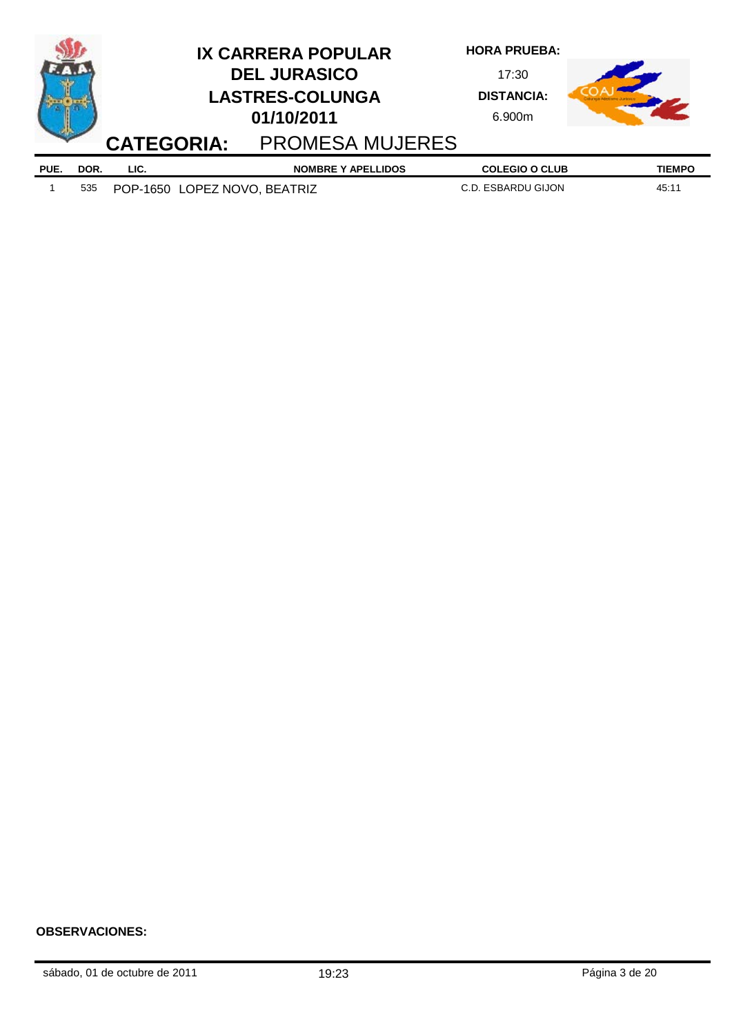# IX CARRERA POPULAR DEL JURASICO LASTRES-COLUNGA 01/10/2011

**HORA PRUEBA:** 17:30

**DISTANCIA:** 6.900m

## CATEGORIA: PROMESA MUJERES

| PUE. | DOR. | LIC. | NOMBRE Y APELLIDOS | COLEGIO O CLUB | TIEMPO |
|---|---|---|---|---|---|
| 1 | 535 | POP-1650 | LOPEZ NOVO, BEATRIZ | C.D. ESBARDU GIJON | 45:11 |

**OBSERVACIONES:**

sábado, 01 de octubre de 2011 19:23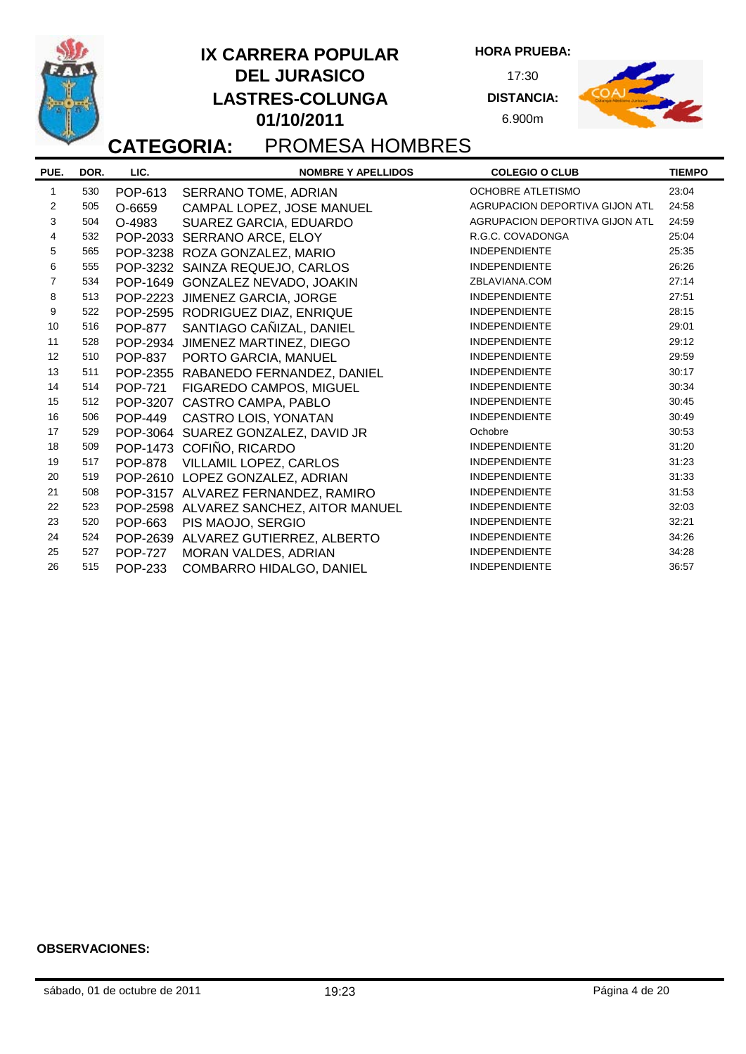# IX CARRERA POPULAR DEL JURASICO LASTRES-COLUNGA 01/10/2011

**HORA PRUEBA:** 17:30

**DISTANCIA:** 6.900m

## CATEGORIA: PROMESA HOMBRES

| PUE. | DOR. | LIC. | NOMBRE Y APELLIDOS | COLEGIO O CLUB | TIEMPO |
|---|---|---|---|---|---|
| 1 | 530 | POP-613 | SERRANO TOME, ADRIAN | OCHOBRE ATLETISMO | 23:04 |
| 2 | 505 | O-6659 | CAMPAL LOPEZ, JOSE MANUEL | AGRUPACION DEPORTIVA GIJON ATL | 24:58 |
| 3 | 504 | O-4983 | SUAREZ GARCIA, EDUARDO | AGRUPACION DEPORTIVA GIJON ATL | 24:59 |
| 4 | 532 | POP-2033 | SERRANO ARCE, ELOY | R.G.C. COVADONGA | 25:04 |
| 5 | 565 | POP-3238 | ROZA GONZALEZ, MARIO | INDEPENDIENTE | 25:35 |
| 6 | 555 | POP-3232 | SAINZA REQUEJO, CARLOS | INDEPENDIENTE | 26:26 |
| 7 | 534 | POP-1649 | GONZALEZ NEVADO, JOAKIN | ZBLAVIANA.COM | 27:14 |
| 8 | 513 | POP-2223 | JIMENEZ GARCIA, JORGE | INDEPENDIENTE | 27:51 |
| 9 | 522 | POP-2595 | RODRIGUEZ DIAZ, ENRIQUE | INDEPENDIENTE | 28:15 |
| 10 | 516 | POP-877 | SANTIAGO CAÑIZAL, DANIEL | INDEPENDIENTE | 29:01 |
| 11 | 528 | POP-2934 | JIMENEZ MARTINEZ, DIEGO | INDEPENDIENTE | 29:12 |
| 12 | 510 | POP-837 | PORTO GARCIA, MANUEL | INDEPENDIENTE | 29:59 |
| 13 | 511 | POP-2355 | RABANEDO FERNANDEZ, DANIEL | INDEPENDIENTE | 30:17 |
| 14 | 514 | POP-721 | FIGAREDO CAMPOS, MIGUEL | INDEPENDIENTE | 30:34 |
| 15 | 512 | POP-3207 | CASTRO CAMPA, PABLO | INDEPENDIENTE | 30:45 |
| 16 | 506 | POP-449 | CASTRO LOIS, YONATAN | INDEPENDIENTE | 30:49 |
| 17 | 529 | POP-3064 | SUAREZ GONZALEZ, DAVID JR | Ochobre | 30:53 |
| 18 | 509 | POP-1473 | COFIÑO, RICARDO | INDEPENDIENTE | 31:20 |
| 19 | 517 | POP-878 | VILLAMIL LOPEZ, CARLOS | INDEPENDIENTE | 31:23 |
| 20 | 519 | POP-2610 | LOPEZ GONZALEZ, ADRIAN | INDEPENDIENTE | 31:33 |
| 21 | 508 | POP-3157 | ALVAREZ FERNANDEZ, RAMIRO | INDEPENDIENTE | 31:53 |
| 22 | 523 | POP-2598 | ALVAREZ SANCHEZ, AITOR MANUEL | INDEPENDIENTE | 32:03 |
| 23 | 520 | POP-663 | PIS MAOJO, SERGIO | INDEPENDIENTE | 32:21 |
| 24 | 524 | POP-2639 | ALVAREZ GUTIERREZ, ALBERTO | INDEPENDIENTE | 34:26 |
| 25 | 527 | POP-727 | MORAN VALDES, ADRIAN | INDEPENDIENTE | 34:28 |
| 26 | 515 | POP-233 | COMBARRO HIDALGO, DANIEL | INDEPENDIENTE | 36:57 |

**OBSERVACIONES:**

sábado, 01 de octubre de 2011 19:23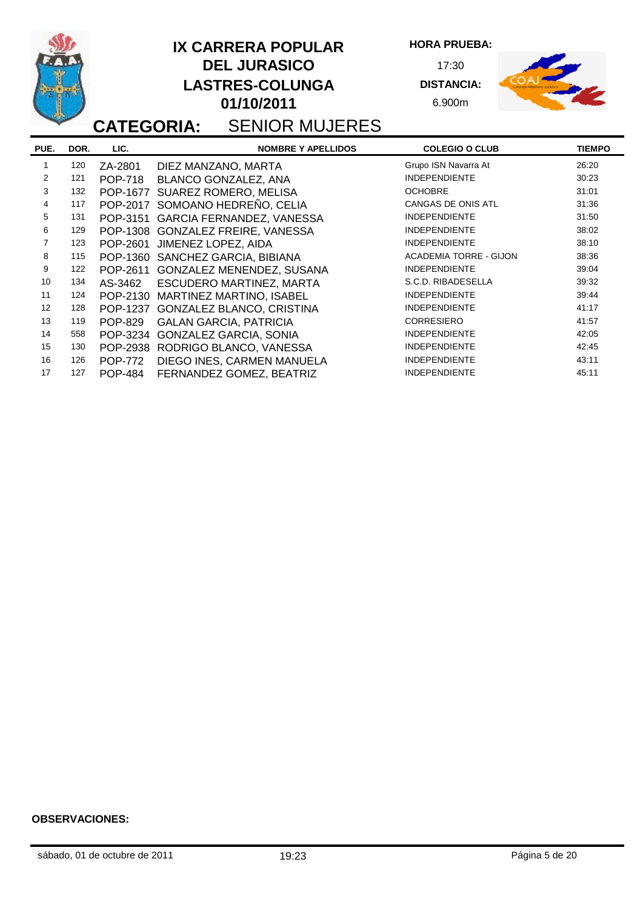# IX CARRERA POPULAR DEL JURASICO LASTRES-COLUNGA 01/10/2011

**HORA PRUEBA:** 17:30

**DISTANCIA:** 6.900m

## CATEGORIA: SENIOR MUJERES

| PUE. | DOR. | LIC. | NOMBRE Y APELLIDOS | COLEGIO O CLUB | TIEMPO |
|---|---|---|---|---|---|
| 1 | 120 | ZA-2801 | DIEZ MANZANO, MARTA | Grupo ISN Navarra At | 26:20 |
| 2 | 121 | POP-718 | BLANCO GONZALEZ, ANA | INDEPENDIENTE | 30:23 |
| 3 | 132 | POP-1677 | SUAREZ ROMERO, MELISA | OCHOBRE | 31:01 |
| 4 | 117 | POP-2017 | SOMOANO HEDREÑO, CELIA | CANGAS DE ONIS ATL | 31:36 |
| 5 | 131 | POP-3151 | GARCIA FERNANDEZ, VANESSA | INDEPENDIENTE | 31:50 |
| 6 | 129 | POP-1308 | GONZALEZ FREIRE, VANESSA | INDEPENDIENTE | 38:02 |
| 7 | 123 | POP-2601 | JIMENEZ LOPEZ, AIDA | INDEPENDIENTE | 38:10 |
| 8 | 115 | POP-1360 | SANCHEZ GARCIA, BIBIANA | ACADEMIA TORRE - GIJON | 38:36 |
| 9 | 122 | POP-2611 | GONZALEZ MENENDEZ, SUSANA | INDEPENDIENTE | 39:04 |
| 10 | 134 | AS-3462 | ESCUDERO MARTINEZ, MARTA | S.C.D. RIBADESELLA | 39:32 |
| 11 | 124 | POP-2130 | MARTINEZ MARTINO, ISABEL | INDEPENDIENTE | 39:44 |
| 12 | 128 | POP-1237 | GONZALEZ BLANCO, CRISTINA | INDEPENDIENTE | 41:17 |
| 13 | 119 | POP-829 | GALAN GARCIA, PATRICIA | CORRESIERO | 41:57 |
| 14 | 558 | POP-3234 | GONZALEZ GARCIA, SONIA | INDEPENDIENTE | 42:05 |
| 15 | 130 | POP-2938 | RODRIGO BLANCO, VANESSA | INDEPENDIENTE | 42:45 |
| 16 | 126 | POP-772 | DIEGO INES, CARMEN MANUELA | INDEPENDIENTE | 43:11 |
| 17 | 127 | POP-484 | FERNANDEZ GOMEZ, BEATRIZ | INDEPENDIENTE | 45:11 |

**OBSERVACIONES:**

sábado, 01 de octubre de 2011 19:23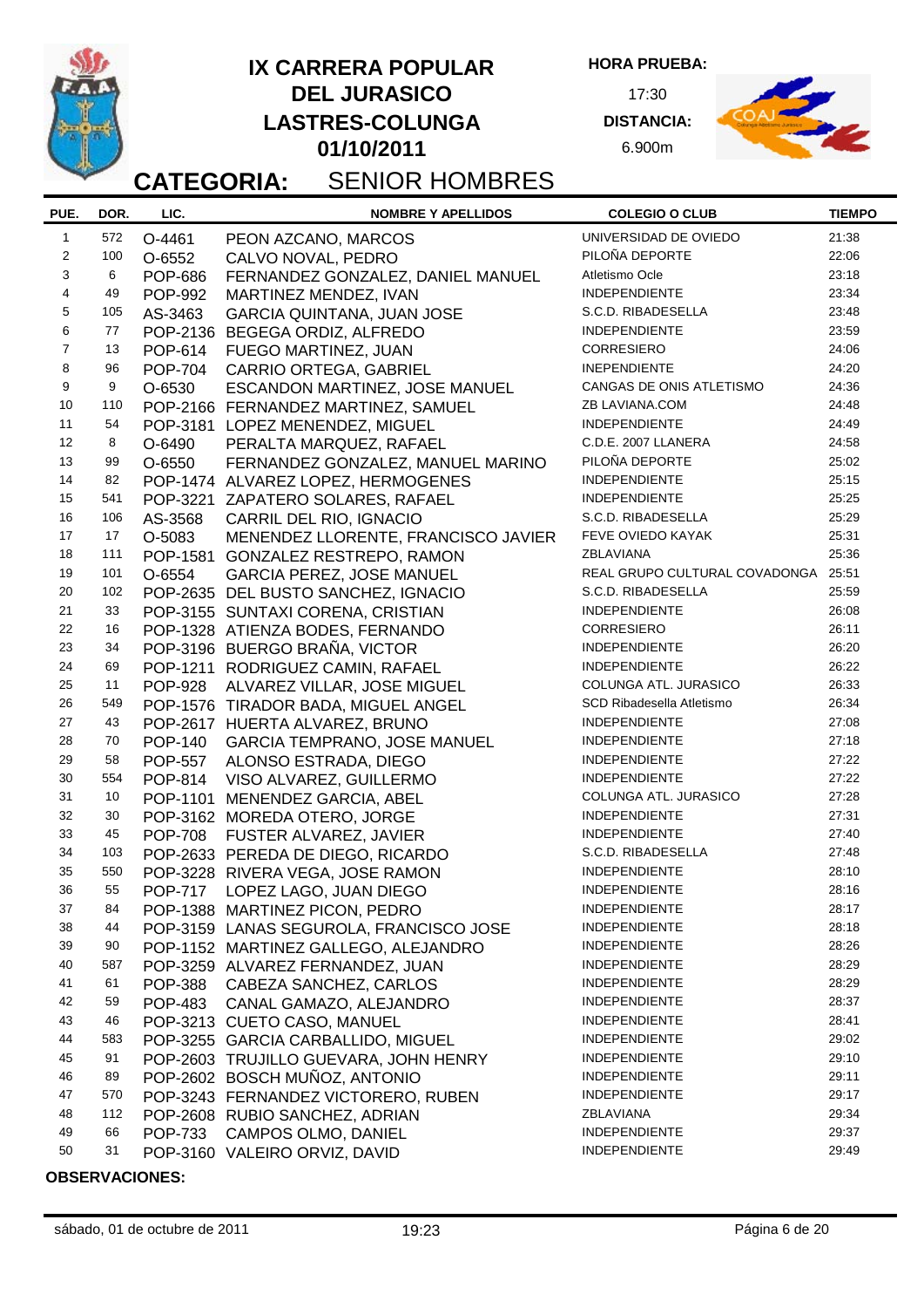# IX CARRERA POPULAR DEL JURASICO LASTRES-COLUNGA 01/10/2011

**HORA PRUEBA:** 17:30

**DISTANCIA:** 6.900m

## CATEGORIA: SENIOR HOMBRES

| PUE. | DOR. | LIC. | NOMBRE Y APELLIDOS | COLEGIO O CLUB | TIEMPO |
|---|---|---|---|---|---|
| 1 | 572 | O-4461 | PEON AZCANO, MARCOS | UNIVERSIDAD DE OVIEDO | 21:38 |
| 2 | 100 | O-6552 | CALVO NOVAL, PEDRO | PILOÑA DEPORTE | 22:06 |
| 3 | 6 | POP-686 | FERNANDEZ GONZALEZ, DANIEL MANUEL | Atletismo Ocle | 23:18 |
| 4 | 49 | POP-992 | MARTINEZ MENDEZ, IVAN | INDEPENDIENTE | 23:34 |
| 5 | 105 | AS-3463 | GARCIA QUINTANA, JUAN JOSE | S.C.D. RIBADESELLA | 23:48 |
| 6 | 77 | POP-2136 | BEGEGA ORDIZ, ALFREDO | INDEPENDIENTE | 23:59 |
| 7 | 13 | POP-614 | FUEGO MARTINEZ, JUAN | CORRESIERO | 24:06 |
| 8 | 96 | POP-704 | CARRIO ORTEGA, GABRIEL | INEPENDIENTE | 24:20 |
| 9 | 9 | O-6530 | ESCANDON MARTINEZ, JOSE MANUEL | CANGAS DE ONIS ATLETISMO | 24:36 |
| 10 | 110 | POP-2166 | FERNANDEZ MARTINEZ, SAMUEL | ZB LAVIANA.COM | 24:48 |
| 11 | 54 | POP-3181 | LOPEZ MENENDEZ, MIGUEL | INDEPENDIENTE | 24:49 |
| 12 | 8 | O-6490 | PERALTA MARQUEZ, RAFAEL | C.D.E. 2007 LLANERA | 24:58 |
| 13 | 99 | O-6550 | FERNANDEZ GONZALEZ, MANUEL MARINO | PILOÑA DEPORTE | 25:02 |
| 14 | 82 | POP-1474 | ALVAREZ LOPEZ, HERMOGENES | INDEPENDIENTE | 25:15 |
| 15 | 541 | POP-3221 | ZAPATERO SOLARES, RAFAEL | INDEPENDIENTE | 25:25 |
| 16 | 106 | AS-3568 | CARRIL DEL RIO, IGNACIO | S.C.D. RIBADESELLA | 25:29 |
| 17 | 17 | O-5083 | MENENDEZ LLORENTE, FRANCISCO JAVIER | FEVE OVIEDO KAYAK | 25:31 |
| 18 | 111 | POP-1581 | GONZALEZ RESTREPO, RAMON | ZBLAVIANA | 25:36 |
| 19 | 101 | O-6554 | GARCIA PEREZ, JOSE MANUEL | REAL GRUPO CULTURAL COVADONGA | 25:51 |
| 20 | 102 | POP-2635 | DEL BUSTO SANCHEZ, IGNACIO | S.C.D. RIBADESELLA | 25:59 |
| 21 | 33 | POP-3155 | SUNTAXI CORENA, CRISTIAN | INDEPENDIENTE | 26:08 |
| 22 | 16 | POP-1328 | ATIENZA BODES, FERNANDO | CORRESIERO | 26:11 |
| 23 | 34 | POP-3196 | BUERGO BRAÑA, VICTOR | INDEPENDIENTE | 26:20 |
| 24 | 69 | POP-1211 | RODRIGUEZ CAMIN, RAFAEL | INDEPENDIENTE | 26:22 |
| 25 | 11 | POP-928 | ALVAREZ VILLAR, JOSE MIGUEL | COLUNGA ATL. JURASICO | 26:33 |
| 26 | 549 | POP-1576 | TIRADOR BADA, MIGUEL ANGEL | SCD Ribadesella Atletismo | 26:34 |
| 27 | 43 | POP-2617 | HUERTA ALVAREZ, BRUNO | INDEPENDIENTE | 27:08 |
| 28 | 70 | POP-140 | GARCIA TEMPRANO, JOSE MANUEL | INDEPENDIENTE | 27:18 |
| 29 | 58 | POP-557 | ALONSO ESTRADA, DIEGO | INDEPENDIENTE | 27:22 |
| 30 | 554 | POP-814 | VISO ALVAREZ, GUILLERMO | INDEPENDIENTE | 27:22 |
| 31 | 10 | POP-1101 | MENENDEZ GARCIA, ABEL | COLUNGA ATL. JURASICO | 27:28 |
| 32 | 30 | POP-3162 | MOREDA OTERO, JORGE | INDEPENDIENTE | 27:31 |
| 33 | 45 | POP-708 | FUSTER ALVAREZ, JAVIER | INDEPENDIENTE | 27:40 |
| 34 | 103 | POP-2633 | PEREDA DE DIEGO, RICARDO | S.C.D. RIBADESELLA | 27:48 |
| 35 | 550 | POP-3228 | RIVERA VEGA, JOSE RAMON | INDEPENDIENTE | 28:10 |
| 36 | 55 | POP-717 | LOPEZ LAGO, JUAN DIEGO | INDEPENDIENTE | 28:16 |
| 37 | 84 | POP-1388 | MARTINEZ PICON, PEDRO | INDEPENDIENTE | 28:17 |
| 38 | 44 | POP-3159 | LANAS SEGUROLA, FRANCISCO JOSE | INDEPENDIENTE | 28:18 |
| 39 | 90 | POP-1152 | MARTINEZ GALLEGO, ALEJANDRO | INDEPENDIENTE | 28:26 |
| 40 | 587 | POP-3259 | ALVAREZ FERNANDEZ, JUAN | INDEPENDIENTE | 28:29 |
| 41 | 61 | POP-388 | CABEZA SANCHEZ, CARLOS | INDEPENDIENTE | 28:29 |
| 42 | 59 | POP-483 | CANAL GAMAZO, ALEJANDRO | INDEPENDIENTE | 28:37 |
| 43 | 46 | POP-3213 | CUETO CASO, MANUEL | INDEPENDIENTE | 28:41 |
| 44 | 583 | POP-3255 | GARCIA CARBALLIDO, MIGUEL | INDEPENDIENTE | 29:02 |
| 45 | 91 | POP-2603 | TRUJILLO GUEVARA, JOHN HENRY | INDEPENDIENTE | 29:10 |
| 46 | 89 | POP-2602 | BOSCH MUÑOZ, ANTONIO | INDEPENDIENTE | 29:11 |
| 47 | 570 | POP-3243 | FERNANDEZ VICTORERO, RUBEN | INDEPENDIENTE | 29:17 |
| 48 | 112 | POP-2608 | RUBIO SANCHEZ, ADRIAN | ZBLAVIANA | 29:34 |
| 49 | 66 | POP-733 | CAMPOS OLMO, DANIEL | INDEPENDIENTE | 29:37 |
| 50 | 31 | POP-3160 | VALEIRO ORVIZ, DAVID | INDEPENDIENTE | 29:49 |

**OBSERVACIONES:**

sábado, 01 de octubre de 2011 19:23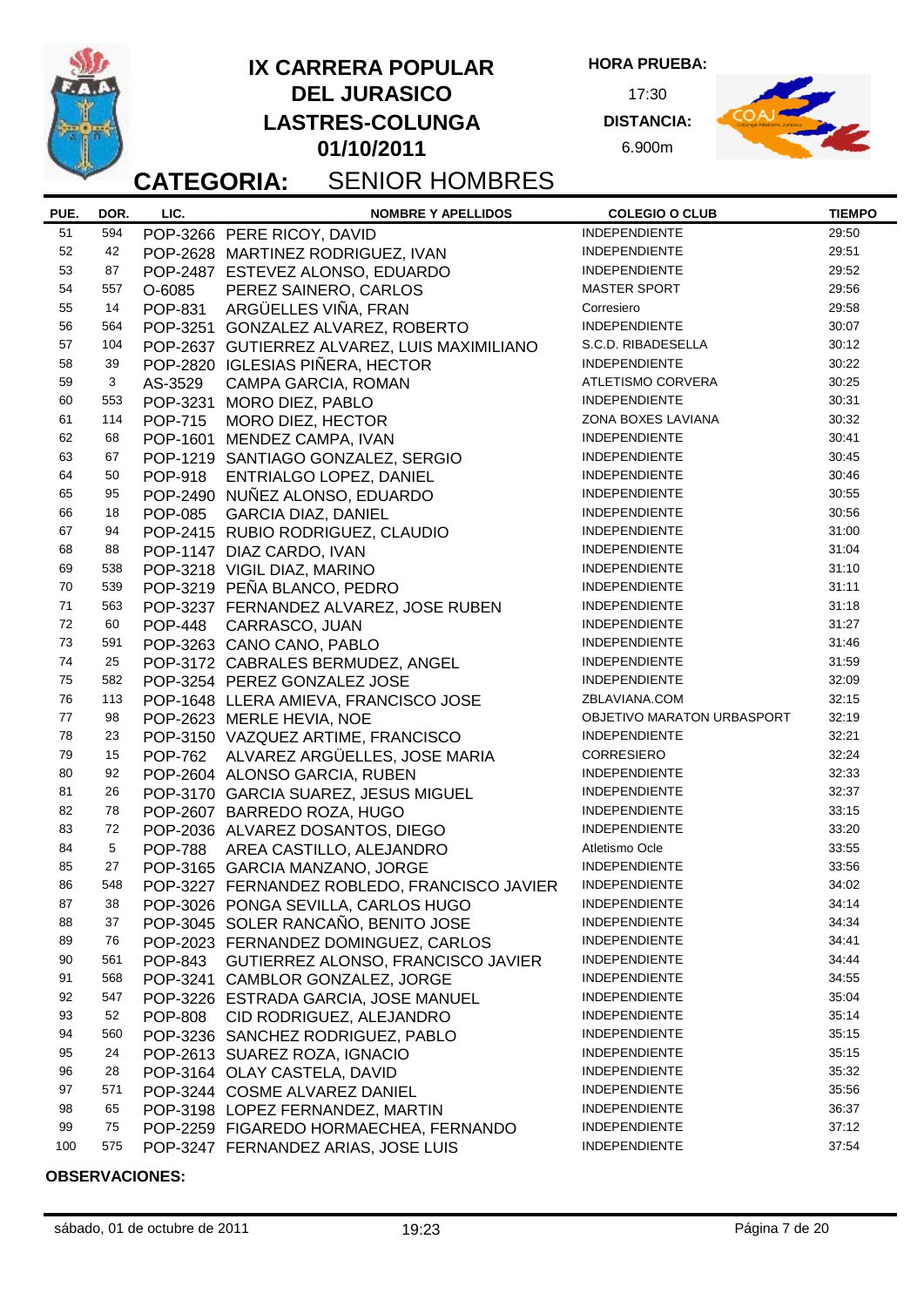# IX CARRERA POPULAR DEL JURASICO LASTRES-COLUNGA 01/10/2011

**HORA PRUEBA:** 17:30

**DISTANCIA:** 6.900m

## CATEGORIA: SENIOR HOMBRES

| PUE. | DOR. | LIC. | NOMBRE Y APELLIDOS | COLEGIO O CLUB | TIEMPO |
|---|---|---|---|---|---|
| 51 | 594 | POP-3266 | PERE RICOY, DAVID | INDEPENDIENTE | 29:50 |
| 52 | 42 | POP-2628 | MARTINEZ RODRIGUEZ, IVAN | INDEPENDIENTE | 29:51 |
| 53 | 87 | POP-2487 | ESTEVEZ ALONSO, EDUARDO | INDEPENDIENTE | 29:52 |
| 54 | 557 | O-6085 | PEREZ SAINERO, CARLOS | MASTER SPORT | 29:56 |
| 55 | 14 | POP-831 | ARGÜELLES VIÑA, FRAN | Corresiero | 29:58 |
| 56 | 564 | POP-3251 | GONZALEZ ALVAREZ, ROBERTO | INDEPENDIENTE | 30:07 |
| 57 | 104 | POP-2637 | GUTIERREZ ALVAREZ, LUIS MAXIMILIANO | S.C.D. RIBADESELLA | 30:12 |
| 58 | 39 | POP-2820 | IGLESIAS PIÑERA, HECTOR | INDEPENDIENTE | 30:22 |
| 59 | 3 | AS-3529 | CAMPA GARCIA, ROMAN | ATLETISMO CORVERA | 30:25 |
| 60 | 553 | POP-3231 | MORO DIEZ, PABLO | INDEPENDIENTE | 30:31 |
| 61 | 114 | POP-715 | MORO DIEZ, HECTOR | ZONA BOXES LAVIANA | 30:32 |
| 62 | 68 | POP-1601 | MENDEZ CAMPA, IVAN | INDEPENDIENTE | 30:41 |
| 63 | 67 | POP-1219 | SANTIAGO GONZALEZ, SERGIO | INDEPENDIENTE | 30:45 |
| 64 | 50 | POP-918 | ENTRIALGO LOPEZ, DANIEL | INDEPENDIENTE | 30:46 |
| 65 | 95 | POP-2490 | NUÑEZ ALONSO, EDUARDO | INDEPENDIENTE | 30:55 |
| 66 | 18 | POP-085 | GARCIA DIAZ, DANIEL | INDEPENDIENTE | 30:56 |
| 67 | 94 | POP-2415 | RUBIO RODRIGUEZ, CLAUDIO | INDEPENDIENTE | 31:00 |
| 68 | 88 | POP-1147 | DIAZ CARDO, IVAN | INDEPENDIENTE | 31:04 |
| 69 | 538 | POP-3218 | VIGIL DIAZ, MARINO | INDEPENDIENTE | 31:10 |
| 70 | 539 | POP-3219 | PEÑA BLANCO, PEDRO | INDEPENDIENTE | 31:11 |
| 71 | 563 | POP-3237 | FERNANDEZ ALVAREZ, JOSE RUBEN | INDEPENDIENTE | 31:18 |
| 72 | 60 | POP-448 | CARRASCO, JUAN | INDEPENDIENTE | 31:27 |
| 73 | 591 | POP-3263 | CANO CANO, PABLO | INDEPENDIENTE | 31:46 |
| 74 | 25 | POP-3172 | CABRALES BERMUDEZ, ANGEL | INDEPENDIENTE | 31:59 |
| 75 | 582 | POP-3254 | PEREZ GONZALEZ JOSE | INDEPENDIENTE | 32:09 |
| 76 | 113 | POP-1648 | LLERA AMIEVA, FRANCISCO JOSE | ZBLAVIANA.COM | 32:15 |
| 77 | 98 | POP-2623 | MERLE HEVIA, NOE | OBJETIVO MARATON URBASPORT | 32:19 |
| 78 | 23 | POP-3150 | VAZQUEZ ARTIME, FRANCISCO | INDEPENDIENTE | 32:21 |
| 79 | 15 | POP-762 | ALVAREZ ARGÜELLES, JOSE MARIA | CORRESIERO | 32:24 |
| 80 | 92 | POP-2604 | ALONSO GARCIA, RUBEN | INDEPENDIENTE | 32:33 |
| 81 | 26 | POP-3170 | GARCIA SUAREZ, JESUS MIGUEL | INDEPENDIENTE | 32:37 |
| 82 | 78 | POP-2607 | BARREDO ROZA, HUGO | INDEPENDIENTE | 33:15 |
| 83 | 72 | POP-2036 | ALVAREZ DOSANTOS, DIEGO | INDEPENDIENTE | 33:20 |
| 84 | 5 | POP-788 | AREA CASTILLO, ALEJANDRO | Atletismo Ocle | 33:55 |
| 85 | 27 | POP-3165 | GARCIA MANZANO, JORGE | INDEPENDIENTE | 33:56 |
| 86 | 548 | POP-3227 | FERNANDEZ ROBLEDO, FRANCISCO JAVIER | INDEPENDIENTE | 34:02 |
| 87 | 38 | POP-3026 | PONGA SEVILLA, CARLOS HUGO | INDEPENDIENTE | 34:14 |
| 88 | 37 | POP-3045 | SOLER RANCAÑO, BENITO JOSE | INDEPENDIENTE | 34:34 |
| 89 | 76 | POP-2023 | FERNANDEZ DOMINGUEZ, CARLOS | INDEPENDIENTE | 34:41 |
| 90 | 561 | POP-843 | GUTIERREZ ALONSO, FRANCISCO JAVIER | INDEPENDIENTE | 34:44 |
| 91 | 568 | POP-3241 | CAMBLOR GONZALEZ, JORGE | INDEPENDIENTE | 34:55 |
| 92 | 547 | POP-3226 | ESTRADA GARCIA, JOSE MANUEL | INDEPENDIENTE | 35:04 |
| 93 | 52 | POP-808 | CID RODRIGUEZ, ALEJANDRO | INDEPENDIENTE | 35:14 |
| 94 | 560 | POP-3236 | SANCHEZ RODRIGUEZ, PABLO | INDEPENDIENTE | 35:15 |
| 95 | 24 | POP-2613 | SUAREZ ROZA, IGNACIO | INDEPENDIENTE | 35:15 |
| 96 | 28 | POP-3164 | OLAY CASTELA, DAVID | INDEPENDIENTE | 35:32 |
| 97 | 571 | POP-3244 | COSME ALVAREZ DANIEL | INDEPENDIENTE | 35:56 |
| 98 | 65 | POP-3198 | LOPEZ FERNANDEZ, MARTIN | INDEPENDIENTE | 36:37 |
| 99 | 75 | POP-2259 | FIGAREDO HORMAECHEA, FERNANDO | INDEPENDIENTE | 37:12 |
| 100 | 575 | POP-3247 | FERNANDEZ ARIAS, JOSE LUIS | INDEPENDIENTE | 37:54 |

**OBSERVACIONES:**

sábado, 01 de octubre de 2011 19:23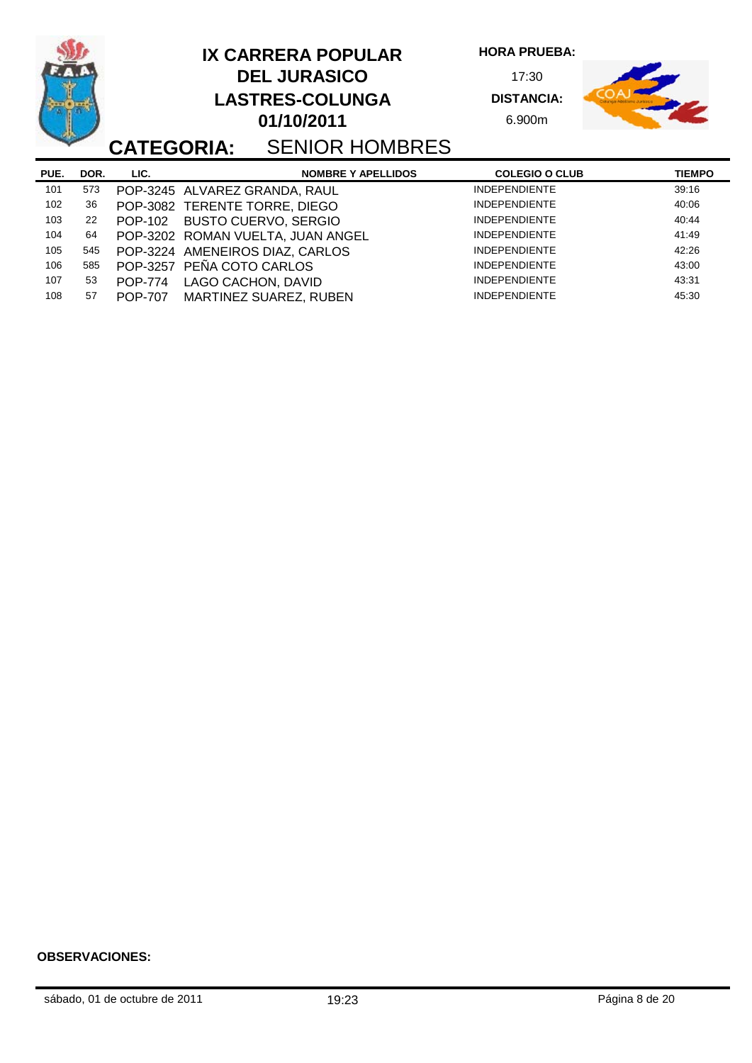# IX CARRERA POPULAR DEL JURASICO LASTRES-COLUNGA 01/10/2011

**HORA PRUEBA:** 17:30

**DISTANCIA:** 6.900m

## CATEGORIA: SENIOR HOMBRES

| PUE. | DOR. | LIC. | NOMBRE Y APELLIDOS | COLEGIO O CLUB | TIEMPO |
|---|---|---|---|---|---|
| 101 | 573 | POP-3245 | ALVAREZ GRANDA, RAUL | INDEPENDIENTE | 39:16 |
| 102 | 36 | POP-3082 | TERENTE TORRE, DIEGO | INDEPENDIENTE | 40:06 |
| 103 | 22 | POP-102 | BUSTO CUERVO, SERGIO | INDEPENDIENTE | 40:44 |
| 104 | 64 | POP-3202 | ROMAN VUELTA, JUAN ANGEL | INDEPENDIENTE | 41:49 |
| 105 | 545 | POP-3224 | AMENEIROS DIAZ, CARLOS | INDEPENDIENTE | 42:26 |
| 106 | 585 | POP-3257 | PEÑA COTO CARLOS | INDEPENDIENTE | 43:00 |
| 107 | 53 | POP-774 | LAGO CACHON, DAVID | INDEPENDIENTE | 43:31 |
| 108 | 57 | POP-707 | MARTINEZ SUAREZ, RUBEN | INDEPENDIENTE | 45:30 |

**OBSERVACIONES:**

sábado, 01 de octubre de 2011 — 19:23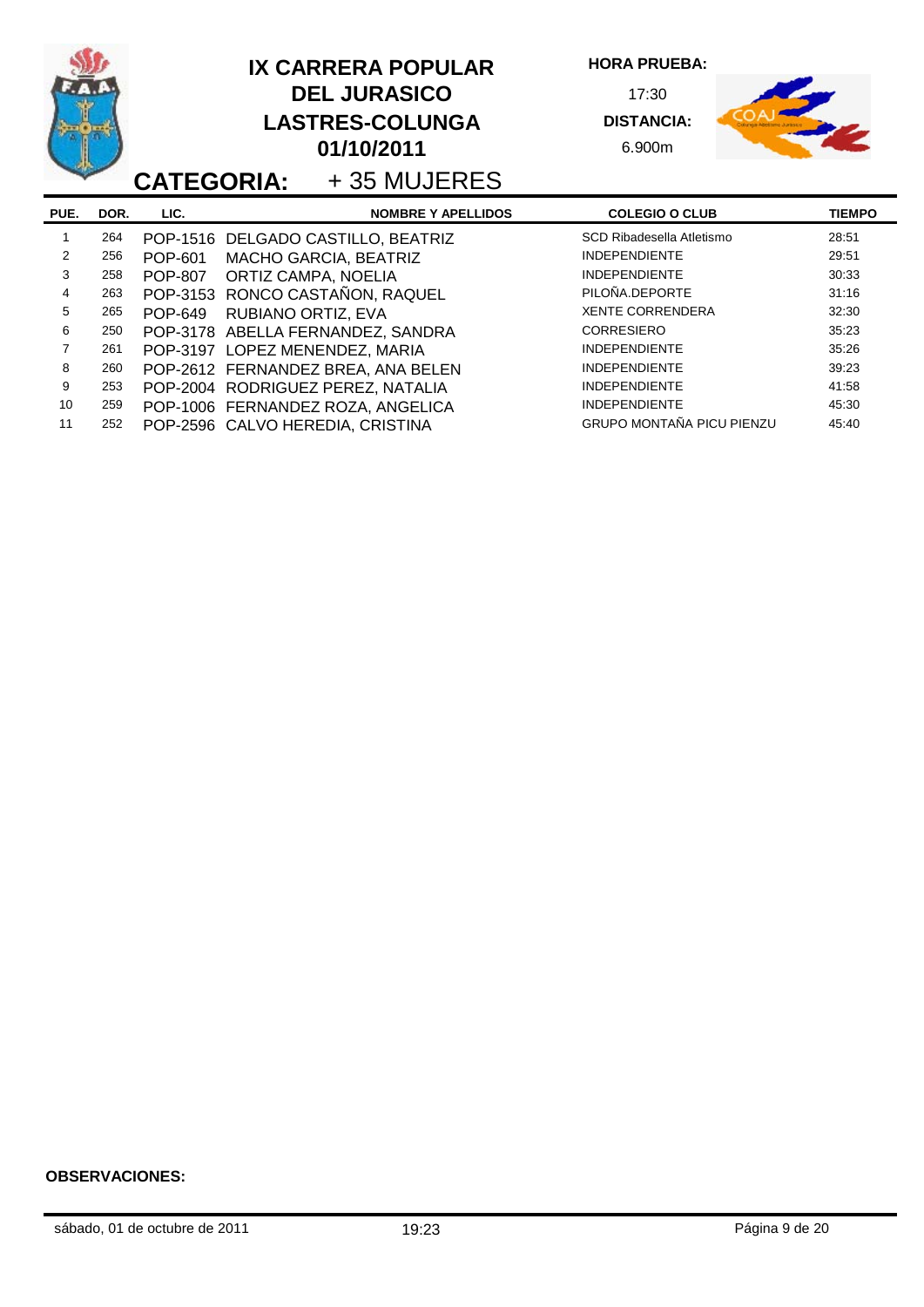# IX CARRERA POPULAR DEL JURASICO LASTRES-COLUNGA 01/10/2011

**HORA PRUEBA:** 17:30

**DISTANCIA:** 6.900m

## CATEGORIA: + 35 MUJERES

| PUE. | DOR. | LIC. | NOMBRE Y APELLIDOS | COLEGIO O CLUB | TIEMPO |
|---|---|---|---|---|---|
| 1 | 264 | POP-1516 | DELGADO CASTILLO, BEATRIZ | SCD Ribadesella Atletismo | 28:51 |
| 2 | 256 | POP-601 | MACHO GARCIA, BEATRIZ | INDEPENDIENTE | 29:51 |
| 3 | 258 | POP-807 | ORTIZ CAMPA, NOELIA | INDEPENDIENTE | 30:33 |
| 4 | 263 | POP-3153 | RONCO CASTAÑON, RAQUEL | PILOÑA.DEPORTE | 31:16 |
| 5 | 265 | POP-649 | RUBIANO ORTIZ, EVA | XENTE CORRENDERA | 32:30 |
| 6 | 250 | POP-3178 | ABELLA FERNANDEZ, SANDRA | CORRESIERO | 35:23 |
| 7 | 261 | POP-3197 | LOPEZ MENENDEZ, MARIA | INDEPENDIENTE | 35:26 |
| 8 | 260 | POP-2612 | FERNANDEZ BREA, ANA BELEN | INDEPENDIENTE | 39:23 |
| 9 | 253 | POP-2004 | RODRIGUEZ PEREZ, NATALIA | INDEPENDIENTE | 41:58 |
| 10 | 259 | POP-1006 | FERNANDEZ ROZA, ANGELICA | INDEPENDIENTE | 45:30 |
| 11 | 252 | POP-2596 | CALVO HEREDIA, CRISTINA | GRUPO MONTAÑA PICU PIENZU | 45:40 |

**OBSERVACIONES:**

sábado, 01 de octubre de 2011 — 19:23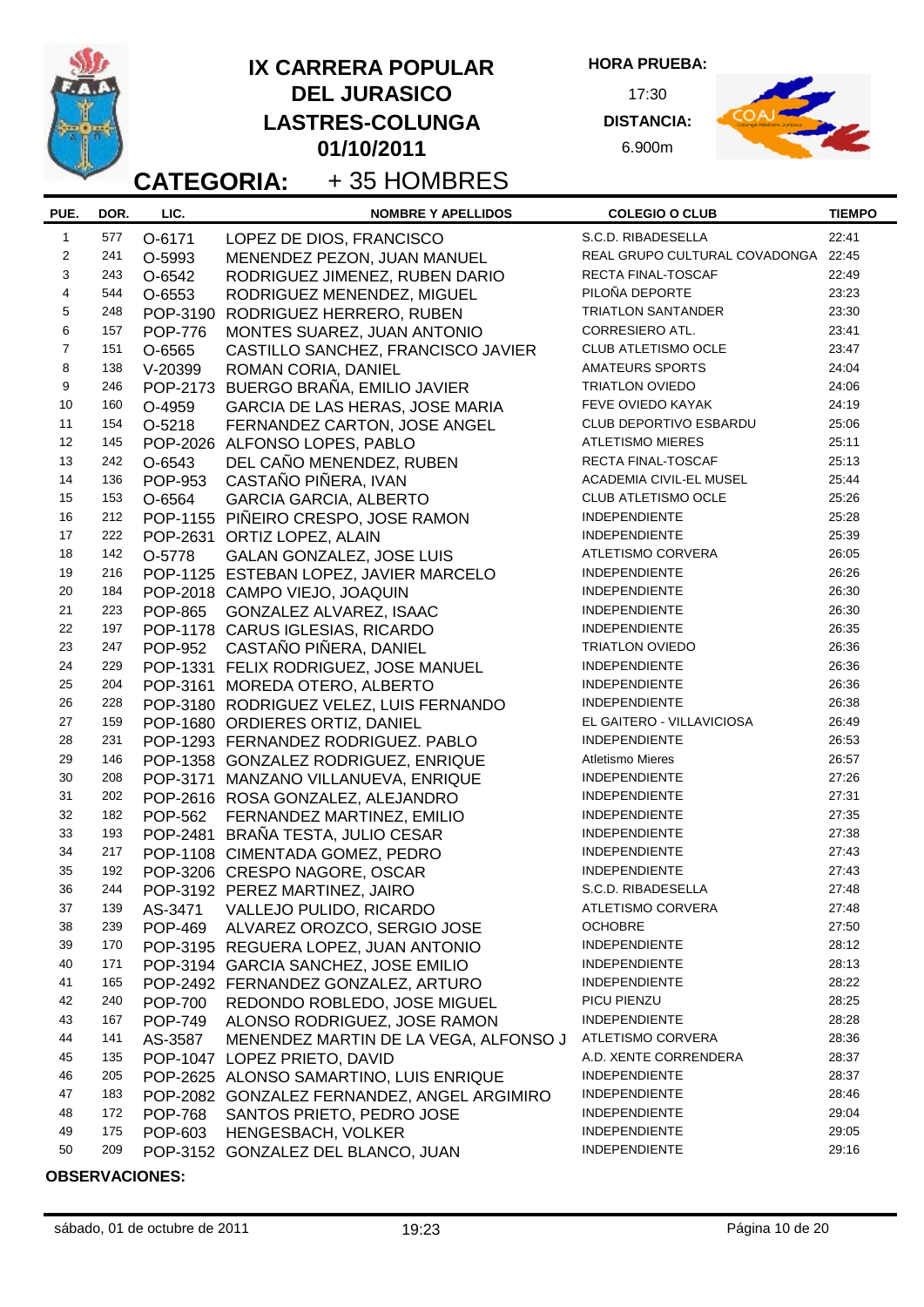# IX CARRERA POPULAR DEL JURASICO LASTRES-COLUNGA 01/10/2011

**HORA PRUEBA:** 17:30

**DISTANCIA:** 6.900m

## CATEGORIA: + 35 HOMBRES

| PUE. | DOR. | LIC. | NOMBRE Y APELLIDOS | COLEGIO O CLUB | TIEMPO |
|---|---|---|---|---|---|
| 1 | 577 | O-6171 | LOPEZ DE DIOS, FRANCISCO | S.C.D. RIBADESELLA | 22:41 |
| 2 | 241 | O-5993 | MENENDEZ PEZON, JUAN MANUEL | REAL GRUPO CULTURAL COVADONGA | 22:45 |
| 3 | 243 | O-6542 | RODRIGUEZ JIMENEZ, RUBEN DARIO | RECTA FINAL-TOSCAF | 22:49 |
| 4 | 544 | O-6553 | RODRIGUEZ MENENDEZ, MIGUEL | PILOÑA DEPORTE | 23:23 |
| 5 | 248 | POP-3190 | RODRIGUEZ HERRERO, RUBEN | TRIATLON SANTANDER | 23:30 |
| 6 | 157 | POP-776 | MONTES SUAREZ, JUAN ANTONIO | CORRESIERO ATL. | 23:41 |
| 7 | 151 | O-6565 | CASTILLO SANCHEZ, FRANCISCO JAVIER | CLUB ATLETISMO OCLE | 23:47 |
| 8 | 138 | V-20399 | ROMAN CORIA, DANIEL | AMATEURS SPORTS | 24:04 |
| 9 | 246 | POP-2173 | BUERGO BRAÑA, EMILIO JAVIER | TRIATLON OVIEDO | 24:06 |
| 10 | 160 | O-4959 | GARCIA DE LAS HERAS, JOSE MARIA | FEVE OVIEDO KAYAK | 24:19 |
| 11 | 154 | O-5218 | FERNANDEZ CARTON, JOSE ANGEL | CLUB DEPORTIVO ESBARDU | 25:06 |
| 12 | 145 | POP-2026 | ALFONSO LOPES, PABLO | ATLETISMO MIERES | 25:11 |
| 13 | 242 | O-6543 | DEL CAÑO MENENDEZ, RUBEN | RECTA FINAL-TOSCAF | 25:13 |
| 14 | 136 | POP-953 | CASTAÑO PIÑERA, IVAN | ACADEMIA CIVIL-EL MUSEL | 25:44 |
| 15 | 153 | O-6564 | GARCIA GARCIA, ALBERTO | CLUB ATLETISMO OCLE | 25:26 |
| 16 | 212 | POP-1155 | PIÑEIRO CRESPO, JOSE RAMON | INDEPENDIENTE | 25:28 |
| 17 | 222 | POP-2631 | ORTIZ LOPEZ, ALAIN | INDEPENDIENTE | 25:39 |
| 18 | 142 | O-5778 | GALAN GONZALEZ, JOSE LUIS | ATLETISMO CORVERA | 26:05 |
| 19 | 216 | POP-1125 | ESTEBAN LOPEZ, JAVIER MARCELO | INDEPENDIENTE | 26:26 |
| 20 | 184 | POP-2018 | CAMPO VIEJO, JOAQUIN | INDEPENDIENTE | 26:30 |
| 21 | 223 | POP-865 | GONZALEZ ALVAREZ, ISAAC | INDEPENDIENTE | 26:30 |
| 22 | 197 | POP-1178 | CARUS IGLESIAS, RICARDO | INDEPENDIENTE | 26:35 |
| 23 | 247 | POP-952 | CASTAÑO PIÑERA, DANIEL | TRIATLON OVIEDO | 26:36 |
| 24 | 229 | POP-1331 | FELIX RODRIGUEZ, JOSE MANUEL | INDEPENDIENTE | 26:36 |
| 25 | 204 | POP-3161 | MOREDA OTERO, ALBERTO | INDEPENDIENTE | 26:36 |
| 26 | 228 | POP-3180 | RODRIGUEZ VELEZ, LUIS FERNANDO | INDEPENDIENTE | 26:38 |
| 27 | 159 | POP-1680 | ORDIERES ORTIZ, DANIEL | EL GAITERO - VILLAVICIOSA | 26:49 |
| 28 | 231 | POP-1293 | FERNANDEZ RODRIGUEZ. PABLO | INDEPENDIENTE | 26:53 |
| 29 | 146 | POP-1358 | GONZALEZ RODRIGUEZ, ENRIQUE | Atletismo Mieres | 26:57 |
| 30 | 208 | POP-3171 | MANZANO VILLANUEVA, ENRIQUE | INDEPENDIENTE | 27:26 |
| 31 | 202 | POP-2616 | ROSA GONZALEZ, ALEJANDRO | INDEPENDIENTE | 27:31 |
| 32 | 182 | POP-562 | FERNANDEZ MARTINEZ, EMILIO | INDEPENDIENTE | 27:35 |
| 33 | 193 | POP-2481 | BRAÑA TESTA, JULIO CESAR | INDEPENDIENTE | 27:38 |
| 34 | 217 | POP-1108 | CIMENTADA GOMEZ, PEDRO | INDEPENDIENTE | 27:43 |
| 35 | 192 | POP-3206 | CRESPO NAGORE, OSCAR | INDEPENDIENTE | 27:43 |
| 36 | 244 | POP-3192 | PEREZ MARTINEZ, JAIRO | S.C.D. RIBADESELLA | 27:48 |
| 37 | 139 | AS-3471 | VALLEJO PULIDO, RICARDO | ATLETISMO CORVERA | 27:48 |
| 38 | 239 | POP-469 | ALVAREZ OROZCO, SERGIO JOSE | OCHOBRE | 27:50 |
| 39 | 170 | POP-3195 | REGUERA LOPEZ, JUAN ANTONIO | INDEPENDIENTE | 28:12 |
| 40 | 171 | POP-3194 | GARCIA SANCHEZ, JOSE EMILIO | INDEPENDIENTE | 28:13 |
| 41 | 165 | POP-2492 | FERNANDEZ GONZALEZ, ARTURO | INDEPENDIENTE | 28:22 |
| 42 | 240 | POP-700 | REDONDO ROBLEDO, JOSE MIGUEL | PICU PIENZU | 28:25 |
| 43 | 167 | POP-749 | ALONSO RODRIGUEZ, JOSE RAMON | INDEPENDIENTE | 28:28 |
| 44 | 141 | AS-3587 | MENENDEZ MARTIN DE LA VEGA, ALFONSO J | ATLETISMO CORVERA | 28:36 |
| 45 | 135 | POP-1047 | LOPEZ PRIETO, DAVID | A.D. XENTE CORRENDERA | 28:37 |
| 46 | 205 | POP-2625 | ALONSO SAMARTINO, LUIS ENRIQUE | INDEPENDIENTE | 28:37 |
| 47 | 183 | POP-2082 | GONZALEZ FERNANDEZ, ANGEL ARGIMIRO | INDEPENDIENTE | 28:46 |
| 48 | 172 | POP-768 | SANTOS PRIETO, PEDRO JOSE | INDEPENDIENTE | 29:04 |
| 49 | 175 | POP-603 | HENGESBACH, VOLKER | INDEPENDIENTE | 29:05 |
| 50 | 209 | POP-3152 | GONZALEZ DEL BLANCO, JUAN | INDEPENDIENTE | 29:16 |

**OBSERVACIONES:**

sábado, 01 de octubre de 2011 19:23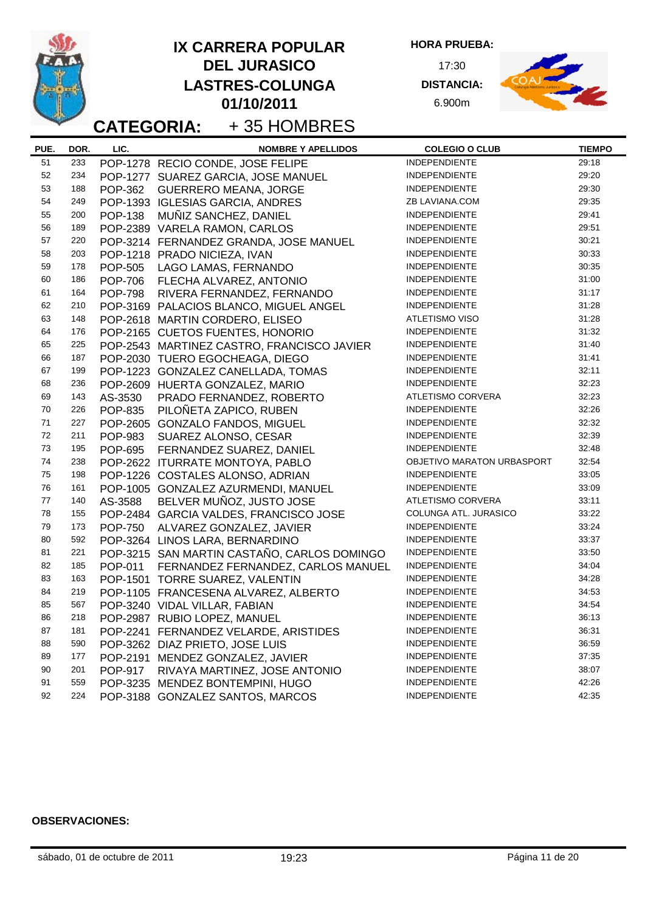# IX CARRERA POPULAR DEL JURASICO LASTRES-COLUNGA 01/10/2011

**HORA PRUEBA:** 17:30

**DISTANCIA:** 6.900m

## CATEGORIA: + 35 HOMBRES

| PUE. | DOR. | LIC. | NOMBRE Y APELLIDOS | COLEGIO O CLUB | TIEMPO |
|---|---|---|---|---|---|
| 51 | 233 | POP-1278 | RECIO CONDE, JOSE FELIPE | INDEPENDIENTE | 29:18 |
| 52 | 234 | POP-1277 | SUAREZ GARCIA, JOSE MANUEL | INDEPENDIENTE | 29:20 |
| 53 | 188 | POP-362 | GUERRERO MEANA, JORGE | INDEPENDIENTE | 29:30 |
| 54 | 249 | POP-1393 | IGLESIAS GARCIA, ANDRES | ZB LAVIANA.COM | 29:35 |
| 55 | 200 | POP-138 | MUÑIZ SANCHEZ, DANIEL | INDEPENDIENTE | 29:41 |
| 56 | 189 | POP-2389 | VARELA RAMON, CARLOS | INDEPENDIENTE | 29:51 |
| 57 | 220 | POP-3214 | FERNANDEZ GRANDA, JOSE MANUEL | INDEPENDIENTE | 30:21 |
| 58 | 203 | POP-1218 | PRADO NICIEZA, IVAN | INDEPENDIENTE | 30:33 |
| 59 | 178 | POP-505 | LAGO LAMAS, FERNANDO | INDEPENDIENTE | 30:35 |
| 60 | 186 | POP-706 | FLECHA ALVAREZ, ANTONIO | INDEPENDIENTE | 31:00 |
| 61 | 164 | POP-798 | RIVERA FERNANDEZ, FERNANDO | INDEPENDIENTE | 31:17 |
| 62 | 210 | POP-3169 | PALACIOS BLANCO, MIGUEL ANGEL | INDEPENDIENTE | 31:28 |
| 63 | 148 | POP-2618 | MARTIN CORDERO, ELISEO | ATLETISMO VISO | 31:28 |
| 64 | 176 | POP-2165 | CUETOS FUENTES, HONORIO | INDEPENDIENTE | 31:32 |
| 65 | 225 | POP-2543 | MARTINEZ CASTRO, FRANCISCO JAVIER | INDEPENDIENTE | 31:40 |
| 66 | 187 | POP-2030 | TUERO EGOCHEAGA, DIEGO | INDEPENDIENTE | 31:41 |
| 67 | 199 | POP-1223 | GONZALEZ CANELLADA, TOMAS | INDEPENDIENTE | 32:11 |
| 68 | 236 | POP-2609 | HUERTA GONZALEZ, MARIO | INDEPENDIENTE | 32:23 |
| 69 | 143 | AS-3530 | PRADO FERNANDEZ, ROBERTO | ATLETISMO CORVERA | 32:23 |
| 70 | 226 | POP-835 | PILOÑETA ZAPICO, RUBEN | INDEPENDIENTE | 32:26 |
| 71 | 227 | POP-2605 | GONZALO FANDOS, MIGUEL | INDEPENDIENTE | 32:32 |
| 72 | 211 | POP-983 | SUAREZ ALONSO, CESAR | INDEPENDIENTE | 32:39 |
| 73 | 195 | POP-695 | FERNANDEZ SUAREZ, DANIEL | INDEPENDIENTE | 32:48 |
| 74 | 238 | POP-2622 | ITURRATE MONTOYA, PABLO | OBJETIVO MARATON URBASPORT | 32:54 |
| 75 | 198 | POP-1226 | COSTALES ALONSO, ADRIAN | INDEPENDIENTE | 33:05 |
| 76 | 161 | POP-1005 | GONZALEZ AZURMENDI, MANUEL | INDEPENDIENTE | 33:09 |
| 77 | 140 | AS-3588 | BELVER MUÑOZ, JUSTO JOSE | ATLETISMO CORVERA | 33:11 |
| 78 | 155 | POP-2484 | GARCIA VALDES, FRANCISCO JOSE | COLUNGA ATL. JURASICO | 33:22 |
| 79 | 173 | POP-750 | ALVAREZ GONZALEZ, JAVIER | INDEPENDIENTE | 33:24 |
| 80 | 592 | POP-3264 | LINOS LARA, BERNARDINO | INDEPENDIENTE | 33:37 |
| 81 | 221 | POP-3215 | SAN MARTIN CASTAÑO, CARLOS DOMINGO | INDEPENDIENTE | 33:50 |
| 82 | 185 | POP-011 | FERNANDEZ FERNANDEZ, CARLOS MANUEL | INDEPENDIENTE | 34:04 |
| 83 | 163 | POP-1501 | TORRE SUAREZ, VALENTIN | INDEPENDIENTE | 34:28 |
| 84 | 219 | POP-1105 | FRANCESENA ALVAREZ, ALBERTO | INDEPENDIENTE | 34:53 |
| 85 | 567 | POP-3240 | VIDAL VILLAR, FABIAN | INDEPENDIENTE | 34:54 |
| 86 | 218 | POP-2987 | RUBIO LOPEZ, MANUEL | INDEPENDIENTE | 36:13 |
| 87 | 181 | POP-2241 | FERNANDEZ VELARDE, ARISTIDES | INDEPENDIENTE | 36:31 |
| 88 | 590 | POP-3262 | DIAZ PRIETO, JOSE LUIS | INDEPENDIENTE | 36:59 |
| 89 | 177 | POP-2191 | MENDEZ GONZALEZ, JAVIER | INDEPENDIENTE | 37:35 |
| 90 | 201 | POP-917 | RIVAYA MARTINEZ, JOSE ANTONIO | INDEPENDIENTE | 38:07 |
| 91 | 559 | POP-3235 | MENDEZ BONTEMPINI, HUGO | INDEPENDIENTE | 42:26 |
| 92 | 224 | POP-3188 | GONZALEZ SANTOS, MARCOS | INDEPENDIENTE | 42:35 |

**OBSERVACIONES:**

sábado, 01 de octubre de 2011 — 19:23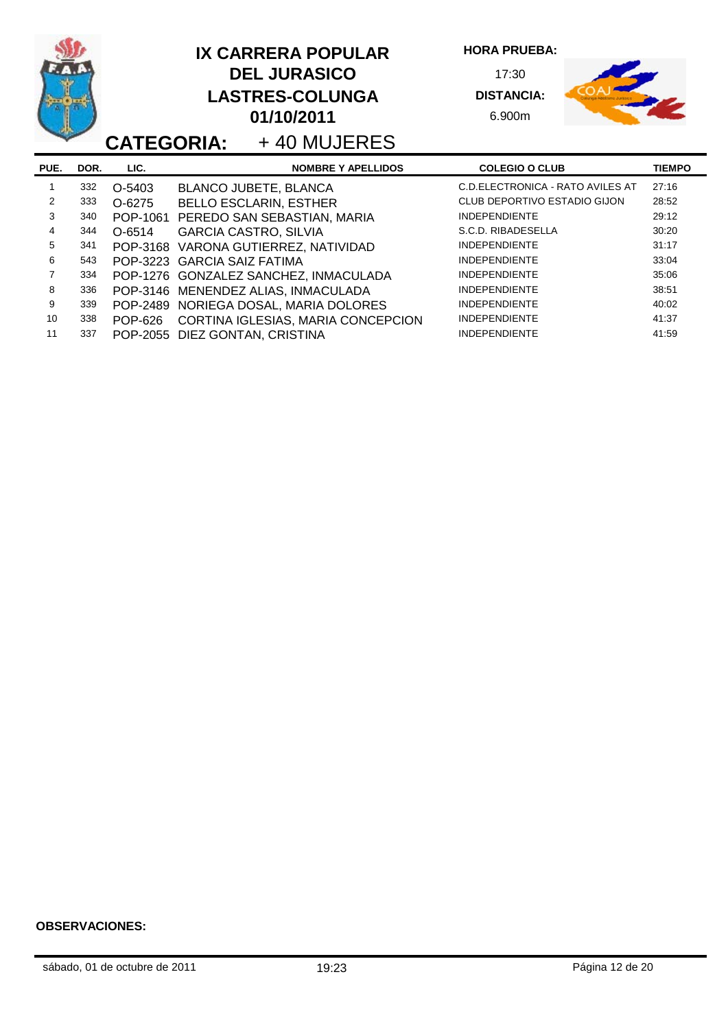# IX CARRERA POPULAR DEL JURASICO LASTRES-COLUNGA 01/10/2011

**HORA PRUEBA:** 17:30

**DISTANCIA:** 6.900m

## CATEGORIA: + 40 MUJERES

| PUE. | DOR. | LIC. | NOMBRE Y APELLIDOS | COLEGIO O CLUB | TIEMPO |
|---|---|---|---|---|---|
| 1 | 332 | O-5403 | BLANCO JUBETE, BLANCA | C.D.ELECTRONICA - RATO AVILES AT | 27:16 |
| 2 | 333 | O-6275 | BELLO ESCLARIN, ESTHER | CLUB DEPORTIVO ESTADIO GIJON | 28:52 |
| 3 | 340 | POP-1061 | PEREDO SAN SEBASTIAN, MARIA | INDEPENDIENTE | 29:12 |
| 4 | 344 | O-6514 | GARCIA CASTRO, SILVIA | S.C.D. RIBADESELLA | 30:20 |
| 5 | 341 | POP-3168 | VARONA GUTIERREZ, NATIVIDAD | INDEPENDIENTE | 31:17 |
| 6 | 543 | POP-3223 | GARCIA SAIZ FATIMA | INDEPENDIENTE | 33:04 |
| 7 | 334 | POP-1276 | GONZALEZ SANCHEZ, INMACULADA | INDEPENDIENTE | 35:06 |
| 8 | 336 | POP-3146 | MENENDEZ ALIAS, INMACULADA | INDEPENDIENTE | 38:51 |
| 9 | 339 | POP-2489 | NORIEGA DOSAL, MARIA DOLORES | INDEPENDIENTE | 40:02 |
| 10 | 338 | POP-626 | CORTINA IGLESIAS, MARIA CONCEPCION | INDEPENDIENTE | 41:37 |
| 11 | 337 | POP-2055 | DIEZ GONTAN, CRISTINA | INDEPENDIENTE | 41:59 |

**OBSERVACIONES:**

sábado, 01 de octubre de 2011 19:23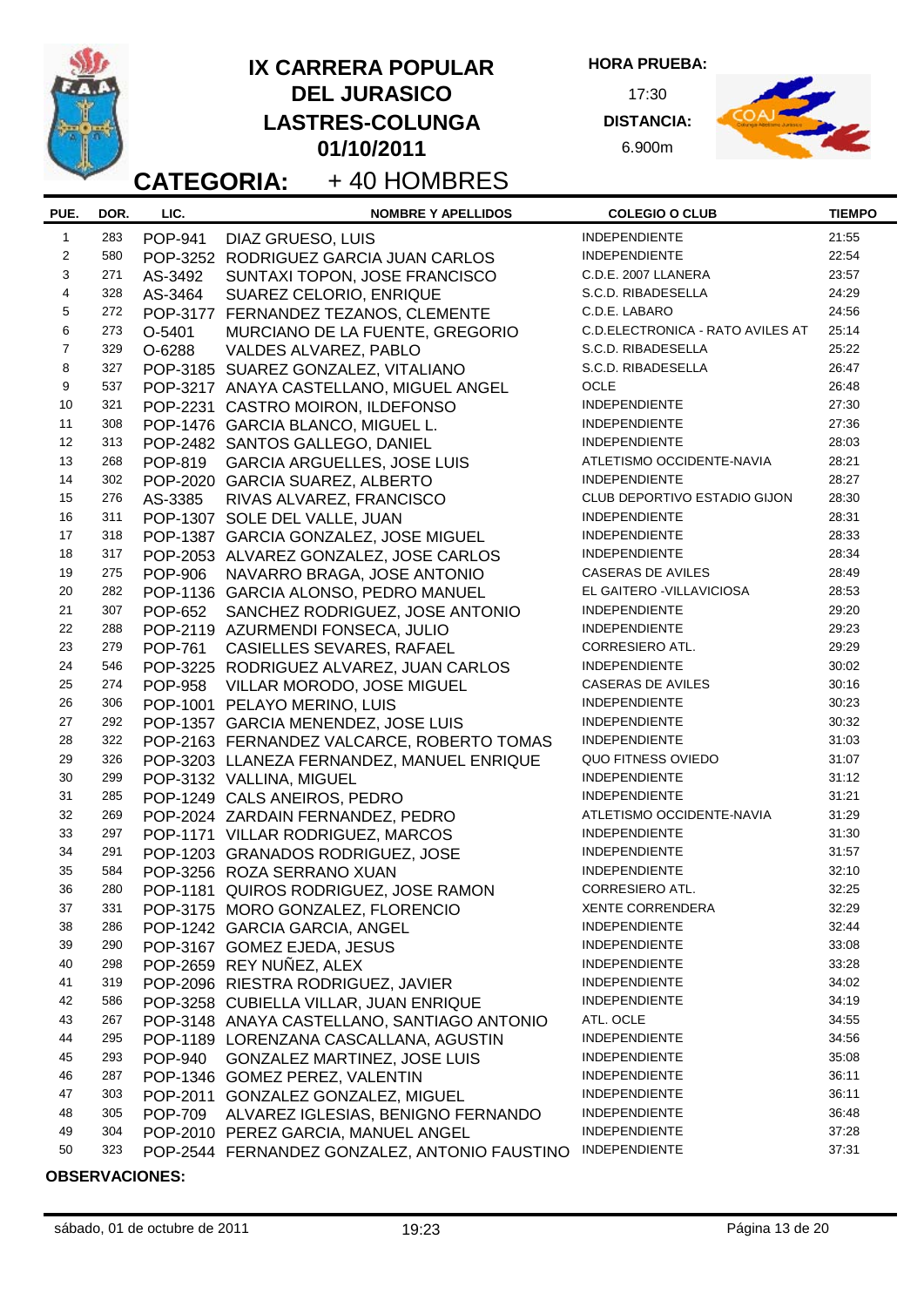# IX CARRERA POPULAR DEL JURASICO LASTRES-COLUNGA 01/10/2011

**HORA PRUEBA:** 17:30

**DISTANCIA:** 6.900m

## CATEGORIA: + 40 HOMBRES

| PUE. | DOR. | LIC. | NOMBRE Y APELLIDOS | COLEGIO O CLUB | TIEMPO |
|---|---|---|---|---|---|
| 1 | 283 | POP-941 | DIAZ GRUESO, LUIS | INDEPENDIENTE | 21:55 |
| 2 | 580 | POP-3252 | RODRIGUEZ GARCIA JUAN CARLOS | INDEPENDIENTE | 22:54 |
| 3 | 271 | AS-3492 | SUNTAXI TOPON, JOSE FRANCISCO | C.D.E. 2007 LLANERA | 23:57 |
| 4 | 328 | AS-3464 | SUAREZ CELORIO, ENRIQUE | S.C.D. RIBADESELLA | 24:29 |
| 5 | 272 | POP-3177 | FERNANDEZ TEZANOS, CLEMENTE | C.D.E. LABARO | 24:56 |
| 6 | 273 | O-5401 | MURCIANO DE LA FUENTE, GREGORIO | C.D.ELECTRONICA - RATO AVILES AT | 25:14 |
| 7 | 329 | O-6288 | VALDES ALVAREZ, PABLO | S.C.D. RIBADESELLA | 25:22 |
| 8 | 327 | POP-3185 | SUAREZ GONZALEZ, VITALIANO | S.C.D. RIBADESELLA | 26:47 |
| 9 | 537 | POP-3217 | ANAYA CASTELLANO, MIGUEL ANGEL | OCLE | 26:48 |
| 10 | 321 | POP-2231 | CASTRO MOIRON, ILDEFONSO | INDEPENDIENTE | 27:30 |
| 11 | 308 | POP-1476 | GARCIA BLANCO, MIGUEL L. | INDEPENDIENTE | 27:36 |
| 12 | 313 | POP-2482 | SANTOS GALLEGO, DANIEL | INDEPENDIENTE | 28:03 |
| 13 | 268 | POP-819 | GARCIA ARGUELLES, JOSE LUIS | ATLETISMO OCCIDENTE-NAVIA | 28:21 |
| 14 | 302 | POP-2020 | GARCIA SUAREZ, ALBERTO | INDEPENDIENTE | 28:27 |
| 15 | 276 | AS-3385 | RIVAS ALVAREZ, FRANCISCO | CLUB DEPORTIVO ESTADIO GIJON | 28:30 |
| 16 | 311 | POP-1307 | SOLE DEL VALLE, JUAN | INDEPENDIENTE | 28:31 |
| 17 | 318 | POP-1387 | GARCIA GONZALEZ, JOSE MIGUEL | INDEPENDIENTE | 28:33 |
| 18 | 317 | POP-2053 | ALVAREZ GONZALEZ, JOSE CARLOS | INDEPENDIENTE | 28:34 |
| 19 | 275 | POP-906 | NAVARRO BRAGA, JOSE ANTONIO | CASERAS DE AVILES | 28:49 |
| 20 | 282 | POP-1136 | GARCIA ALONSO, PEDRO MANUEL | EL GAITERO -VILLAVICIOSA | 28:53 |
| 21 | 307 | POP-652 | SANCHEZ RODRIGUEZ, JOSE ANTONIO | INDEPENDIENTE | 29:20 |
| 22 | 288 | POP-2119 | AZURMENDI FONSECA, JULIO | INDEPENDIENTE | 29:23 |
| 23 | 279 | POP-761 | CASIELLES SEVARES, RAFAEL | CORRESIERO ATL. | 29:29 |
| 24 | 546 | POP-3225 | RODRIGUEZ ALVAREZ, JUAN CARLOS | INDEPENDIENTE | 30:02 |
| 25 | 274 | POP-958 | VILLAR MORODO, JOSE MIGUEL | CASERAS DE AVILES | 30:16 |
| 26 | 306 | POP-1001 | PELAYO MERINO, LUIS | INDEPENDIENTE | 30:23 |
| 27 | 292 | POP-1357 | GARCIA MENENDEZ, JOSE LUIS | INDEPENDIENTE | 30:32 |
| 28 | 322 | POP-2163 | FERNANDEZ VALCARCE, ROBERTO TOMAS | INDEPENDIENTE | 31:03 |
| 29 | 326 | POP-3203 | LLANEZA FERNANDEZ, MANUEL ENRIQUE | QUO FITNESS OVIEDO | 31:07 |
| 30 | 299 | POP-3132 | VALLINA, MIGUEL | INDEPENDIENTE | 31:12 |
| 31 | 285 | POP-1249 | CALS ANEIROS, PEDRO | INDEPENDIENTE | 31:21 |
| 32 | 269 | POP-2024 | ZARDAIN FERNANDEZ, PEDRO | ATLETISMO OCCIDENTE-NAVIA | 31:29 |
| 33 | 297 | POP-1171 | VILLAR RODRIGUEZ, MARCOS | INDEPENDIENTE | 31:30 |
| 34 | 291 | POP-1203 | GRANADOS RODRIGUEZ, JOSE | INDEPENDIENTE | 31:57 |
| 35 | 584 | POP-3256 | ROZA SERRANO XUAN | INDEPENDIENTE | 32:10 |
| 36 | 280 | POP-1181 | QUIROS RODRIGUEZ, JOSE RAMON | CORRESIERO ATL. | 32:25 |
| 37 | 331 | POP-3175 | MORO GONZALEZ, FLORENCIO | XENTE CORRENDERA | 32:29 |
| 38 | 286 | POP-1242 | GARCIA GARCIA, ANGEL | INDEPENDIENTE | 32:44 |
| 39 | 290 | POP-3167 | GOMEZ EJEDA, JESUS | INDEPENDIENTE | 33:08 |
| 40 | 298 | POP-2659 | REY NUÑEZ, ALEX | INDEPENDIENTE | 33:28 |
| 41 | 319 | POP-2096 | RIESTRA RODRIGUEZ, JAVIER | INDEPENDIENTE | 34:02 |
| 42 | 586 | POP-3258 | CUBIELLA VILLAR, JUAN ENRIQUE | INDEPENDIENTE | 34:19 |
| 43 | 267 | POP-3148 | ANAYA CASTELLANO, SANTIAGO ANTONIO | ATL. OCLE | 34:55 |
| 44 | 295 | POP-1189 | LORENZANA CASCALLANA, AGUSTIN | INDEPENDIENTE | 34:56 |
| 45 | 293 | POP-940 | GONZALEZ MARTINEZ, JOSE LUIS | INDEPENDIENTE | 35:08 |
| 46 | 287 | POP-1346 | GOMEZ PEREZ, VALENTIN | INDEPENDIENTE | 36:11 |
| 47 | 303 | POP-2011 | GONZALEZ GONZALEZ, MIGUEL | INDEPENDIENTE | 36:11 |
| 48 | 305 | POP-709 | ALVAREZ IGLESIAS, BENIGNO FERNANDO | INDEPENDIENTE | 36:48 |
| 49 | 304 | POP-2010 | PEREZ GARCIA, MANUEL ANGEL | INDEPENDIENTE | 37:28 |
| 50 | 323 | POP-2544 | FERNANDEZ GONZALEZ, ANTONIO FAUSTINO | INDEPENDIENTE | 37:31 |

**OBSERVACIONES:**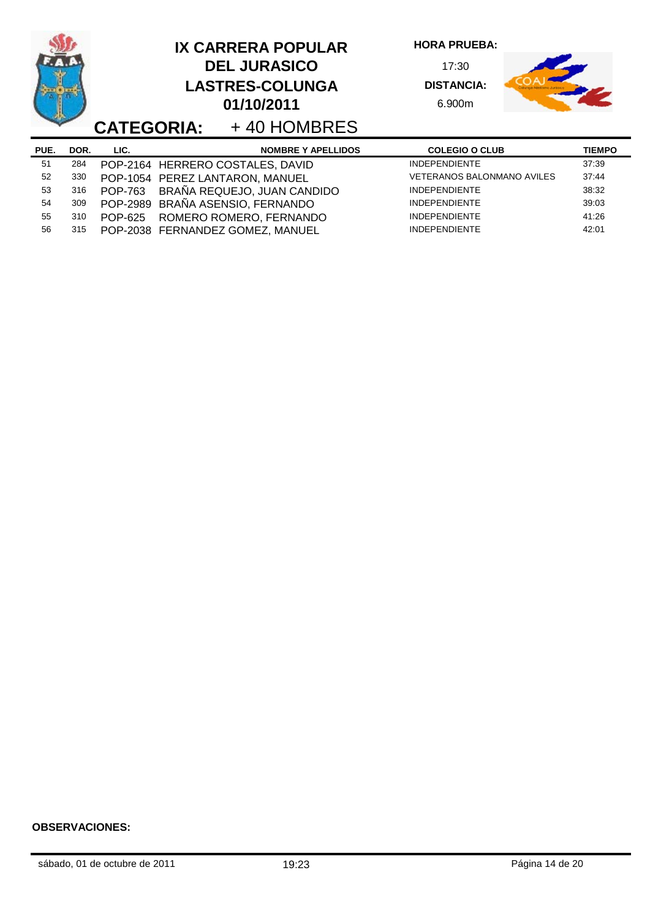# IX CARRERA POPULAR DEL JURASICO LASTRES-COLUNGA 01/10/2011

**HORA PRUEBA:** 17:30

**DISTANCIA:** 6.900m

## CATEGORIA: + 40 HOMBRES

| PUE. | DOR. | LIC. | NOMBRE Y APELLIDOS | COLEGIO O CLUB | TIEMPO |
|---|---|---|---|---|---|
| 51 | 284 | POP-2164 | HERRERO COSTALES, DAVID | INDEPENDIENTE | 37:39 |
| 52 | 330 | POP-1054 | PEREZ LANTARON, MANUEL | VETERANOS BALONMANO AVILES | 37:44 |
| 53 | 316 | POP-763 | BRAÑA REQUEJO, JUAN CANDIDO | INDEPENDIENTE | 38:32 |
| 54 | 309 | POP-2989 | BRAÑA ASENSIO, FERNANDO | INDEPENDIENTE | 39:03 |
| 55 | 310 | POP-625 | ROMERO ROMERO, FERNANDO | INDEPENDIENTE | 41:26 |
| 56 | 315 | POP-2038 | FERNANDEZ GOMEZ, MANUEL | INDEPENDIENTE | 42:01 |

**OBSERVACIONES:**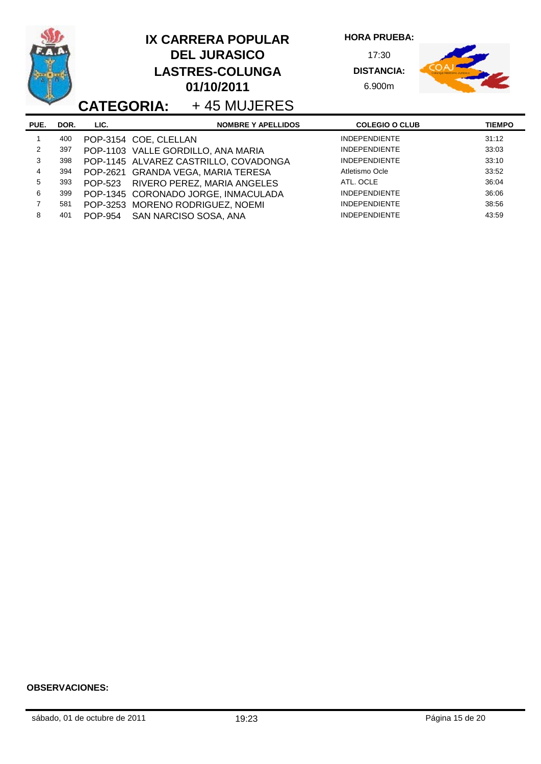# IX CARRERA POPULAR DEL JURASICO LASTRES-COLUNGA 01/10/2011

**HORA PRUEBA:** 17:30

**DISTANCIA:** 6.900m

## CATEGORIA: + 45 MUJERES

| PUE. | DOR. | LIC. | NOMBRE Y APELLIDOS | COLEGIO O CLUB | TIEMPO |
|---|---|---|---|---|---|
| 1 | 400 | POP-3154 | COE, CLELLAN | INDEPENDIENTE | 31:12 |
| 2 | 397 | POP-1103 | VALLE GORDILLO, ANA MARIA | INDEPENDIENTE | 33:03 |
| 3 | 398 | POP-1145 | ALVAREZ CASTRILLO, COVADONGA | INDEPENDIENTE | 33:10 |
| 4 | 394 | POP-2621 | GRANDA VEGA, MARIA TERESA | Atletismo Ocle | 33:52 |
| 5 | 393 | POP-523 | RIVERO PEREZ, MARIA ANGELES | ATL. OCLE | 36:04 |
| 6 | 399 | POP-1345 | CORONADO JORGE, INMACULADA | INDEPENDIENTE | 36:06 |
| 7 | 581 | POP-3253 | MORENO RODRIGUEZ, NOEMI | INDEPENDIENTE | 38:56 |
| 8 | 401 | POP-954 | SAN NARCISO SOSA, ANA | INDEPENDIENTE | 43:59 |

**OBSERVACIONES:**

sábado, 01 de octubre de 2011 — 19:23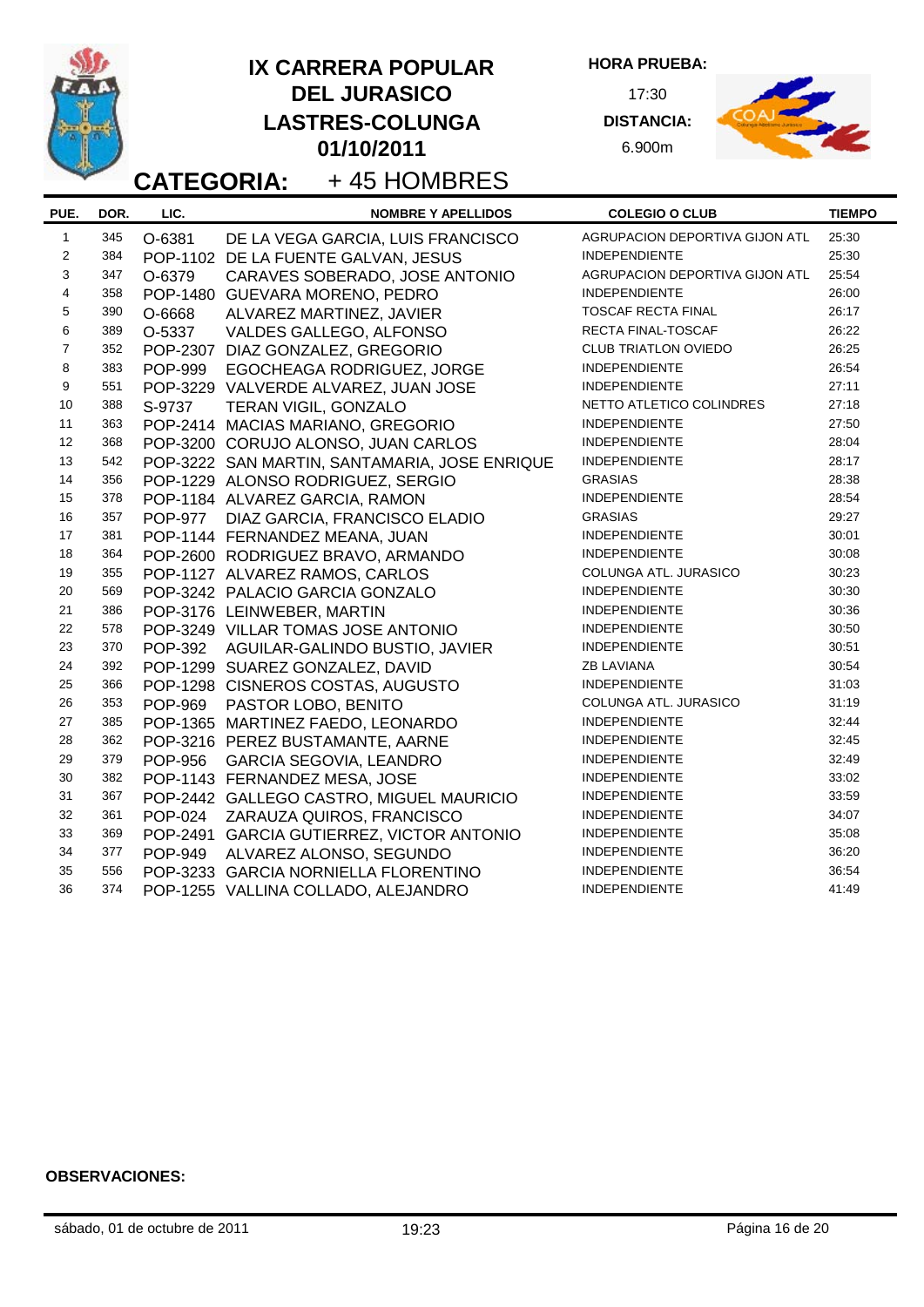# IX CARRERA POPULAR DEL JURASICO LASTRES-COLUNGA 01/10/2011

**HORA PRUEBA:** 17:30

**DISTANCIA:** 6.900m

## CATEGORIA: + 45 HOMBRES

| PUE. | DOR. | LIC. | NOMBRE Y APELLIDOS | COLEGIO O CLUB | TIEMPO |
|---|---|---|---|---|---|
| 1 | 345 | O-6381 | DE LA VEGA GARCIA, LUIS FRANCISCO | AGRUPACION DEPORTIVA GIJON ATL | 25:30 |
| 2 | 384 | POP-1102 | DE LA FUENTE GALVAN, JESUS | INDEPENDIENTE | 25:30 |
| 3 | 347 | O-6379 | CARAVES SOBERADO, JOSE ANTONIO | AGRUPACION DEPORTIVA GIJON ATL | 25:54 |
| 4 | 358 | POP-1480 | GUEVARA MORENO, PEDRO | INDEPENDIENTE | 26:00 |
| 5 | 390 | O-6668 | ALVAREZ MARTINEZ, JAVIER | TOSCAF RECTA FINAL | 26:17 |
| 6 | 389 | O-5337 | VALDES GALLEGO, ALFONSO | RECTA FINAL-TOSCAF | 26:22 |
| 7 | 352 | POP-2307 | DIAZ GONZALEZ, GREGORIO | CLUB TRIATLON OVIEDO | 26:25 |
| 8 | 383 | POP-999 | EGOCHEAGA RODRIGUEZ, JORGE | INDEPENDIENTE | 26:54 |
| 9 | 551 | POP-3229 | VALVERDE ALVAREZ, JUAN JOSE | INDEPENDIENTE | 27:11 |
| 10 | 388 | S-9737 | TERAN VIGIL, GONZALO | NETTO ATLETICO COLINDRES | 27:18 |
| 11 | 363 | POP-2414 | MACIAS MARIANO, GREGORIO | INDEPENDIENTE | 27:50 |
| 12 | 368 | POP-3200 | CORUJO ALONSO, JUAN CARLOS | INDEPENDIENTE | 28:04 |
| 13 | 542 | POP-3222 | SAN MARTIN, SANTAMARIA, JOSE ENRIQUE | INDEPENDIENTE | 28:17 |
| 14 | 356 | POP-1229 | ALONSO RODRIGUEZ, SERGIO | GRASIAS | 28:38 |
| 15 | 378 | POP-1184 | ALVAREZ GARCIA, RAMON | INDEPENDIENTE | 28:54 |
| 16 | 357 | POP-977 | DIAZ GARCIA, FRANCISCO ELADIO | GRASIAS | 29:27 |
| 17 | 381 | POP-1144 | FERNANDEZ MEANA, JUAN | INDEPENDIENTE | 30:01 |
| 18 | 364 | POP-2600 | RODRIGUEZ BRAVO, ARMANDO | INDEPENDIENTE | 30:08 |
| 19 | 355 | POP-1127 | ALVAREZ RAMOS, CARLOS | COLUNGA ATL. JURASICO | 30:23 |
| 20 | 569 | POP-3242 | PALACIO GARCIA GONZALO | INDEPENDIENTE | 30:30 |
| 21 | 386 | POP-3176 | LEINWEBER, MARTIN | INDEPENDIENTE | 30:36 |
| 22 | 578 | POP-3249 | VILLAR TOMAS JOSE ANTONIO | INDEPENDIENTE | 30:50 |
| 23 | 370 | POP-392 | AGUILAR-GALINDO BUSTIO, JAVIER | INDEPENDIENTE | 30:51 |
| 24 | 392 | POP-1299 | SUAREZ GONZALEZ, DAVID | ZB LAVIANA | 30:54 |
| 25 | 366 | POP-1298 | CISNEROS COSTAS, AUGUSTO | INDEPENDIENTE | 31:03 |
| 26 | 353 | POP-969 | PASTOR LOBO, BENITO | COLUNGA ATL. JURASICO | 31:19 |
| 27 | 385 | POP-1365 | MARTINEZ FAEDO, LEONARDO | INDEPENDIENTE | 32:44 |
| 28 | 362 | POP-3216 | PEREZ BUSTAMANTE, AARNE | INDEPENDIENTE | 32:45 |
| 29 | 379 | POP-956 | GARCIA SEGOVIA, LEANDRO | INDEPENDIENTE | 32:49 |
| 30 | 382 | POP-1143 | FERNANDEZ MESA, JOSE | INDEPENDIENTE | 33:02 |
| 31 | 367 | POP-2442 | GALLEGO CASTRO, MIGUEL MAURICIO | INDEPENDIENTE | 33:59 |
| 32 | 361 | POP-024 | ZARAUZA QUIROS, FRANCISCO | INDEPENDIENTE | 34:07 |
| 33 | 369 | POP-2491 | GARCIA GUTIERREZ, VICTOR ANTONIO | INDEPENDIENTE | 35:08 |
| 34 | 377 | POP-949 | ALVAREZ ALONSO, SEGUNDO | INDEPENDIENTE | 36:20 |
| 35 | 556 | POP-3233 | GARCIA NORNIELLA FLORENTINO | INDEPENDIENTE | 36:54 |
| 36 | 374 | POP-1255 | VALLINA COLLADO, ALEJANDRO | INDEPENDIENTE | 41:49 |

**OBSERVACIONES:**

sábado, 01 de octubre de 2011 — 19:23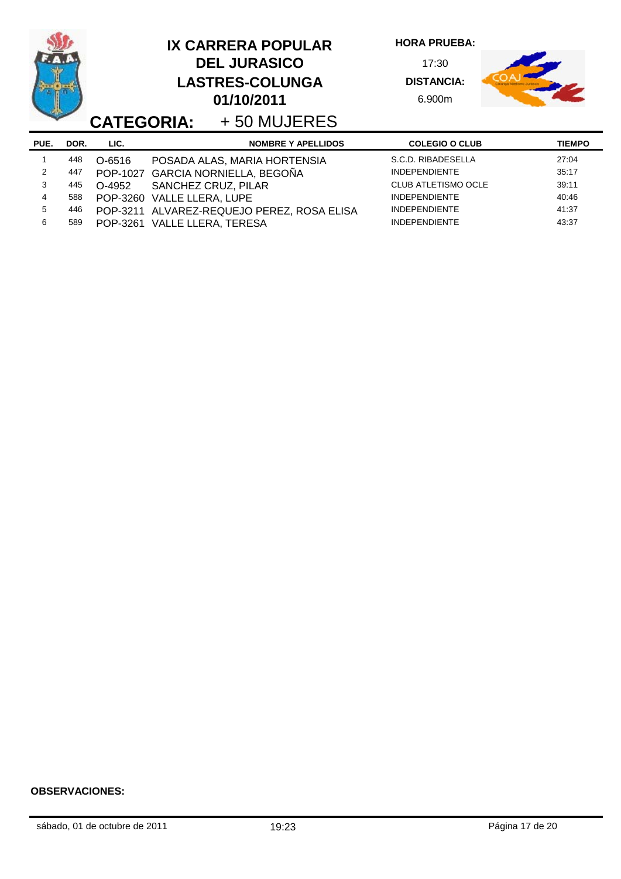# IX CARRERA POPULAR DEL JURASICO LASTRES-COLUNGA 01/10/2011

**HORA PRUEBA:** 17:30

**DISTANCIA:** 6.900m

## CATEGORIA: + 50 MUJERES

| PUE. | DOR. | LIC. | NOMBRE Y APELLIDOS | COLEGIO O CLUB | TIEMPO |
|---|---|---|---|---|---|
| 1 | 448 | O-6516 | POSADA ALAS, MARIA HORTENSIA | S.C.D. RIBADESELLA | 27:04 |
| 2 | 447 | POP-1027 | GARCIA NORNIELLA, BEGOÑA | INDEPENDIENTE | 35:17 |
| 3 | 445 | O-4952 | SANCHEZ CRUZ, PILAR | CLUB ATLETISMO OCLE | 39:11 |
| 4 | 588 | POP-3260 | VALLE LLERA, LUPE | INDEPENDIENTE | 40:46 |
| 5 | 446 | POP-3211 | ALVAREZ-REQUEJO PEREZ, ROSA ELISA | INDEPENDIENTE | 41:37 |
| 6 | 589 | POP-3261 | VALLE LLERA, TERESA | INDEPENDIENTE | 43:37 |

**OBSERVACIONES:**

sábado, 01 de octubre de 2011 19:23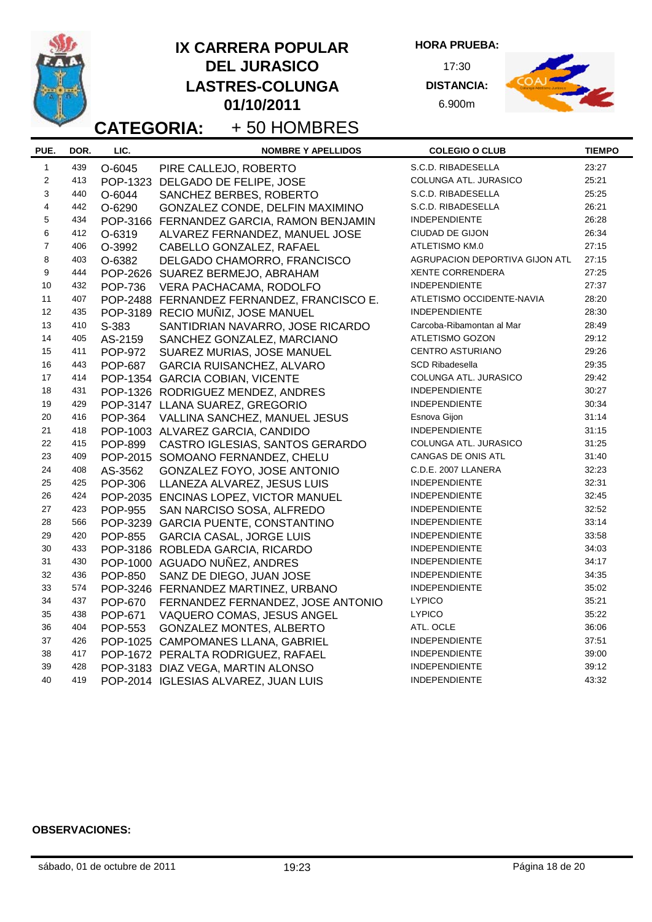# IX CARRERA POPULAR DEL JURASICO LASTRES-COLUNGA 01/10/2011

**HORA PRUEBA:** 17:30

**DISTANCIA:** 6.900m

## CATEGORIA: + 50 HOMBRES

| PUE. | DOR. | LIC. | NOMBRE Y APELLIDOS | COLEGIO O CLUB | TIEMPO |
|---|---|---|---|---|---|
| 1 | 439 | O-6045 | PIRE CALLEJO, ROBERTO | S.C.D. RIBADESELLA | 23:27 |
| 2 | 413 | POP-1323 | DELGADO DE FELIPE, JOSE | COLUNGA ATL. JURASICO | 25:21 |
| 3 | 440 | O-6044 | SANCHEZ BERBES, ROBERTO | S.C.D. RIBADESELLA | 25:25 |
| 4 | 442 | O-6290 | GONZALEZ CONDE, DELFIN MAXIMINO | S.C.D. RIBADESELLA | 26:21 |
| 5 | 434 | POP-3166 | FERNANDEZ GARCIA, RAMON BENJAMIN | INDEPENDIENTE | 26:28 |
| 6 | 412 | O-6319 | ALVAREZ FERNANDEZ, MANUEL JOSE | CIUDAD DE GIJON | 26:34 |
| 7 | 406 | O-3992 | CABELLO GONZALEZ, RAFAEL | ATLETISMO KM.0 | 27:15 |
| 8 | 403 | O-6382 | DELGADO CHAMORRO, FRANCISCO | AGRUPACION DEPORTIVA GIJON ATL | 27:15 |
| 9 | 444 | POP-2626 | SUAREZ BERMEJO, ABRAHAM | XENTE CORRENDERA | 27:25 |
| 10 | 432 | POP-736 | VERA PACHACAMA, RODOLFO | INDEPENDIENTE | 27:37 |
| 11 | 407 | POP-2488 | FERNANDEZ FERNANDEZ, FRANCISCO E. | ATLETISMO OCCIDENTE-NAVIA | 28:20 |
| 12 | 435 | POP-3189 | RECIO MUÑIZ, JOSE MANUEL | INDEPENDIENTE | 28:30 |
| 13 | 410 | S-383 | SANTIDRIAN NAVARRO, JOSE RICARDO | Carcoba-Ribamontan al Mar | 28:49 |
| 14 | 405 | AS-2159 | SANCHEZ GONZALEZ, MARCIANO | ATLETISMO GOZON | 29:12 |
| 15 | 411 | POP-972 | SUAREZ MURIAS, JOSE MANUEL | CENTRO ASTURIANO | 29:26 |
| 16 | 443 | POP-687 | GARCIA RUISANCHEZ, ALVARO | SCD Ribadesella | 29:35 |
| 17 | 414 | POP-1354 | GARCIA COBIAN, VICENTE | COLUNGA ATL. JURASICO | 29:42 |
| 18 | 431 | POP-1326 | RODRIGUEZ MENDEZ, ANDRES | INDEPENDIENTE | 30:27 |
| 19 | 429 | POP-3147 | LLANA SUAREZ, GREGORIO | INDEPENDIENTE | 30:34 |
| 20 | 416 | POP-364 | VALLINA SANCHEZ, MANUEL JESUS | Esnova Gijon | 31:14 |
| 21 | 418 | POP-1003 | ALVAREZ GARCIA, CANDIDO | INDEPENDIENTE | 31:15 |
| 22 | 415 | POP-899 | CASTRO IGLESIAS, SANTOS GERARDO | COLUNGA ATL. JURASICO | 31:25 |
| 23 | 409 | POP-2015 | SOMOANO FERNANDEZ, CHELU | CANGAS DE ONIS ATL | 31:40 |
| 24 | 408 | AS-3562 | GONZALEZ FOYO, JOSE ANTONIO | C.D.E. 2007 LLANERA | 32:23 |
| 25 | 425 | POP-306 | LLANEZA ALVAREZ, JESUS LUIS | INDEPENDIENTE | 32:31 |
| 26 | 424 | POP-2035 | ENCINAS LOPEZ, VICTOR MANUEL | INDEPENDIENTE | 32:45 |
| 27 | 423 | POP-955 | SAN NARCISO SOSA, ALFREDO | INDEPENDIENTE | 32:52 |
| 28 | 566 | POP-3239 | GARCIA PUENTE, CONSTANTINO | INDEPENDIENTE | 33:14 |
| 29 | 420 | POP-855 | GARCIA CASAL, JORGE LUIS | INDEPENDIENTE | 33:58 |
| 30 | 433 | POP-3186 | ROBLEDA GARCIA, RICARDO | INDEPENDIENTE | 34:03 |
| 31 | 430 | POP-1000 | AGUADO NUÑEZ, ANDRES | INDEPENDIENTE | 34:17 |
| 32 | 436 | POP-850 | SANZ DE DIEGO, JUAN JOSE | INDEPENDIENTE | 34:35 |
| 33 | 574 | POP-3246 | FERNANDEZ MARTINEZ, URBANO | INDEPENDIENTE | 35:02 |
| 34 | 437 | POP-670 | FERNANDEZ FERNANDEZ, JOSE ANTONIO | LYPICO | 35:21 |
| 35 | 438 | POP-671 | VAQUERO COMAS, JESUS ANGEL | LYPICO | 35:22 |
| 36 | 404 | POP-553 | GONZALEZ MONTES, ALBERTO | ATL. OCLE | 36:06 |
| 37 | 426 | POP-1025 | CAMPOMANES LLANA, GABRIEL | INDEPENDIENTE | 37:51 |
| 38 | 417 | POP-1672 | PERALTA RODRIGUEZ, RAFAEL | INDEPENDIENTE | 39:00 |
| 39 | 428 | POP-3183 | DIAZ VEGA, MARTIN ALONSO | INDEPENDIENTE | 39:12 |
| 40 | 419 | POP-2014 | IGLESIAS ALVAREZ, JUAN LUIS | INDEPENDIENTE | 43:32 |

**OBSERVACIONES:**

sábado, 01 de octubre de 2011 — 19:23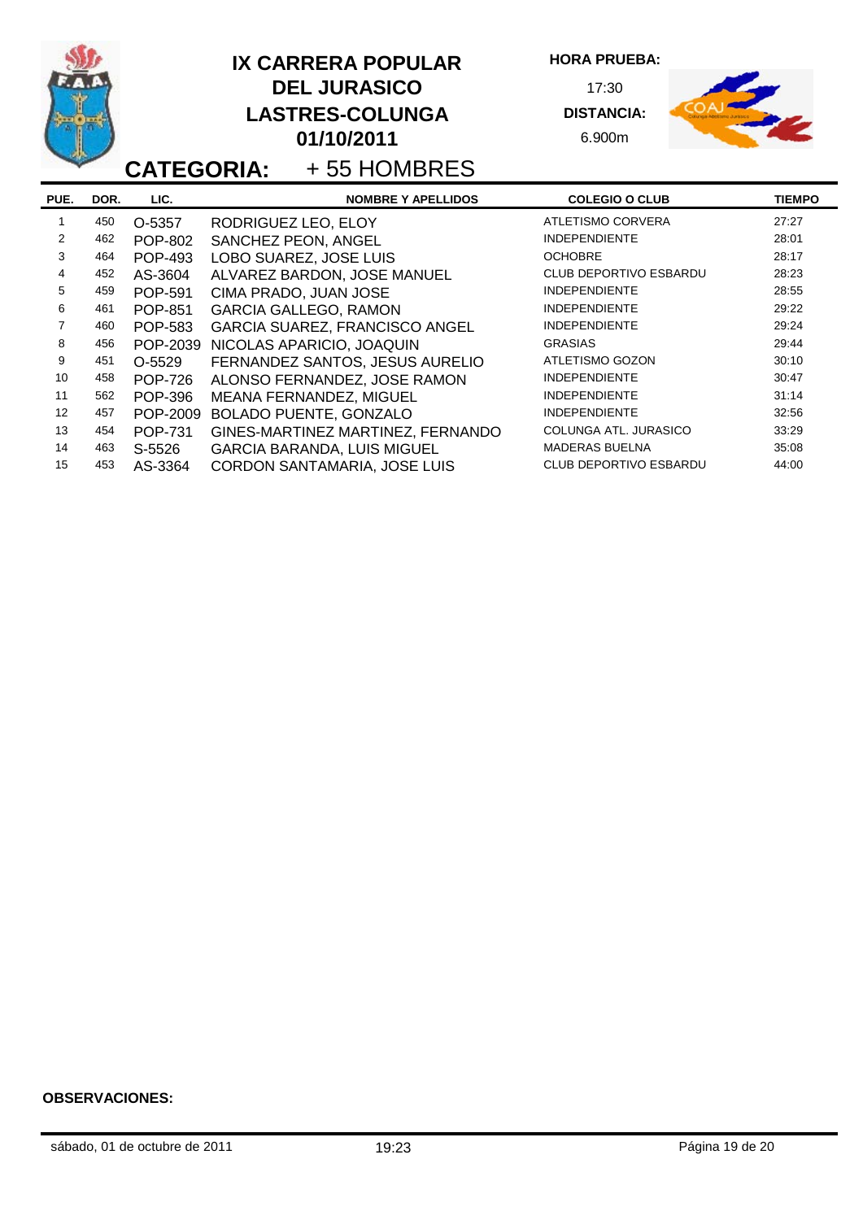# IX CARRERA POPULAR DEL JURASICO LASTRES-COLUNGA 01/10/2011

**HORA PRUEBA:** 17:30

**DISTANCIA:** 6.900m

## CATEGORIA: + 55 HOMBRES

| PUE. | DOR. | LIC. | NOMBRE Y APELLIDOS | COLEGIO O CLUB | TIEMPO |
|---|---|---|---|---|---|
| 1 | 450 | O-5357 | RODRIGUEZ LEO, ELOY | ATLETISMO CORVERA | 27:27 |
| 2 | 462 | POP-802 | SANCHEZ PEON, ANGEL | INDEPENDIENTE | 28:01 |
| 3 | 464 | POP-493 | LOBO SUAREZ, JOSE LUIS | OCHOBRE | 28:17 |
| 4 | 452 | AS-3604 | ALVAREZ BARDON, JOSE MANUEL | CLUB DEPORTIVO ESBARDU | 28:23 |
| 5 | 459 | POP-591 | CIMA PRADO, JUAN JOSE | INDEPENDIENTE | 28:55 |
| 6 | 461 | POP-851 | GARCIA GALLEGO, RAMON | INDEPENDIENTE | 29:22 |
| 7 | 460 | POP-583 | GARCIA SUAREZ, FRANCISCO ANGEL | INDEPENDIENTE | 29:24 |
| 8 | 456 | POP-2039 | NICOLAS APARICIO, JOAQUIN | GRASIAS | 29:44 |
| 9 | 451 | O-5529 | FERNANDEZ SANTOS, JESUS AURELIO | ATLETISMO GOZON | 30:10 |
| 10 | 458 | POP-726 | ALONSO FERNANDEZ, JOSE RAMON | INDEPENDIENTE | 30:47 |
| 11 | 562 | POP-396 | MEANA FERNANDEZ, MIGUEL | INDEPENDIENTE | 31:14 |
| 12 | 457 | POP-2009 | BOLADO PUENTE, GONZALO | INDEPENDIENTE | 32:56 |
| 13 | 454 | POP-731 | GINES-MARTINEZ MARTINEZ, FERNANDO | COLUNGA ATL. JURASICO | 33:29 |
| 14 | 463 | S-5526 | GARCIA BARANDA, LUIS MIGUEL | MADERAS BUELNA | 35:08 |
| 15 | 453 | AS-3364 | CORDON SANTAMARIA, JOSE LUIS | CLUB DEPORTIVO ESBARDU | 44:00 |

**OBSERVACIONES:**

sábado, 01 de octubre de 2011 — 19:23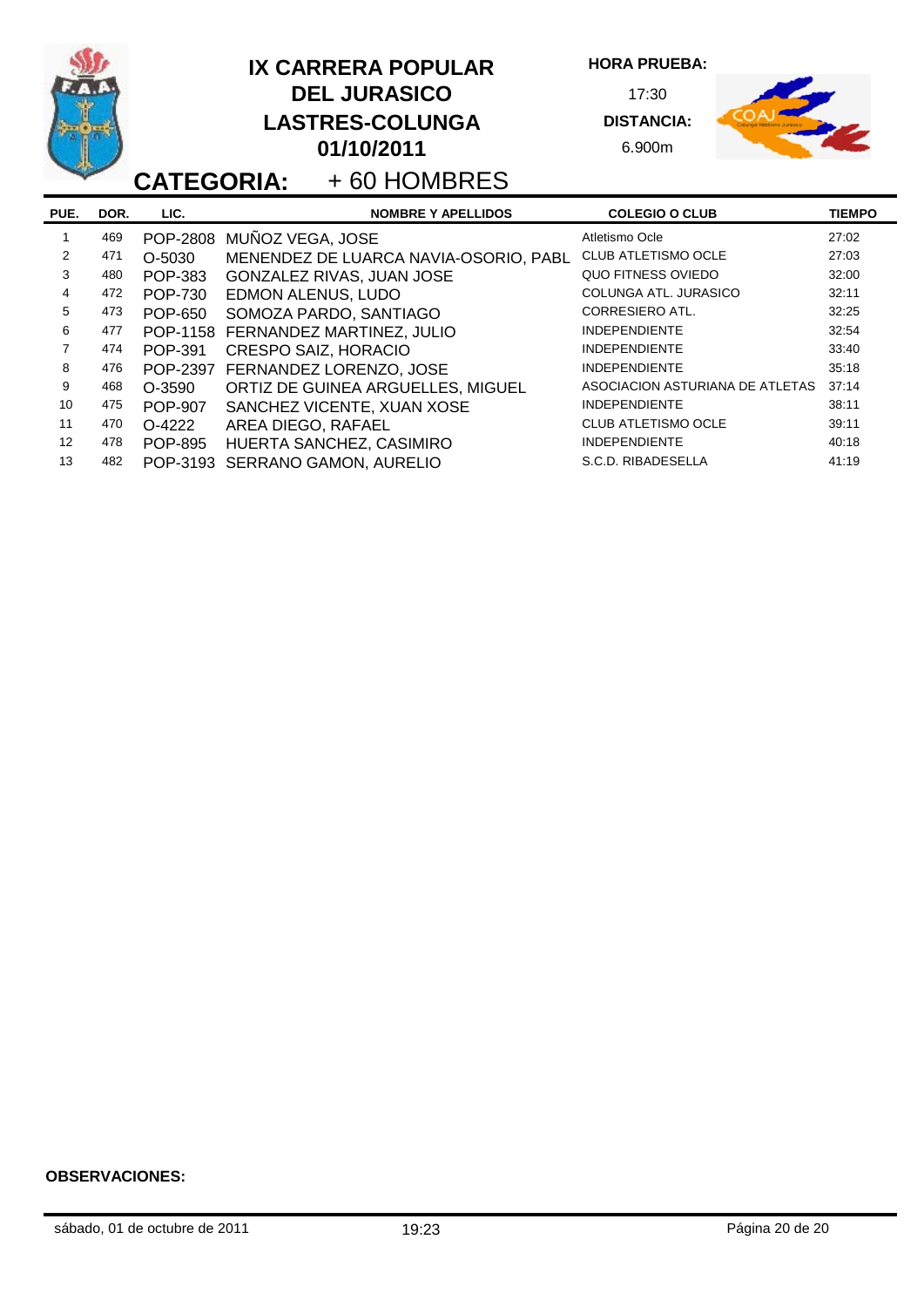# IX CARRERA POPULAR DEL JURASICO LASTRES-COLUNGA 01/10/2011

**HORA PRUEBA:** 17:30

**DISTANCIA:** 6.900m

## CATEGORIA: + 60 HOMBRES

| PUE. | DOR. | LIC. | NOMBRE Y APELLIDOS | COLEGIO O CLUB | TIEMPO |
|---|---|---|---|---|---|
| 1 | 469 | POP-2808 | MUÑOZ VEGA, JOSE | Atletismo Ocle | 27:02 |
| 2 | 471 | O-5030 | MENENDEZ DE LUARCA NAVIA-OSORIO, PABL | CLUB ATLETISMO OCLE | 27:03 |
| 3 | 480 | POP-383 | GONZALEZ RIVAS, JUAN JOSE | QUO FITNESS OVIEDO | 32:00 |
| 4 | 472 | POP-730 | EDMON ALENUS, LUDO | COLUNGA ATL. JURASICO | 32:11 |
| 5 | 473 | POP-650 | SOMOZA PARDO, SANTIAGO | CORRESIERO ATL. | 32:25 |
| 6 | 477 | POP-1158 | FERNANDEZ MARTINEZ, JULIO | INDEPENDIENTE | 32:54 |
| 7 | 474 | POP-391 | CRESPO SAIZ, HORACIO | INDEPENDIENTE | 33:40 |
| 8 | 476 | POP-2397 | FERNANDEZ LORENZO, JOSE | INDEPENDIENTE | 35:18 |
| 9 | 468 | O-3590 | ORTIZ DE GUINEA ARGUELLES, MIGUEL | ASOCIACION ASTURIANA DE ATLETAS | 37:14 |
| 10 | 475 | POP-907 | SANCHEZ VICENTE, XUAN XOSE | INDEPENDIENTE | 38:11 |
| 11 | 470 | O-4222 | AREA DIEGO, RAFAEL | CLUB ATLETISMO OCLE | 39:11 |
| 12 | 478 | POP-895 | HUERTA SANCHEZ, CASIMIRO | INDEPENDIENTE | 40:18 |
| 13 | 482 | POP-3193 | SERRANO GAMON, AURELIO | S.C.D. RIBADESELLA | 41:19 |

**OBSERVACIONES:**

sábado, 01 de octubre de 2011 19:23